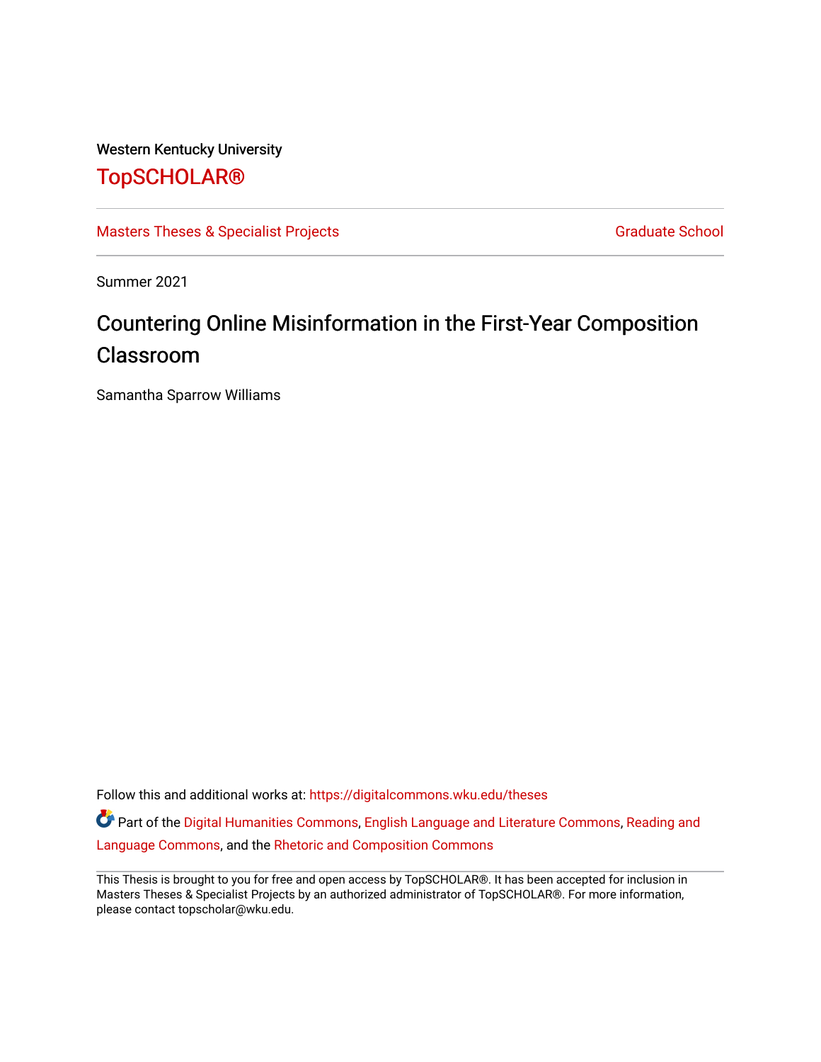Western Kentucky University

# TopSCHOLAR®

Masters Theses & Specialist Projects | Graduate School

Summer 2021

## Countering Online Misinformation in the First-Year Composition Classroom

Samantha Sparrow Williams

Follow this and additional works at: https://digitalcommons.wku.edu/theses

Part of the Digital Humanities Commons, English Language and Literature Commons, Reading and Language Commons, and the Rhetoric and Composition Commons

This Thesis is brought to you for free and open access by TopSCHOLAR®. It has been accepted for inclusion in Masters Theses & Specialist Projects by an authorized administrator of TopSCHOLAR®. For more information, please contact topscholar@wku.edu.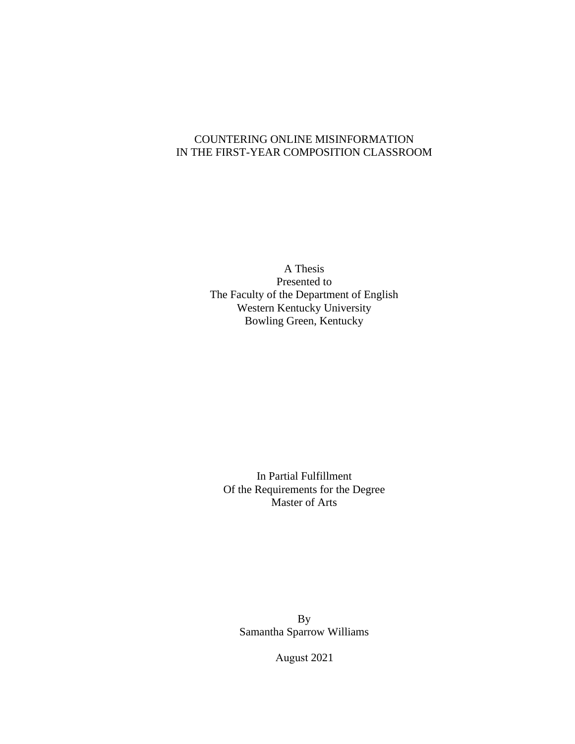# COUNTERING ONLINE MISINFORMATION IN THE FIRST-YEAR COMPOSITION CLASSROOM

A Thesis
Presented to
The Faculty of the Department of English
Western Kentucky University
Bowling Green, Kentucky

In Partial Fulfillment
Of the Requirements for the Degree
Master of Arts

By
Samantha Sparrow Williams

August 2021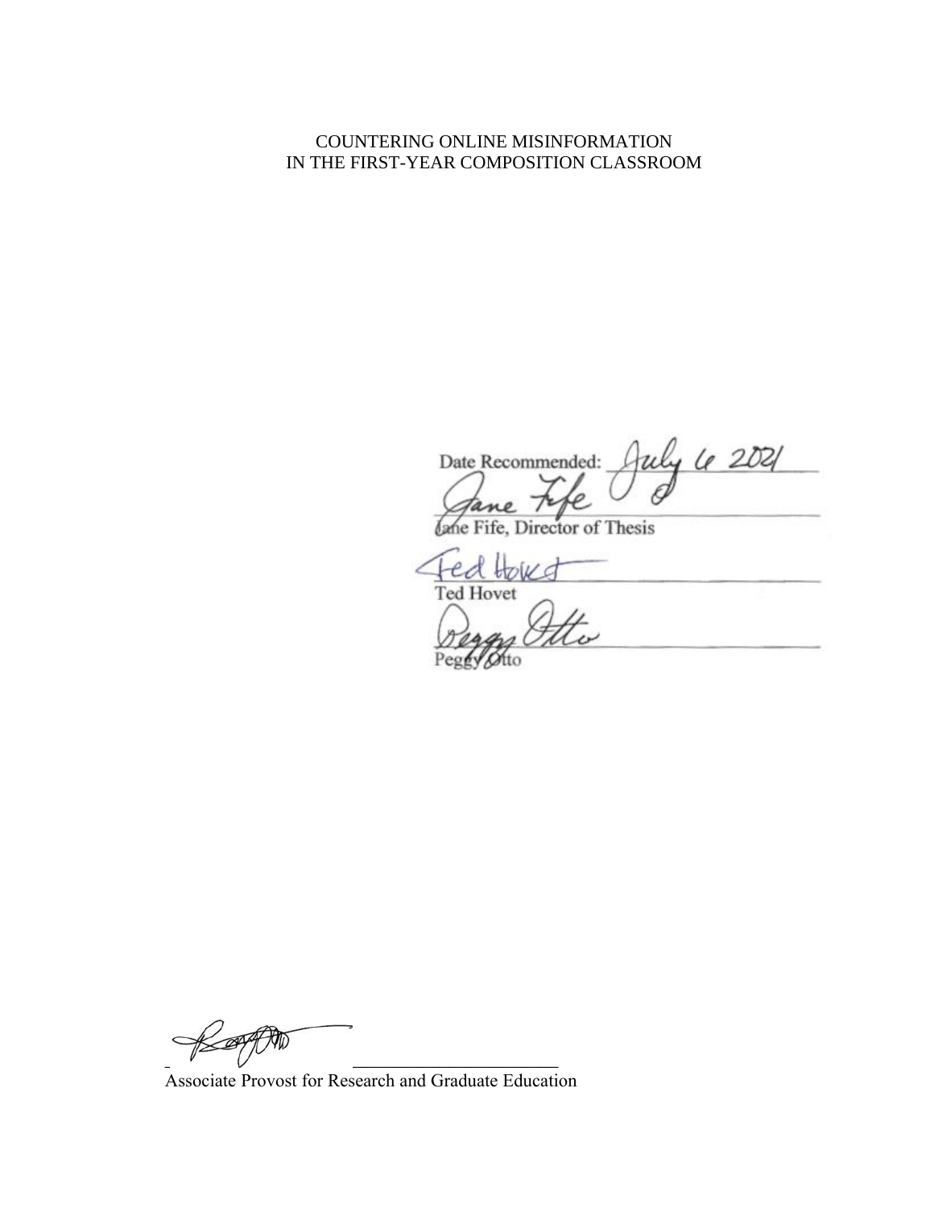COUNTERING ONLINE MISINFORMATION
IN THE FIRST-YEAR COMPOSITION CLASSROOM

Date Recommended: July 6 2021

Jane Fife, Director of Thesis

Ted Hovet

Peggy Otto

Associate Provost for Research and Graduate Education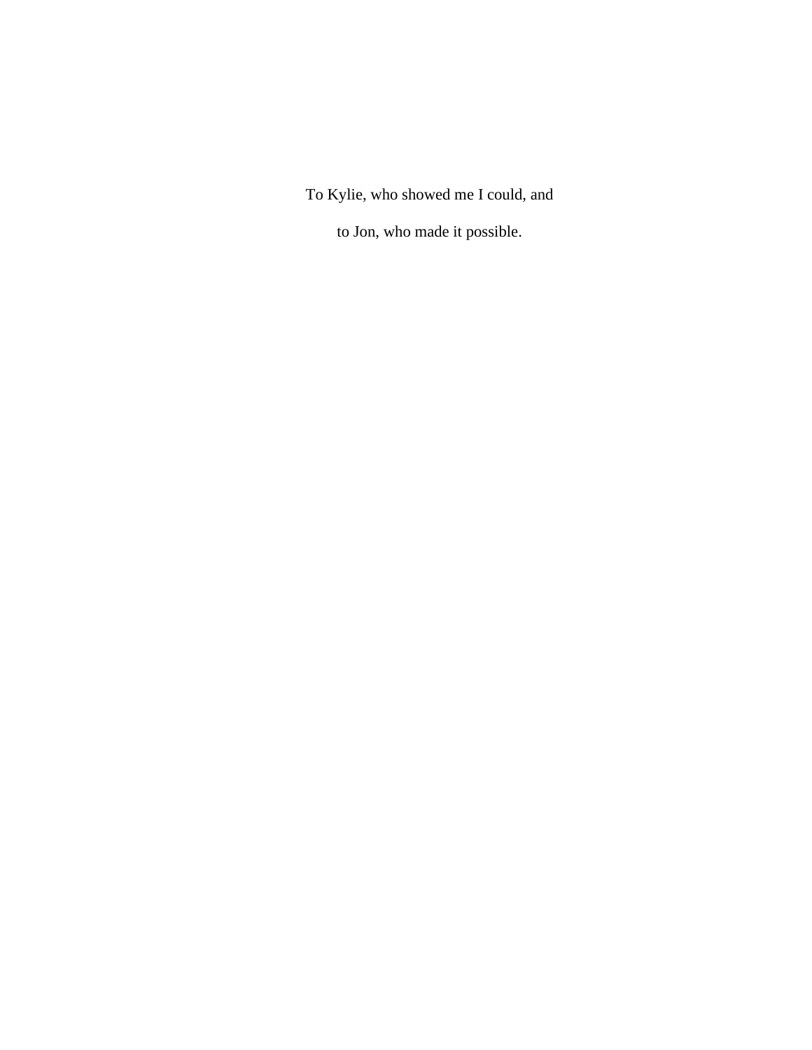To Kylie, who showed me I could, and

to Jon, who made it possible.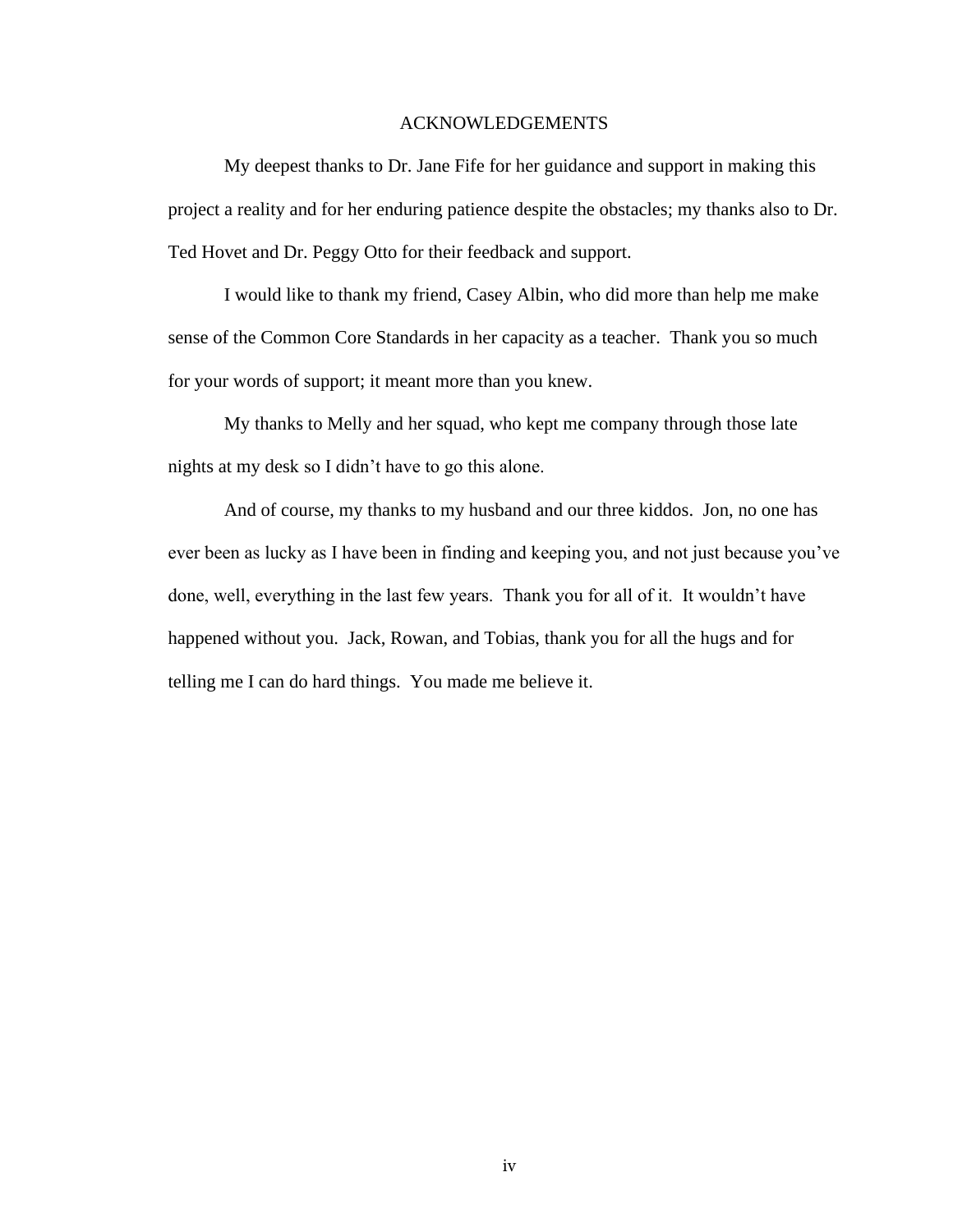# ACKNOWLEDGEMENTS

My deepest thanks to Dr. Jane Fife for her guidance and support in making this project a reality and for her enduring patience despite the obstacles; my thanks also to Dr. Ted Hovet and Dr. Peggy Otto for their feedback and support.

I would like to thank my friend, Casey Albin, who did more than help me make sense of the Common Core Standards in her capacity as a teacher. Thank you so much for your words of support; it meant more than you knew.

My thanks to Melly and her squad, who kept me company through those late nights at my desk so I didn't have to go this alone.

And of course, my thanks to my husband and our three kiddos. Jon, no one has ever been as lucky as I have been in finding and keeping you, and not just because you've done, well, everything in the last few years. Thank you for all of it. It wouldn't have happened without you. Jack, Rowan, and Tobias, thank you for all the hugs and for telling me I can do hard things. You made me believe it.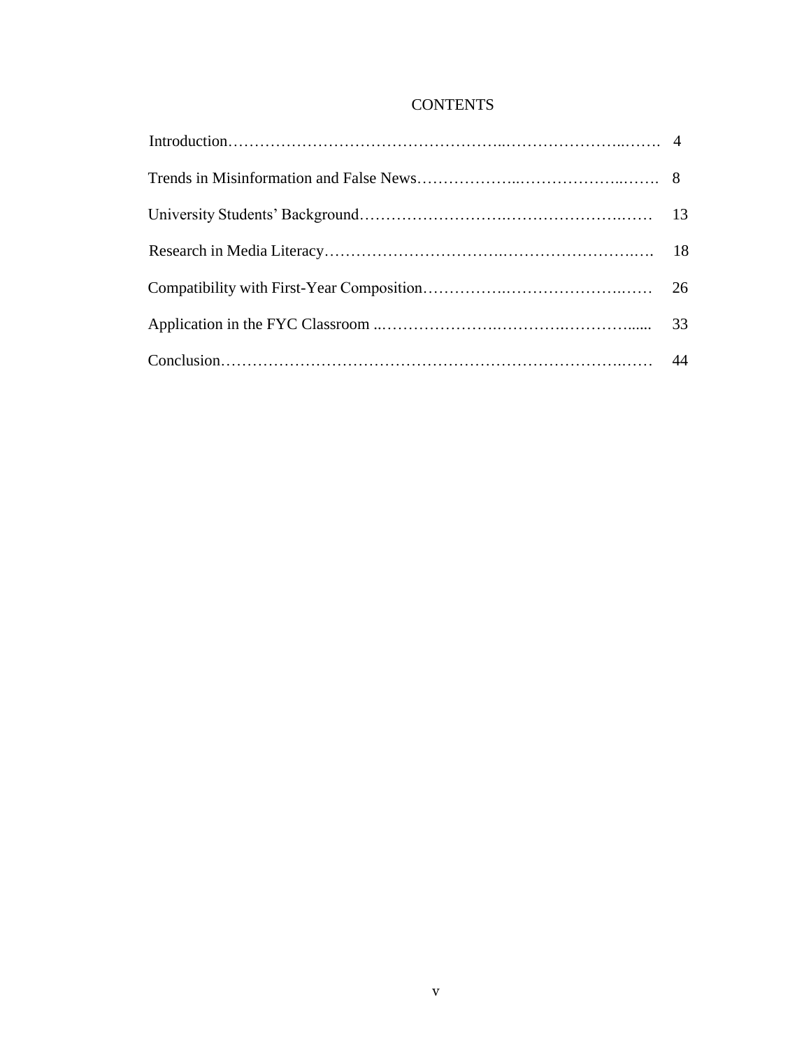# CONTENTS

| | |
|---|---|
| Introduction | 4 |
| Trends in Misinformation and False News | 8 |
| University Students' Background | 13 |
| Research in Media Literacy | 18 |
| Compatibility with First-Year Composition | 26 |
| Application in the FYC Classroom | 33 |
| Conclusion | 44 |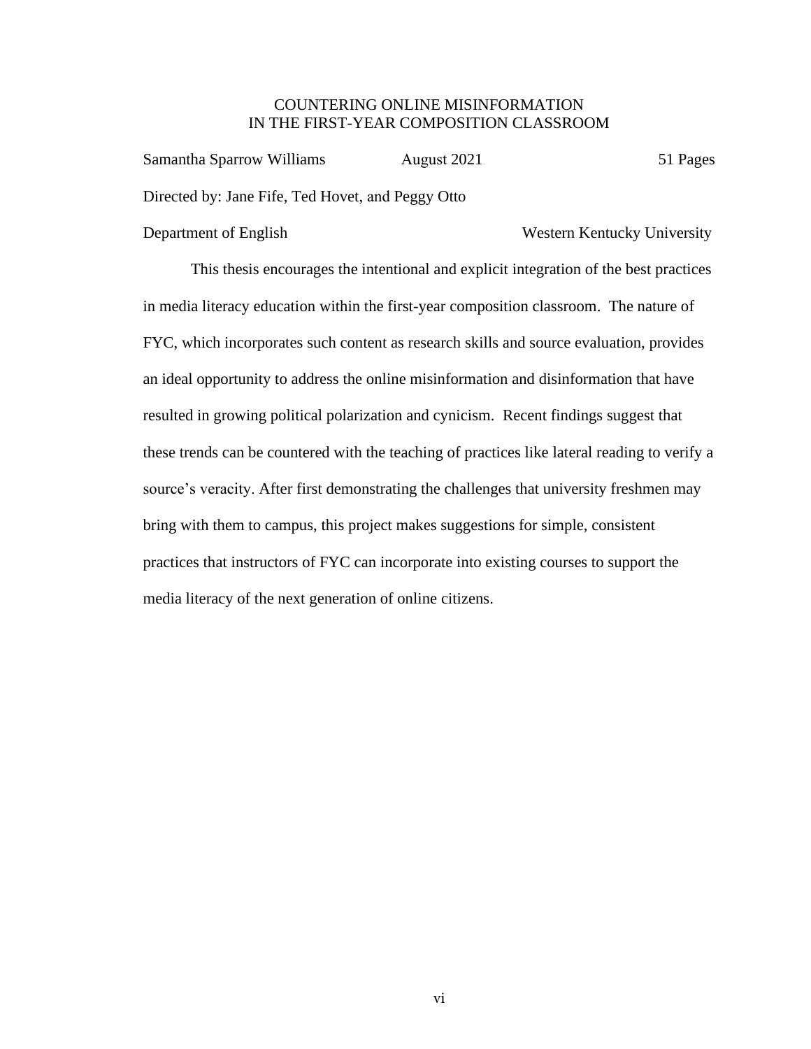# COUNTERING ONLINE MISINFORMATION IN THE FIRST-YEAR COMPOSITION CLASSROOM

Samantha Sparrow Williams August 2021 51 Pages

Directed by: Jane Fife, Ted Hovet, and Peggy Otto

Department of English Western Kentucky University

This thesis encourages the intentional and explicit integration of the best practices in media literacy education within the first-year composition classroom. The nature of FYC, which incorporates such content as research skills and source evaluation, provides an ideal opportunity to address the online misinformation and disinformation that have resulted in growing political polarization and cynicism. Recent findings suggest that these trends can be countered with the teaching of practices like lateral reading to verify a source's veracity. After first demonstrating the challenges that university freshmen may bring with them to campus, this project makes suggestions for simple, consistent practices that instructors of FYC can incorporate into existing courses to support the media literacy of the next generation of online citizens.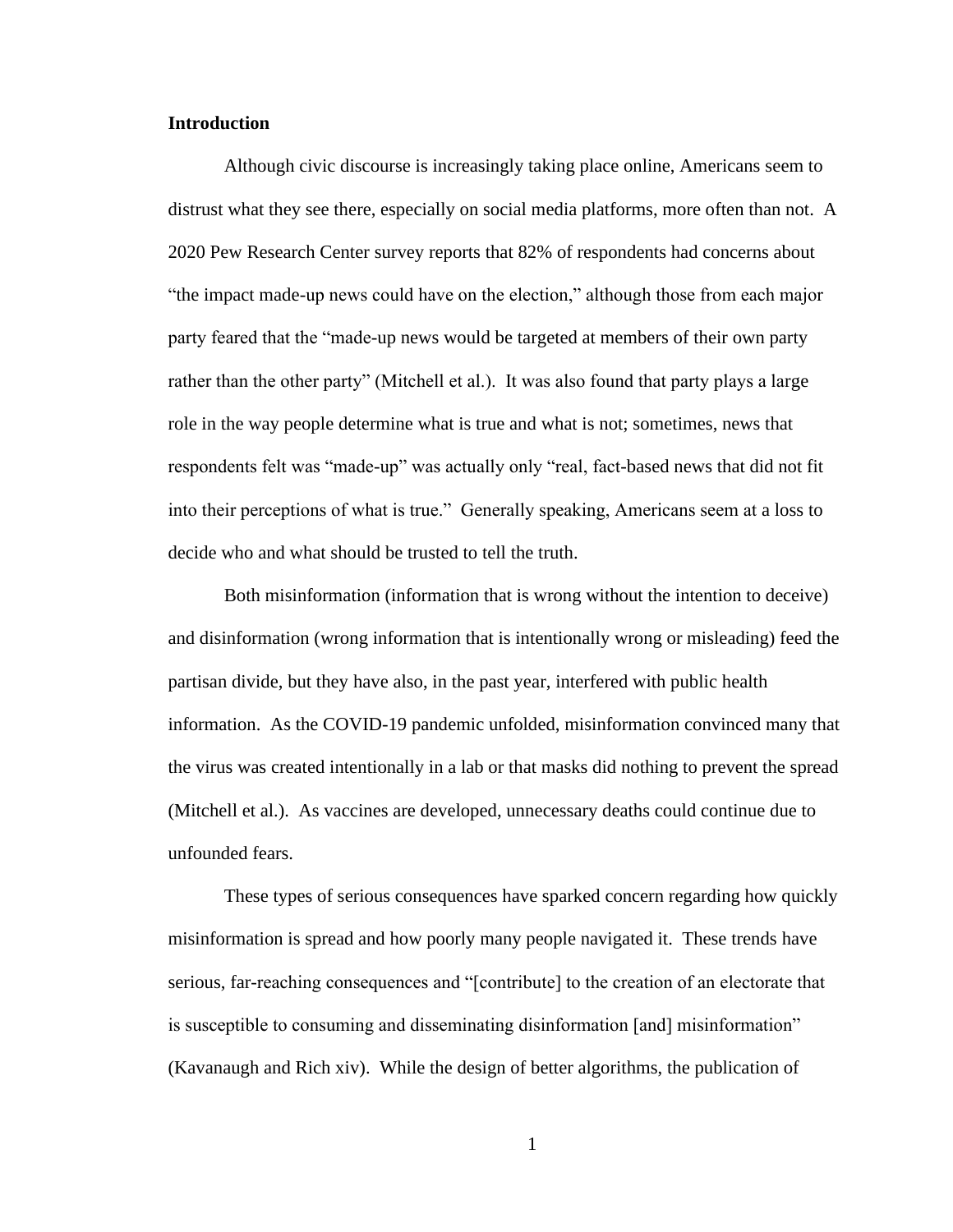**Introduction**

Although civic discourse is increasingly taking place online, Americans seem to distrust what they see there, especially on social media platforms, more often than not. A 2020 Pew Research Center survey reports that 82% of respondents had concerns about "the impact made-up news could have on the election," although those from each major party feared that the "made-up news would be targeted at members of their own party rather than the other party" (Mitchell et al.). It was also found that party plays a large role in the way people determine what is true and what is not; sometimes, news that respondents felt was "made-up" was actually only "real, fact-based news that did not fit into their perceptions of what is true." Generally speaking, Americans seem at a loss to decide who and what should be trusted to tell the truth.

Both misinformation (information that is wrong without the intention to deceive) and disinformation (wrong information that is intentionally wrong or misleading) feed the partisan divide, but they have also, in the past year, interfered with public health information. As the COVID-19 pandemic unfolded, misinformation convinced many that the virus was created intentionally in a lab or that masks did nothing to prevent the spread (Mitchell et al.). As vaccines are developed, unnecessary deaths could continue due to unfounded fears.

These types of serious consequences have sparked concern regarding how quickly misinformation is spread and how poorly many people navigated it. These trends have serious, far-reaching consequences and "[contribute] to the creation of an electorate that is susceptible to consuming and disseminating disinformation [and] misinformation" (Kavanaugh and Rich xiv). While the design of better algorithms, the publication of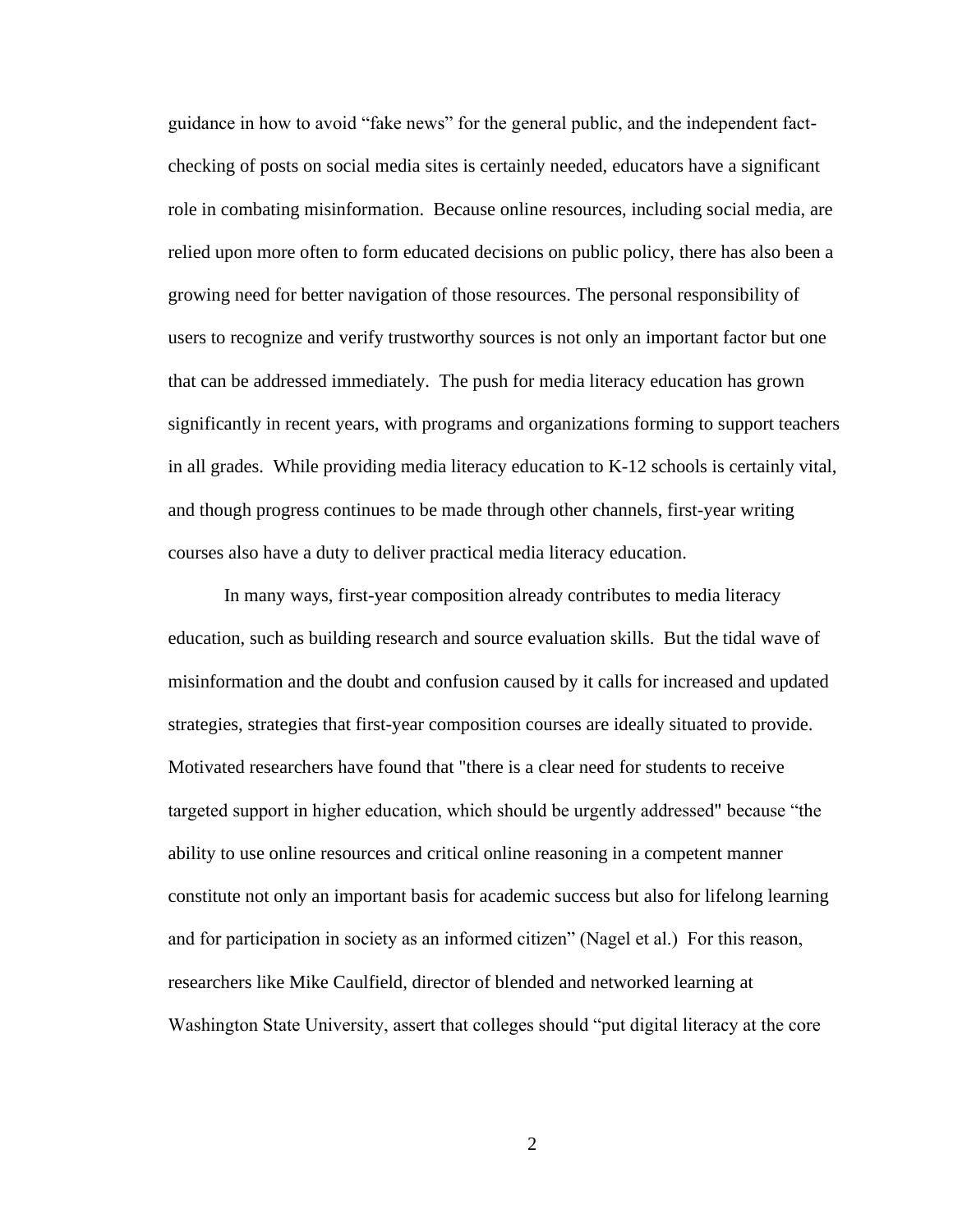guidance in how to avoid "fake news" for the general public, and the independent fact-checking of posts on social media sites is certainly needed, educators have a significant role in combating misinformation. Because online resources, including social media, are relied upon more often to form educated decisions on public policy, there has also been a growing need for better navigation of those resources. The personal responsibility of users to recognize and verify trustworthy sources is not only an important factor but one that can be addressed immediately. The push for media literacy education has grown significantly in recent years, with programs and organizations forming to support teachers in all grades. While providing media literacy education to K-12 schools is certainly vital, and though progress continues to be made through other channels, first-year writing courses also have a duty to deliver practical media literacy education.

In many ways, first-year composition already contributes to media literacy education, such as building research and source evaluation skills. But the tidal wave of misinformation and the doubt and confusion caused by it calls for increased and updated strategies, strategies that first-year composition courses are ideally situated to provide. Motivated researchers have found that "there is a clear need for students to receive targeted support in higher education, which should be urgently addressed" because "the ability to use online resources and critical online reasoning in a competent manner constitute not only an important basis for academic success but also for lifelong learning and for participation in society as an informed citizen" (Nagel et al.) For this reason, researchers like Mike Caulfield, director of blended and networked learning at Washington State University, assert that colleges should "put digital literacy at the core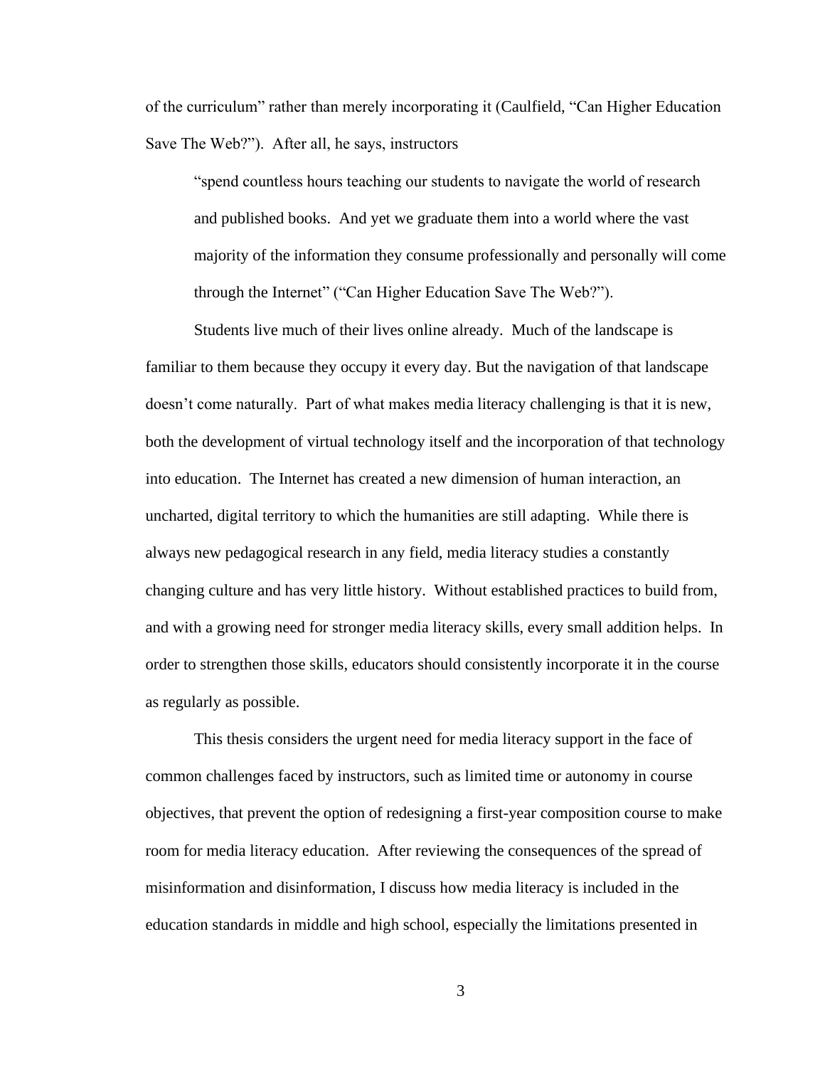of the curriculum" rather than merely incorporating it (Caulfield, "Can Higher Education Save The Web?"). After all, he says, instructors

> "spend countless hours teaching our students to navigate the world of research and published books. And yet we graduate them into a world where the vast majority of the information they consume professionally and personally will come through the Internet" ("Can Higher Education Save The Web?").

Students live much of their lives online already. Much of the landscape is familiar to them because they occupy it every day. But the navigation of that landscape doesn't come naturally. Part of what makes media literacy challenging is that it is new, both the development of virtual technology itself and the incorporation of that technology into education. The Internet has created a new dimension of human interaction, an uncharted, digital territory to which the humanities are still adapting. While there is always new pedagogical research in any field, media literacy studies a constantly changing culture and has very little history. Without established practices to build from, and with a growing need for stronger media literacy skills, every small addition helps. In order to strengthen those skills, educators should consistently incorporate it in the course as regularly as possible.

This thesis considers the urgent need for media literacy support in the face of common challenges faced by instructors, such as limited time or autonomy in course objectives, that prevent the option of redesigning a first-year composition course to make room for media literacy education. After reviewing the consequences of the spread of misinformation and disinformation, I discuss how media literacy is included in the education standards in middle and high school, especially the limitations presented in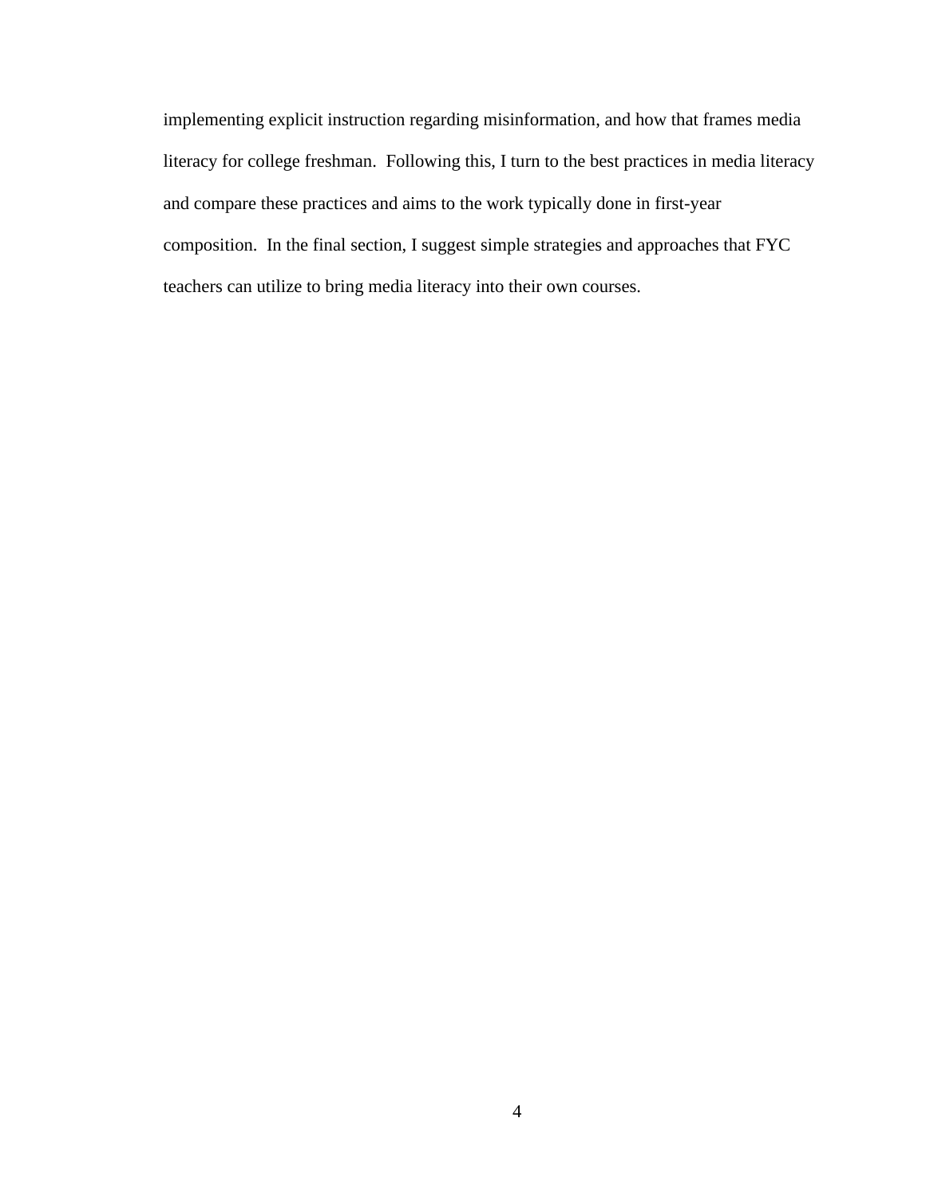implementing explicit instruction regarding misinformation, and how that frames media literacy for college freshman. Following this, I turn to the best practices in media literacy and compare these practices and aims to the work typically done in first-year composition. In the final section, I suggest simple strategies and approaches that FYC teachers can utilize to bring media literacy into their own courses.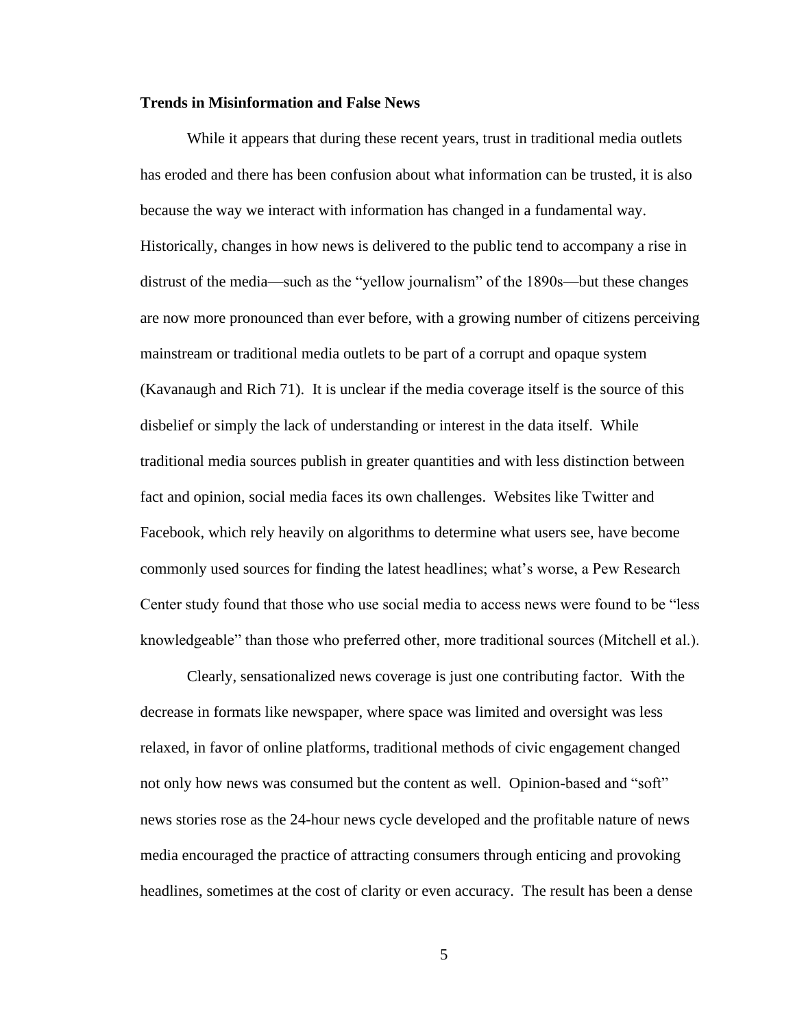**Trends in Misinformation and False News**

While it appears that during these recent years, trust in traditional media outlets has eroded and there has been confusion about what information can be trusted, it is also because the way we interact with information has changed in a fundamental way. Historically, changes in how news is delivered to the public tend to accompany a rise in distrust of the media—such as the "yellow journalism" of the 1890s—but these changes are now more pronounced than ever before, with a growing number of citizens perceiving mainstream or traditional media outlets to be part of a corrupt and opaque system (Kavanaugh and Rich 71). It is unclear if the media coverage itself is the source of this disbelief or simply the lack of understanding or interest in the data itself. While traditional media sources publish in greater quantities and with less distinction between fact and opinion, social media faces its own challenges. Websites like Twitter and Facebook, which rely heavily on algorithms to determine what users see, have become commonly used sources for finding the latest headlines; what's worse, a Pew Research Center study found that those who use social media to access news were found to be "less knowledgeable" than those who preferred other, more traditional sources (Mitchell et al.).

Clearly, sensationalized news coverage is just one contributing factor. With the decrease in formats like newspaper, where space was limited and oversight was less relaxed, in favor of online platforms, traditional methods of civic engagement changed not only how news was consumed but the content as well. Opinion-based and "soft" news stories rose as the 24-hour news cycle developed and the profitable nature of news media encouraged the practice of attracting consumers through enticing and provoking headlines, sometimes at the cost of clarity or even accuracy. The result has been a dense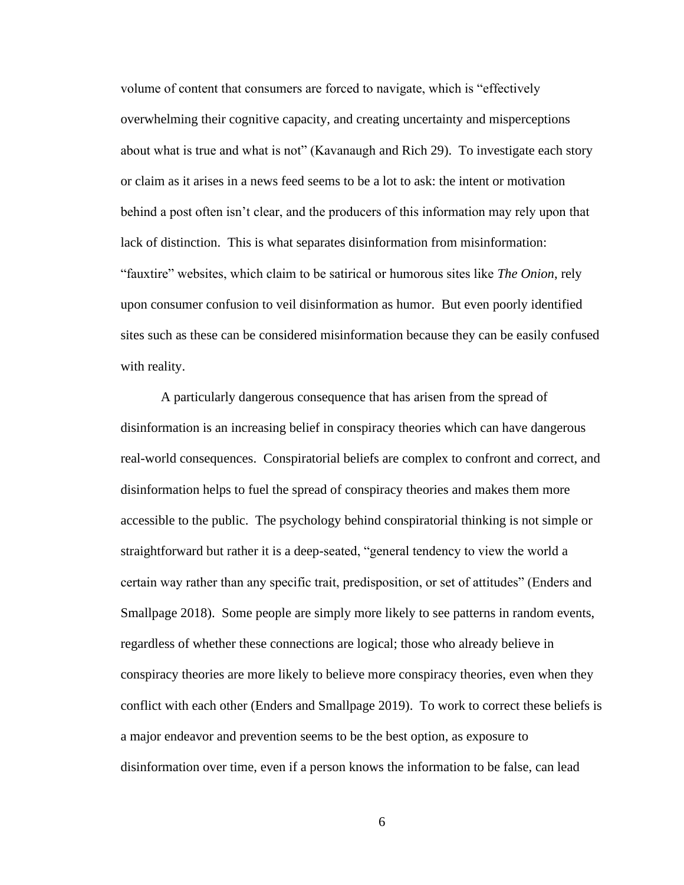volume of content that consumers are forced to navigate, which is "effectively overwhelming their cognitive capacity, and creating uncertainty and misperceptions about what is true and what is not" (Kavanaugh and Rich 29). To investigate each story or claim as it arises in a news feed seems to be a lot to ask: the intent or motivation behind a post often isn't clear, and the producers of this information may rely upon that lack of distinction. This is what separates disinformation from misinformation: "fauxtire" websites, which claim to be satirical or humorous sites like *The Onion*, rely upon consumer confusion to veil disinformation as humor. But even poorly identified sites such as these can be considered misinformation because they can be easily confused with reality.

A particularly dangerous consequence that has arisen from the spread of disinformation is an increasing belief in conspiracy theories which can have dangerous real-world consequences. Conspiratorial beliefs are complex to confront and correct, and disinformation helps to fuel the spread of conspiracy theories and makes them more accessible to the public. The psychology behind conspiratorial thinking is not simple or straightforward but rather it is a deep-seated, "general tendency to view the world a certain way rather than any specific trait, predisposition, or set of attitudes" (Enders and Smallpage 2018). Some people are simply more likely to see patterns in random events, regardless of whether these connections are logical; those who already believe in conspiracy theories are more likely to believe more conspiracy theories, even when they conflict with each other (Enders and Smallpage 2019). To work to correct these beliefs is a major endeavor and prevention seems to be the best option, as exposure to disinformation over time, even if a person knows the information to be false, can lead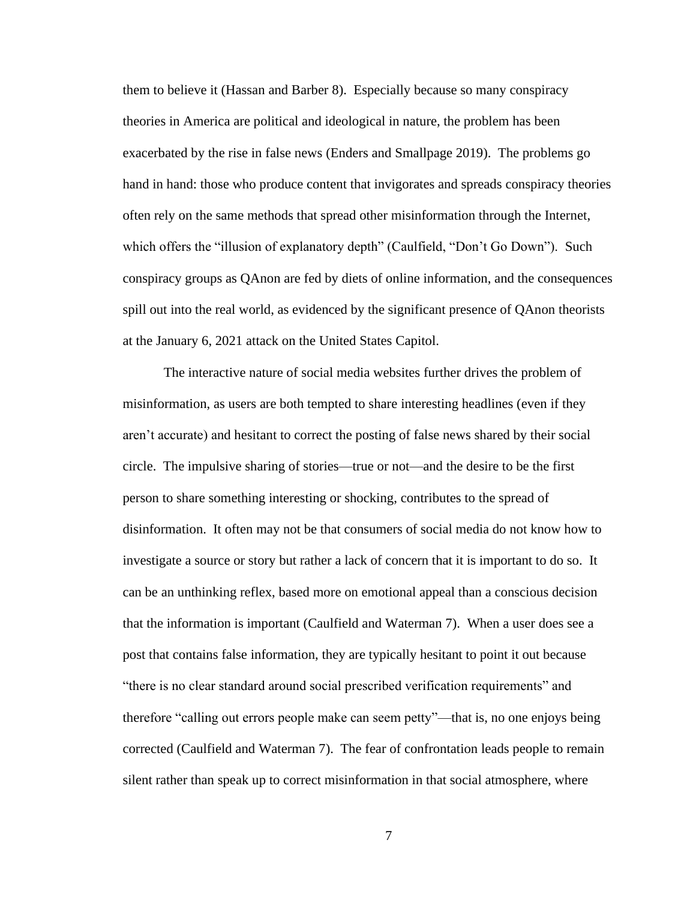them to believe it (Hassan and Barber 8). Especially because so many conspiracy theories in America are political and ideological in nature, the problem has been exacerbated by the rise in false news (Enders and Smallpage 2019). The problems go hand in hand: those who produce content that invigorates and spreads conspiracy theories often rely on the same methods that spread other misinformation through the Internet, which offers the "illusion of explanatory depth" (Caulfield, "Don't Go Down"). Such conspiracy groups as QAnon are fed by diets of online information, and the consequences spill out into the real world, as evidenced by the significant presence of QAnon theorists at the January 6, 2021 attack on the United States Capitol.

The interactive nature of social media websites further drives the problem of misinformation, as users are both tempted to share interesting headlines (even if they aren't accurate) and hesitant to correct the posting of false news shared by their social circle. The impulsive sharing of stories—true or not—and the desire to be the first person to share something interesting or shocking, contributes to the spread of disinformation. It often may not be that consumers of social media do not know how to investigate a source or story but rather a lack of concern that it is important to do so. It can be an unthinking reflex, based more on emotional appeal than a conscious decision that the information is important (Caulfield and Waterman 7). When a user does see a post that contains false information, they are typically hesitant to point it out because "there is no clear standard around social prescribed verification requirements" and therefore "calling out errors people make can seem petty"—that is, no one enjoys being corrected (Caulfield and Waterman 7). The fear of confrontation leads people to remain silent rather than speak up to correct misinformation in that social atmosphere, where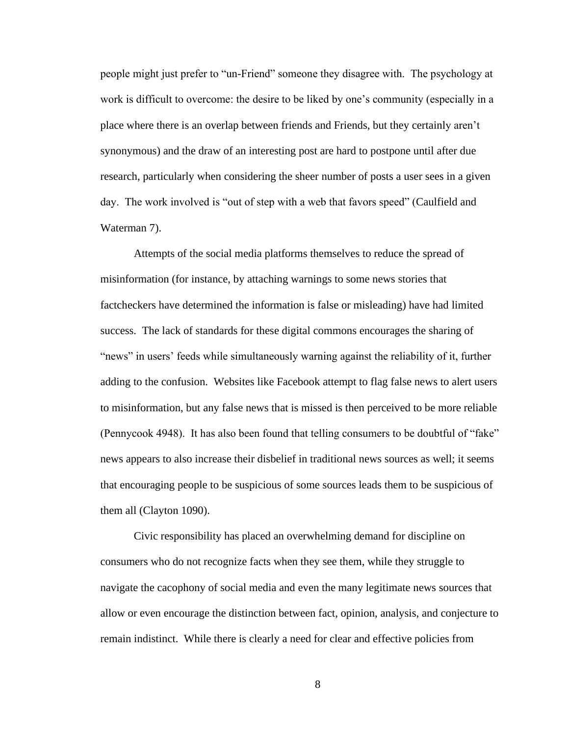people might just prefer to "un-Friend" someone they disagree with. The psychology at work is difficult to overcome: the desire to be liked by one's community (especially in a place where there is an overlap between friends and Friends, but they certainly aren't synonymous) and the draw of an interesting post are hard to postpone until after due research, particularly when considering the sheer number of posts a user sees in a given day. The work involved is "out of step with a web that favors speed" (Caulfield and Waterman 7).

Attempts of the social media platforms themselves to reduce the spread of misinformation (for instance, by attaching warnings to some news stories that factcheckers have determined the information is false or misleading) have had limited success. The lack of standards for these digital commons encourages the sharing of "news" in users' feeds while simultaneously warning against the reliability of it, further adding to the confusion. Websites like Facebook attempt to flag false news to alert users to misinformation, but any false news that is missed is then perceived to be more reliable (Pennycook 4948). It has also been found that telling consumers to be doubtful of "fake" news appears to also increase their disbelief in traditional news sources as well; it seems that encouraging people to be suspicious of some sources leads them to be suspicious of them all (Clayton 1090).

Civic responsibility has placed an overwhelming demand for discipline on consumers who do not recognize facts when they see them, while they struggle to navigate the cacophony of social media and even the many legitimate news sources that allow or even encourage the distinction between fact, opinion, analysis, and conjecture to remain indistinct. While there is clearly a need for clear and effective policies from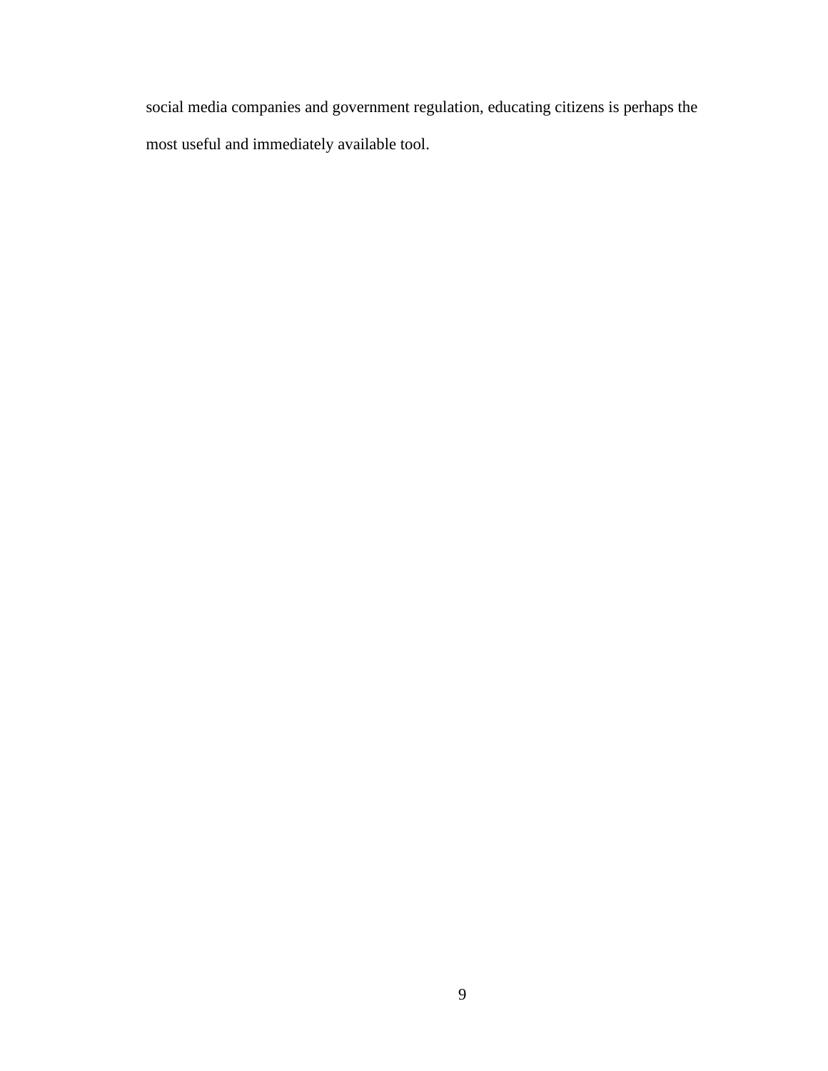social media companies and government regulation, educating citizens is perhaps the most useful and immediately available tool.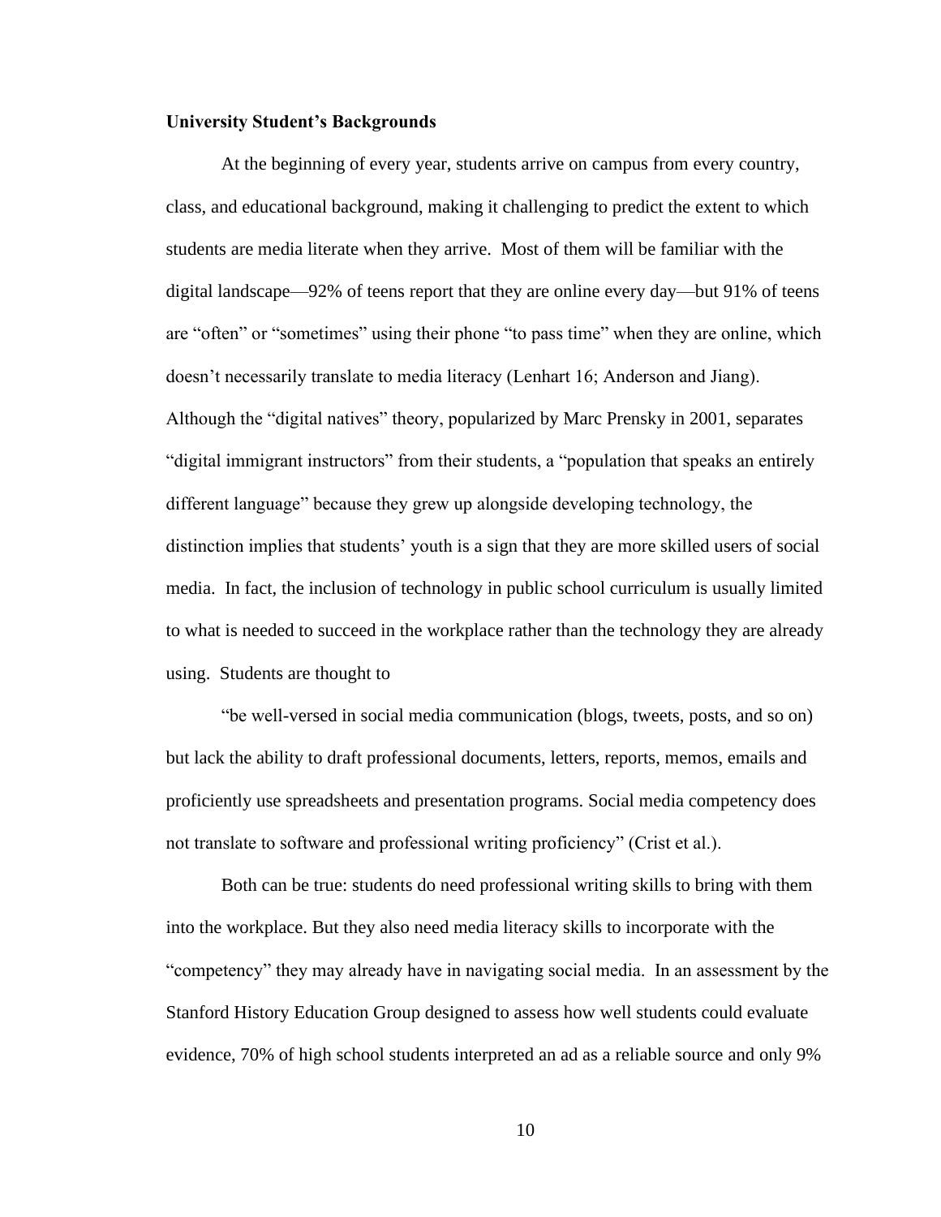**University Student's Backgrounds**

At the beginning of every year, students arrive on campus from every country, class, and educational background, making it challenging to predict the extent to which students are media literate when they arrive. Most of them will be familiar with the digital landscape—92% of teens report that they are online every day—but 91% of teens are "often" or "sometimes" using their phone "to pass time" when they are online, which doesn't necessarily translate to media literacy (Lenhart 16; Anderson and Jiang). Although the "digital natives" theory, popularized by Marc Prensky in 2001, separates "digital immigrant instructors" from their students, a "population that speaks an entirely different language" because they grew up alongside developing technology, the distinction implies that students' youth is a sign that they are more skilled users of social media. In fact, the inclusion of technology in public school curriculum is usually limited to what is needed to succeed in the workplace rather than the technology they are already using. Students are thought to

> "be well-versed in social media communication (blogs, tweets, posts, and so on) but lack the ability to draft professional documents, letters, reports, memos, emails and proficiently use spreadsheets and presentation programs. Social media competency does not translate to software and professional writing proficiency" (Crist et al.).

Both can be true: students do need professional writing skills to bring with them into the workplace. But they also need media literacy skills to incorporate with the "competency" they may already have in navigating social media. In an assessment by the Stanford History Education Group designed to assess how well students could evaluate evidence, 70% of high school students interpreted an ad as a reliable source and only 9%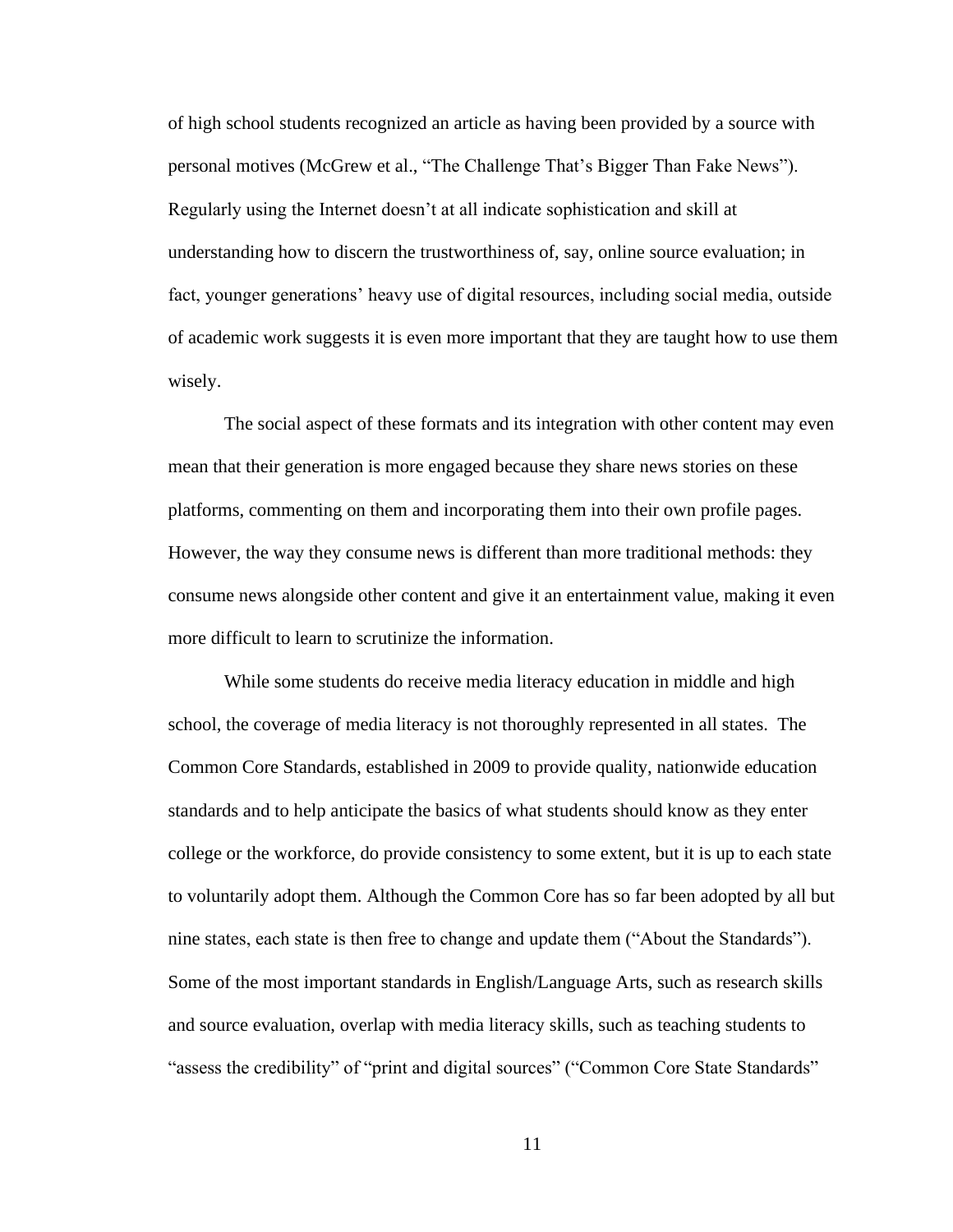of high school students recognized an article as having been provided by a source with personal motives (McGrew et al., "The Challenge That's Bigger Than Fake News"). Regularly using the Internet doesn't at all indicate sophistication and skill at understanding how to discern the trustworthiness of, say, online source evaluation; in fact, younger generations' heavy use of digital resources, including social media, outside of academic work suggests it is even more important that they are taught how to use them wisely.

The social aspect of these formats and its integration with other content may even mean that their generation is more engaged because they share news stories on these platforms, commenting on them and incorporating them into their own profile pages. However, the way they consume news is different than more traditional methods: they consume news alongside other content and give it an entertainment value, making it even more difficult to learn to scrutinize the information.

While some students do receive media literacy education in middle and high school, the coverage of media literacy is not thoroughly represented in all states. The Common Core Standards, established in 2009 to provide quality, nationwide education standards and to help anticipate the basics of what students should know as they enter college or the workforce, do provide consistency to some extent, but it is up to each state to voluntarily adopt them. Although the Common Core has so far been adopted by all but nine states, each state is then free to change and update them ("About the Standards"). Some of the most important standards in English/Language Arts, such as research skills and source evaluation, overlap with media literacy skills, such as teaching students to "assess the credibility" of "print and digital sources" ("Common Core State Standards"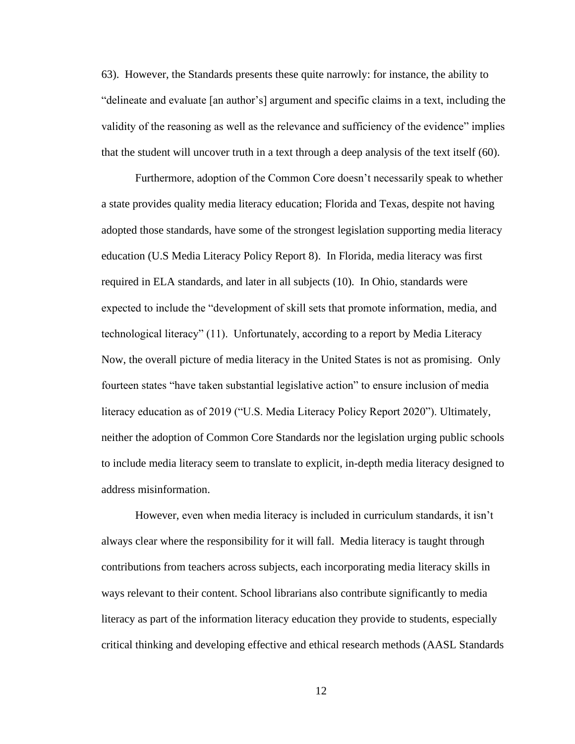63). However, the Standards presents these quite narrowly: for instance, the ability to "delineate and evaluate [an author's] argument and specific claims in a text, including the validity of the reasoning as well as the relevance and sufficiency of the evidence" implies that the student will uncover truth in a text through a deep analysis of the text itself (60).

Furthermore, adoption of the Common Core doesn't necessarily speak to whether a state provides quality media literacy education; Florida and Texas, despite not having adopted those standards, have some of the strongest legislation supporting media literacy education (U.S Media Literacy Policy Report 8). In Florida, media literacy was first required in ELA standards, and later in all subjects (10). In Ohio, standards were expected to include the "development of skill sets that promote information, media, and technological literacy" (11). Unfortunately, according to a report by Media Literacy Now, the overall picture of media literacy in the United States is not as promising. Only fourteen states "have taken substantial legislative action" to ensure inclusion of media literacy education as of 2019 ("U.S. Media Literacy Policy Report 2020"). Ultimately, neither the adoption of Common Core Standards nor the legislation urging public schools to include media literacy seem to translate to explicit, in-depth media literacy designed to address misinformation.

However, even when media literacy is included in curriculum standards, it isn't always clear where the responsibility for it will fall. Media literacy is taught through contributions from teachers across subjects, each incorporating media literacy skills in ways relevant to their content. School librarians also contribute significantly to media literacy as part of the information literacy education they provide to students, especially critical thinking and developing effective and ethical research methods (AASL Standards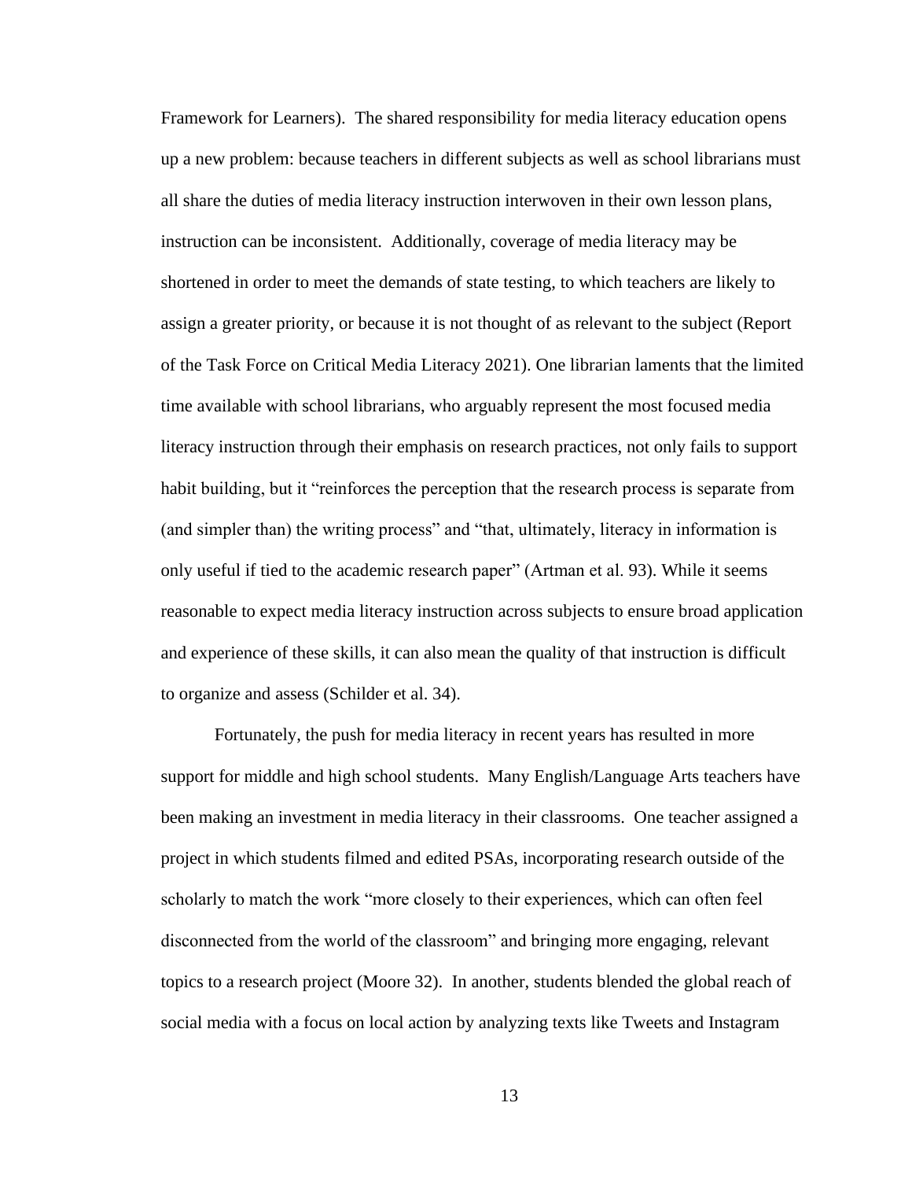Framework for Learners). The shared responsibility for media literacy education opens up a new problem: because teachers in different subjects as well as school librarians must all share the duties of media literacy instruction interwoven in their own lesson plans, instruction can be inconsistent. Additionally, coverage of media literacy may be shortened in order to meet the demands of state testing, to which teachers are likely to assign a greater priority, or because it is not thought of as relevant to the subject (Report of the Task Force on Critical Media Literacy 2021). One librarian laments that the limited time available with school librarians, who arguably represent the most focused media literacy instruction through their emphasis on research practices, not only fails to support habit building, but it "reinforces the perception that the research process is separate from (and simpler than) the writing process" and "that, ultimately, literacy in information is only useful if tied to the academic research paper" (Artman et al. 93). While it seems reasonable to expect media literacy instruction across subjects to ensure broad application and experience of these skills, it can also mean the quality of that instruction is difficult to organize and assess (Schilder et al. 34).

Fortunately, the push for media literacy in recent years has resulted in more support for middle and high school students. Many English/Language Arts teachers have been making an investment in media literacy in their classrooms. One teacher assigned a project in which students filmed and edited PSAs, incorporating research outside of the scholarly to match the work "more closely to their experiences, which can often feel disconnected from the world of the classroom" and bringing more engaging, relevant topics to a research project (Moore 32). In another, students blended the global reach of social media with a focus on local action by analyzing texts like Tweets and Instagram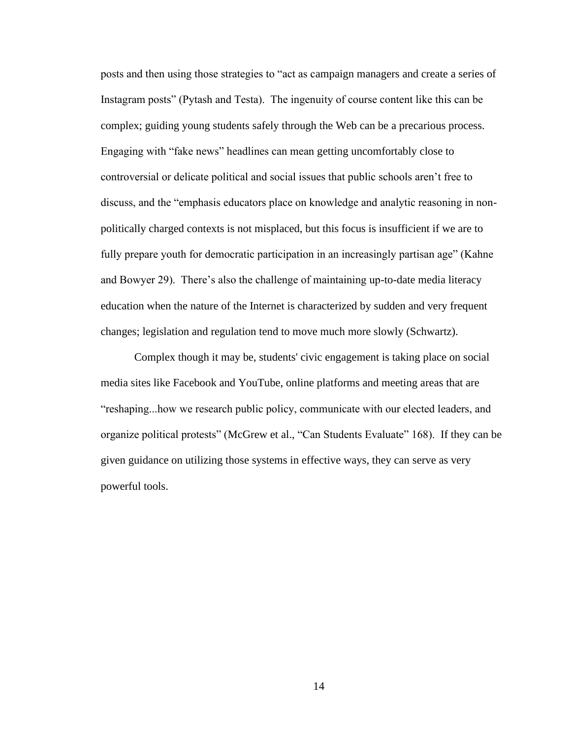posts and then using those strategies to "act as campaign managers and create a series of Instagram posts" (Pytash and Testa). The ingenuity of course content like this can be complex; guiding young students safely through the Web can be a precarious process. Engaging with "fake news" headlines can mean getting uncomfortably close to controversial or delicate political and social issues that public schools aren't free to discuss, and the "emphasis educators place on knowledge and analytic reasoning in non-politically charged contexts is not misplaced, but this focus is insufficient if we are to fully prepare youth for democratic participation in an increasingly partisan age" (Kahne and Bowyer 29). There's also the challenge of maintaining up-to-date media literacy education when the nature of the Internet is characterized by sudden and very frequent changes; legislation and regulation tend to move much more slowly (Schwartz).

Complex though it may be, students' civic engagement is taking place on social media sites like Facebook and YouTube, online platforms and meeting areas that are "reshaping...how we research public policy, communicate with our elected leaders, and organize political protests" (McGrew et al., "Can Students Evaluate" 168). If they can be given guidance on utilizing those systems in effective ways, they can serve as very powerful tools.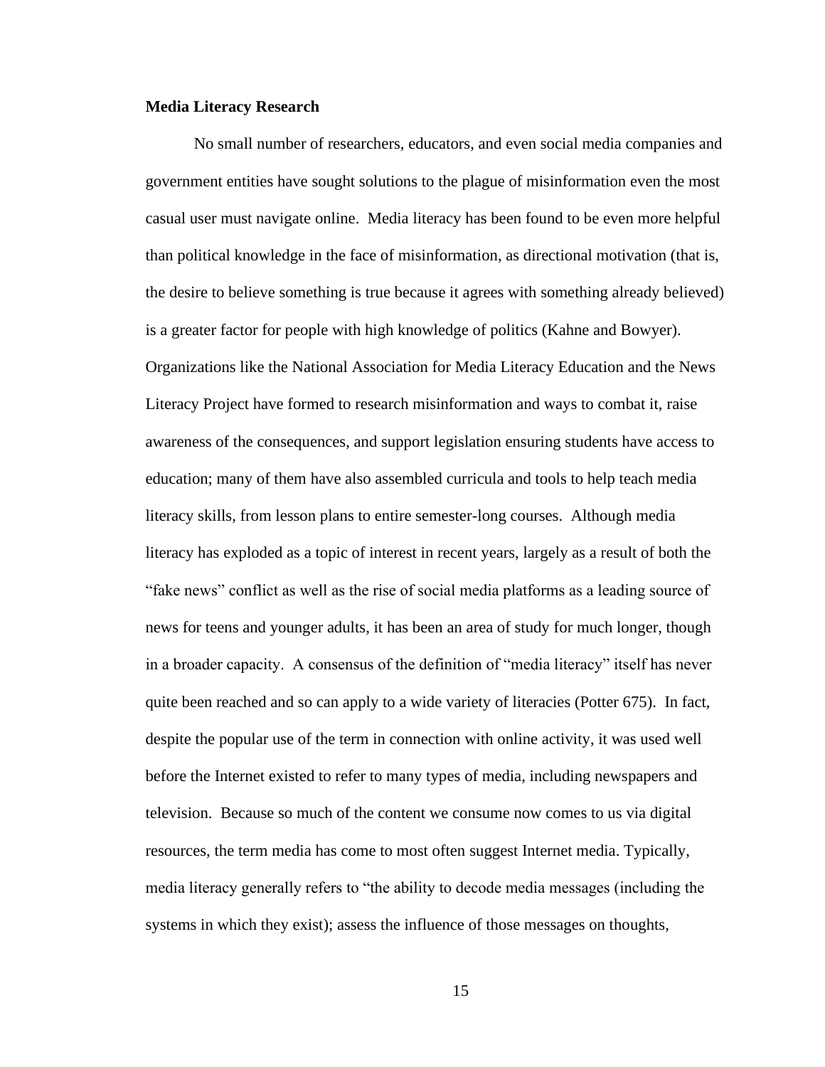**Media Literacy Research**

No small number of researchers, educators, and even social media companies and government entities have sought solutions to the plague of misinformation even the most casual user must navigate online. Media literacy has been found to be even more helpful than political knowledge in the face of misinformation, as directional motivation (that is, the desire to believe something is true because it agrees with something already believed) is a greater factor for people with high knowledge of politics (Kahne and Bowyer). Organizations like the National Association for Media Literacy Education and the News Literacy Project have formed to research misinformation and ways to combat it, raise awareness of the consequences, and support legislation ensuring students have access to education; many of them have also assembled curricula and tools to help teach media literacy skills, from lesson plans to entire semester-long courses. Although media literacy has exploded as a topic of interest in recent years, largely as a result of both the "fake news" conflict as well as the rise of social media platforms as a leading source of news for teens and younger adults, it has been an area of study for much longer, though in a broader capacity. A consensus of the definition of "media literacy" itself has never quite been reached and so can apply to a wide variety of literacies (Potter 675). In fact, despite the popular use of the term in connection with online activity, it was used well before the Internet existed to refer to many types of media, including newspapers and television. Because so much of the content we consume now comes to us via digital resources, the term media has come to most often suggest Internet media. Typically, media literacy generally refers to "the ability to decode media messages (including the systems in which they exist); assess the influence of those messages on thoughts,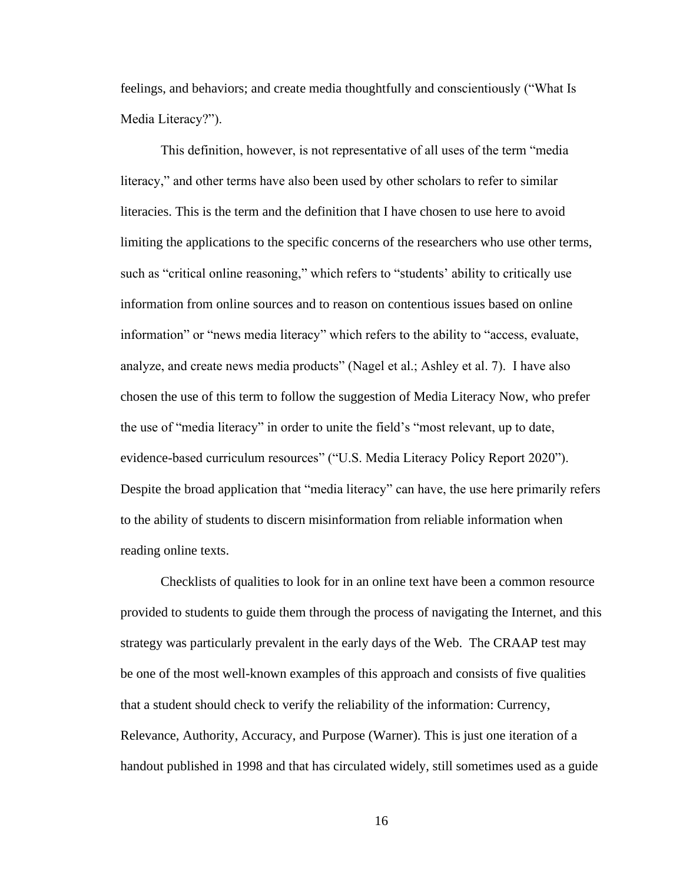feelings, and behaviors; and create media thoughtfully and conscientiously ("What Is Media Literacy?").

This definition, however, is not representative of all uses of the term "media literacy," and other terms have also been used by other scholars to refer to similar literacies. This is the term and the definition that I have chosen to use here to avoid limiting the applications to the specific concerns of the researchers who use other terms, such as "critical online reasoning," which refers to "students' ability to critically use information from online sources and to reason on contentious issues based on online information" or "news media literacy" which refers to the ability to "access, evaluate, analyze, and create news media products" (Nagel et al.; Ashley et al. 7). I have also chosen the use of this term to follow the suggestion of Media Literacy Now, who prefer the use of "media literacy" in order to unite the field's "most relevant, up to date, evidence-based curriculum resources" ("U.S. Media Literacy Policy Report 2020"). Despite the broad application that "media literacy" can have, the use here primarily refers to the ability of students to discern misinformation from reliable information when reading online texts.

Checklists of qualities to look for in an online text have been a common resource provided to students to guide them through the process of navigating the Internet, and this strategy was particularly prevalent in the early days of the Web. The CRAAP test may be one of the most well-known examples of this approach and consists of five qualities that a student should check to verify the reliability of the information: Currency, Relevance, Authority, Accuracy, and Purpose (Warner). This is just one iteration of a handout published in 1998 and that has circulated widely, still sometimes used as a guide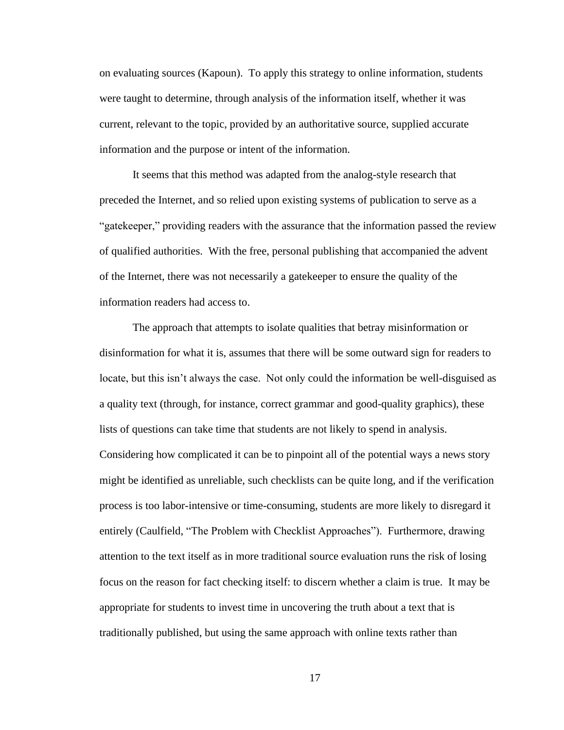on evaluating sources (Kapoun). To apply this strategy to online information, students were taught to determine, through analysis of the information itself, whether it was current, relevant to the topic, provided by an authoritative source, supplied accurate information and the purpose or intent of the information.

It seems that this method was adapted from the analog-style research that preceded the Internet, and so relied upon existing systems of publication to serve as a "gatekeeper," providing readers with the assurance that the information passed the review of qualified authorities. With the free, personal publishing that accompanied the advent of the Internet, there was not necessarily a gatekeeper to ensure the quality of the information readers had access to.

The approach that attempts to isolate qualities that betray misinformation or disinformation for what it is, assumes that there will be some outward sign for readers to locate, but this isn't always the case. Not only could the information be well-disguised as a quality text (through, for instance, correct grammar and good-quality graphics), these lists of questions can take time that students are not likely to spend in analysis. Considering how complicated it can be to pinpoint all of the potential ways a news story might be identified as unreliable, such checklists can be quite long, and if the verification process is too labor-intensive or time-consuming, students are more likely to disregard it entirely (Caulfield, "The Problem with Checklist Approaches"). Furthermore, drawing attention to the text itself as in more traditional source evaluation runs the risk of losing focus on the reason for fact checking itself: to discern whether a claim is true. It may be appropriate for students to invest time in uncovering the truth about a text that is traditionally published, but using the same approach with online texts rather than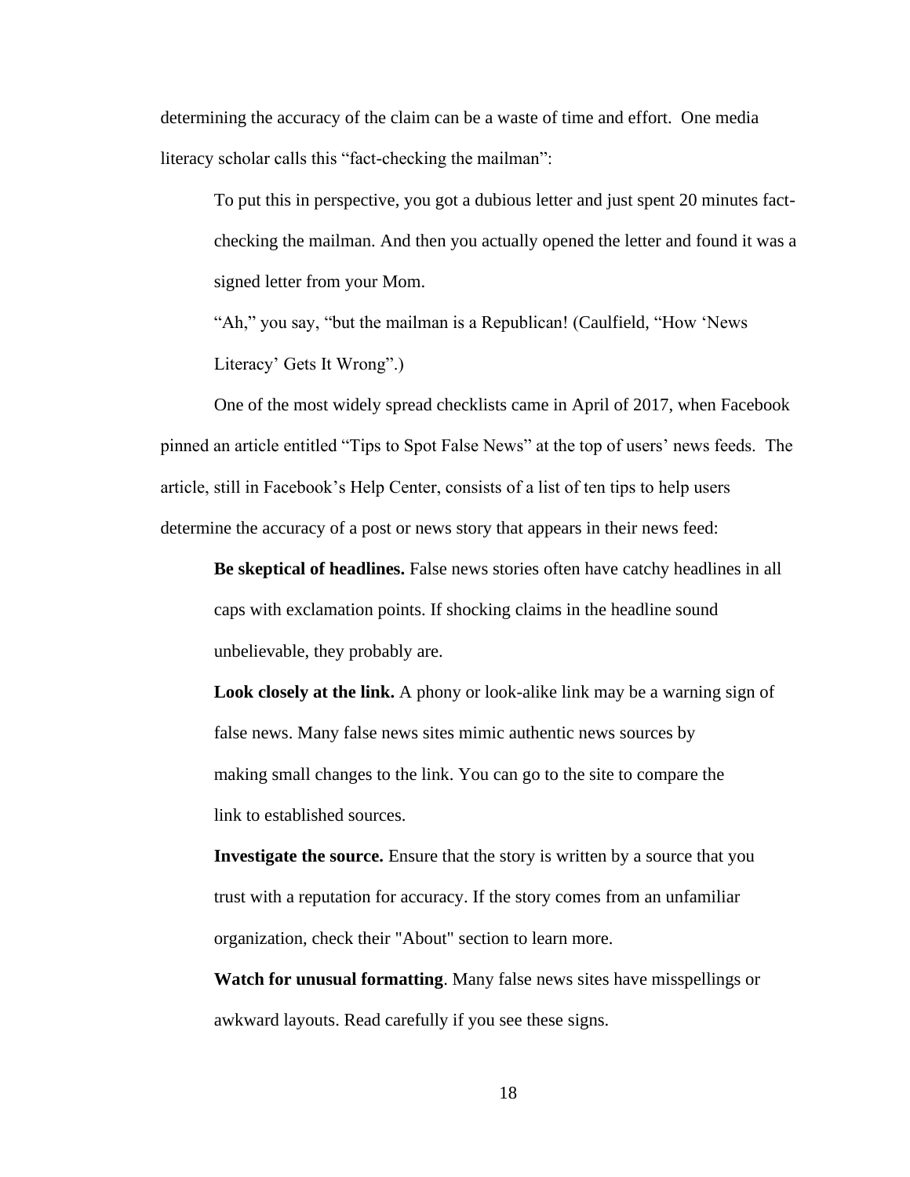determining the accuracy of the claim can be a waste of time and effort. One media literacy scholar calls this "fact-checking the mailman":

> To put this in perspective, you got a dubious letter and just spent 20 minutes fact-checking the mailman. And then you actually opened the letter and found it was a signed letter from your Mom.
>
> "Ah," you say, "but the mailman is a Republican! (Caulfield, "How 'News Literacy' Gets It Wrong".)

One of the most widely spread checklists came in April of 2017, when Facebook pinned an article entitled "Tips to Spot False News" at the top of users' news feeds. The article, still in Facebook's Help Center, consists of a list of ten tips to help users determine the accuracy of a post or news story that appears in their news feed:

> **Be skeptical of headlines.** False news stories often have catchy headlines in all caps with exclamation points. If shocking claims in the headline sound unbelievable, they probably are.
>
> **Look closely at the link.** A phony or look-alike link may be a warning sign of false news. Many false news sites mimic authentic news sources by making small changes to the link. You can go to the site to compare the link to established sources.
>
> **Investigate the source.** Ensure that the story is written by a source that you trust with a reputation for accuracy. If the story comes from an unfamiliar organization, check their "About" section to learn more.
>
> **Watch for unusual formatting**. Many false news sites have misspellings or awkward layouts. Read carefully if you see these signs.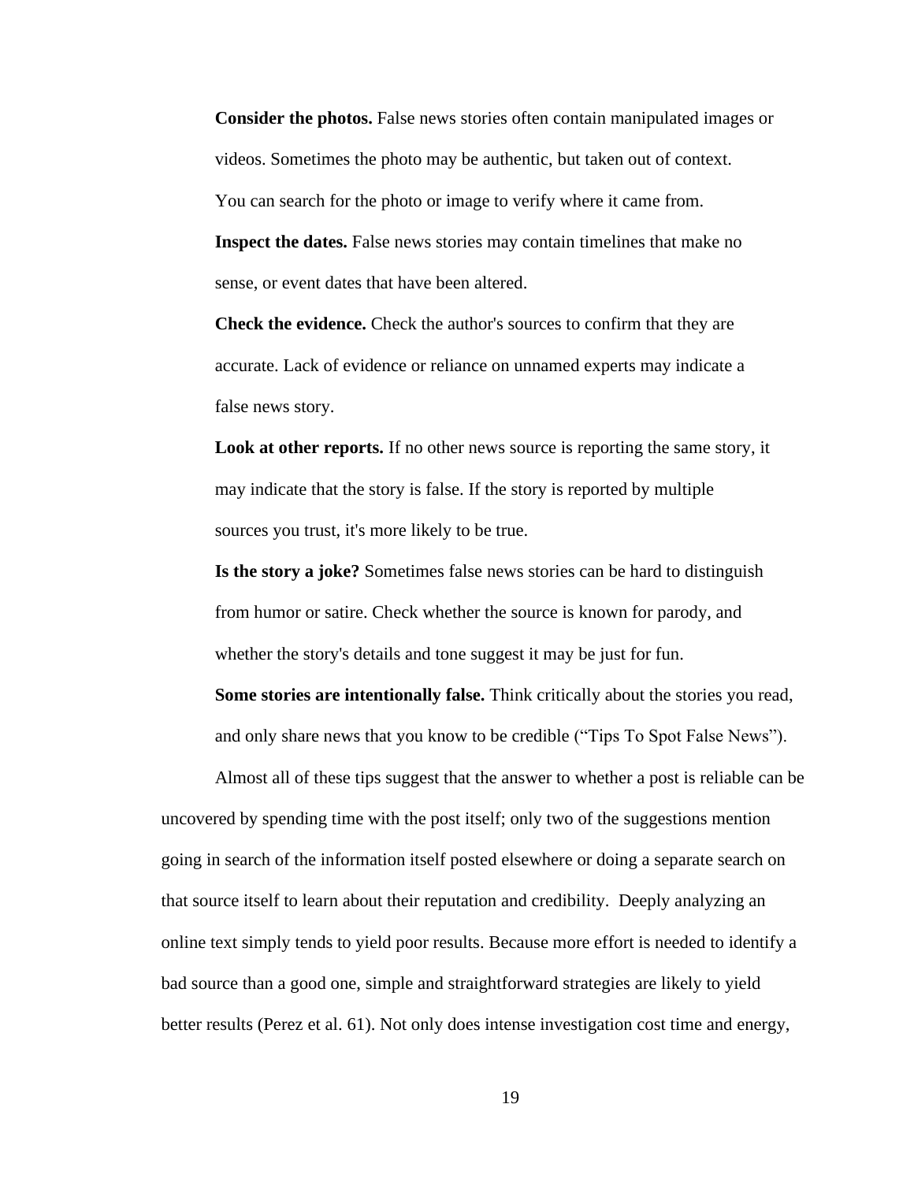**Consider the photos.** False news stories often contain manipulated images or videos. Sometimes the photo may be authentic, but taken out of context. You can search for the photo or image to verify where it came from.

**Inspect the dates.** False news stories may contain timelines that make no sense, or event dates that have been altered.

**Check the evidence.** Check the author's sources to confirm that they are accurate. Lack of evidence or reliance on unnamed experts may indicate a false news story.

**Look at other reports.** If no other news source is reporting the same story, it may indicate that the story is false. If the story is reported by multiple sources you trust, it's more likely to be true.

**Is the story a joke?** Sometimes false news stories can be hard to distinguish from humor or satire. Check whether the source is known for parody, and whether the story's details and tone suggest it may be just for fun.

**Some stories are intentionally false.** Think critically about the stories you read, and only share news that you know to be credible ("Tips To Spot False News").

Almost all of these tips suggest that the answer to whether a post is reliable can be uncovered by spending time with the post itself; only two of the suggestions mention going in search of the information itself posted elsewhere or doing a separate search on that source itself to learn about their reputation and credibility. Deeply analyzing an online text simply tends to yield poor results. Because more effort is needed to identify a bad source than a good one, simple and straightforward strategies are likely to yield better results (Perez et al. 61). Not only does intense investigation cost time and energy,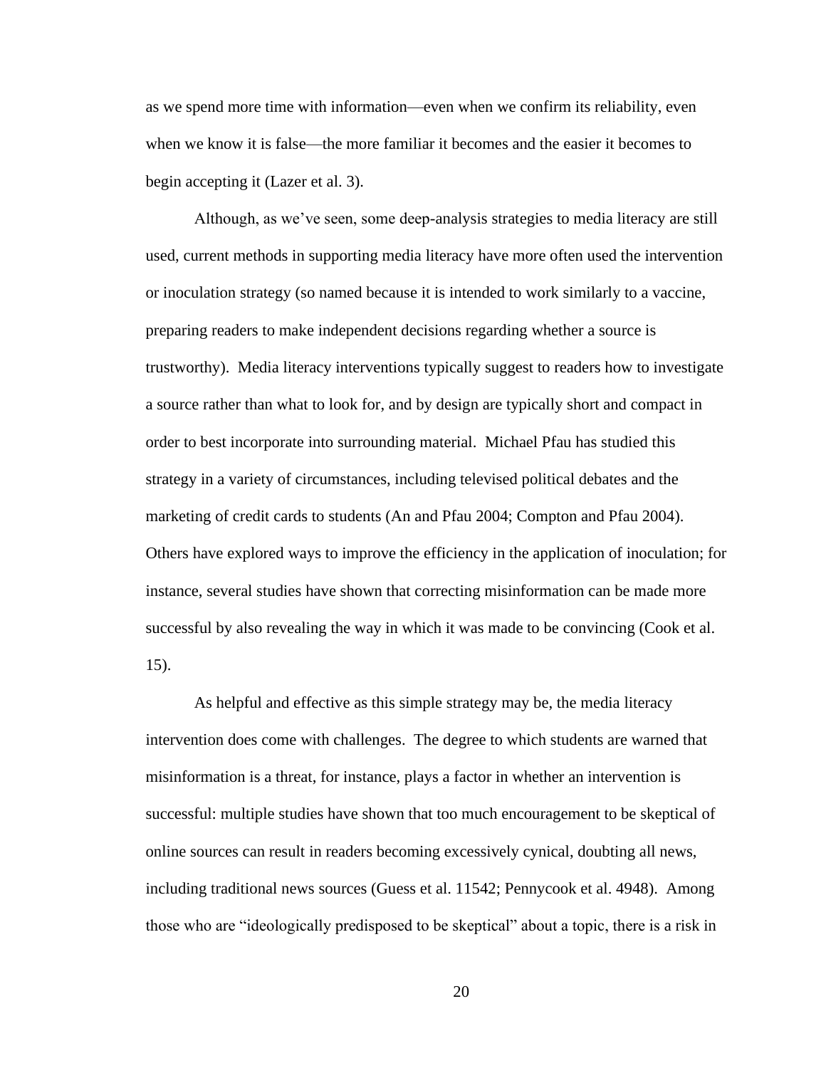as we spend more time with information—even when we confirm its reliability, even when we know it is false—the more familiar it becomes and the easier it becomes to begin accepting it (Lazer et al. 3).

Although, as we've seen, some deep-analysis strategies to media literacy are still used, current methods in supporting media literacy have more often used the intervention or inoculation strategy (so named because it is intended to work similarly to a vaccine, preparing readers to make independent decisions regarding whether a source is trustworthy). Media literacy interventions typically suggest to readers how to investigate a source rather than what to look for, and by design are typically short and compact in order to best incorporate into surrounding material. Michael Pfau has studied this strategy in a variety of circumstances, including televised political debates and the marketing of credit cards to students (An and Pfau 2004; Compton and Pfau 2004). Others have explored ways to improve the efficiency in the application of inoculation; for instance, several studies have shown that correcting misinformation can be made more successful by also revealing the way in which it was made to be convincing (Cook et al. 15).

As helpful and effective as this simple strategy may be, the media literacy intervention does come with challenges. The degree to which students are warned that misinformation is a threat, for instance, plays a factor in whether an intervention is successful: multiple studies have shown that too much encouragement to be skeptical of online sources can result in readers becoming excessively cynical, doubting all news, including traditional news sources (Guess et al. 11542; Pennycook et al. 4948). Among those who are "ideologically predisposed to be skeptical" about a topic, there is a risk in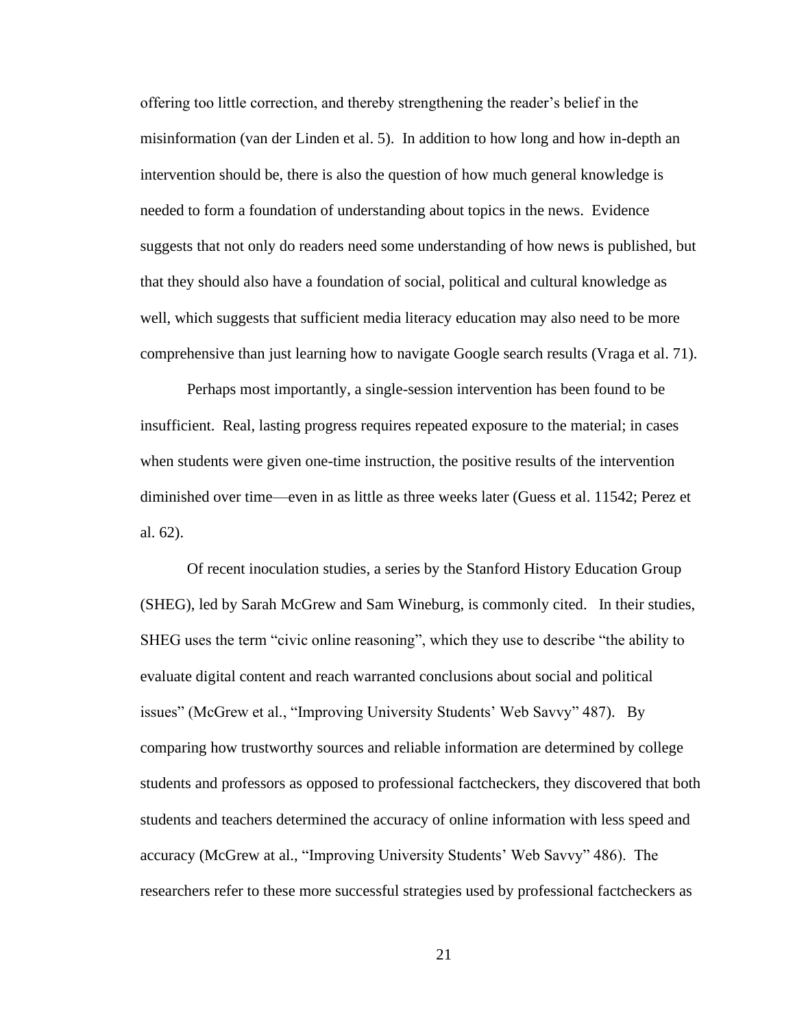offering too little correction, and thereby strengthening the reader's belief in the misinformation (van der Linden et al. 5). In addition to how long and how in-depth an intervention should be, there is also the question of how much general knowledge is needed to form a foundation of understanding about topics in the news. Evidence suggests that not only do readers need some understanding of how news is published, but that they should also have a foundation of social, political and cultural knowledge as well, which suggests that sufficient media literacy education may also need to be more comprehensive than just learning how to navigate Google search results (Vraga et al. 71).

Perhaps most importantly, a single-session intervention has been found to be insufficient. Real, lasting progress requires repeated exposure to the material; in cases when students were given one-time instruction, the positive results of the intervention diminished over time—even in as little as three weeks later (Guess et al. 11542; Perez et al. 62).

Of recent inoculation studies, a series by the Stanford History Education Group (SHEG), led by Sarah McGrew and Sam Wineburg, is commonly cited. In their studies, SHEG uses the term "civic online reasoning", which they use to describe "the ability to evaluate digital content and reach warranted conclusions about social and political issues" (McGrew et al., "Improving University Students' Web Savvy" 487). By comparing how trustworthy sources and reliable information are determined by college students and professors as opposed to professional factcheckers, they discovered that both students and teachers determined the accuracy of online information with less speed and accuracy (McGrew at al., "Improving University Students' Web Savvy" 486). The researchers refer to these more successful strategies used by professional factcheckers as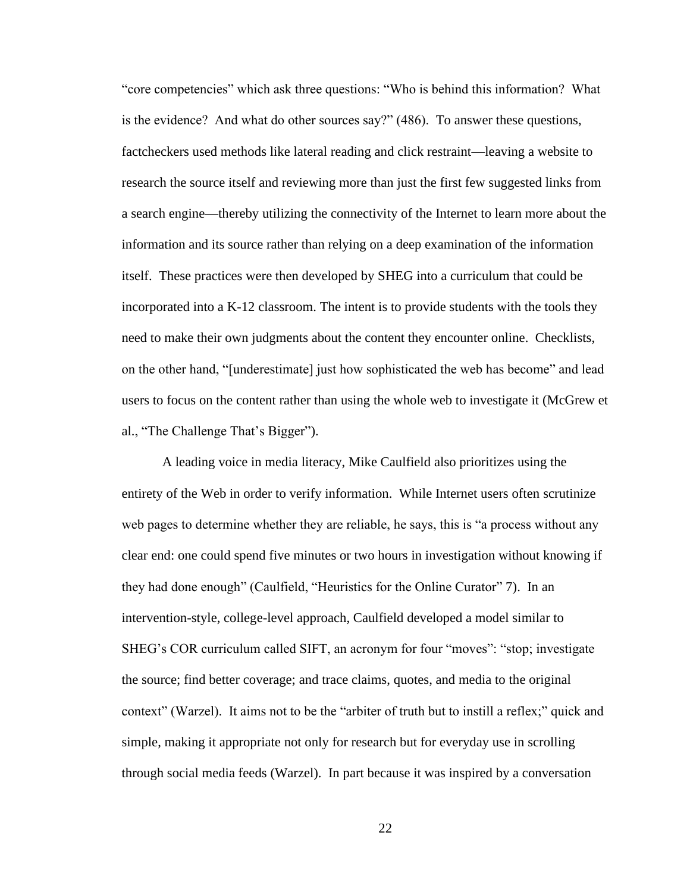"core competencies" which ask three questions: "Who is behind this information? What is the evidence? And what do other sources say?" (486). To answer these questions, factcheckers used methods like lateral reading and click restraint—leaving a website to research the source itself and reviewing more than just the first few suggested links from a search engine—thereby utilizing the connectivity of the Internet to learn more about the information and its source rather than relying on a deep examination of the information itself. These practices were then developed by SHEG into a curriculum that could be incorporated into a K-12 classroom. The intent is to provide students with the tools they need to make their own judgments about the content they encounter online. Checklists, on the other hand, "[underestimate] just how sophisticated the web has become" and lead users to focus on the content rather than using the whole web to investigate it (McGrew et al., "The Challenge That's Bigger").

A leading voice in media literacy, Mike Caulfield also prioritizes using the entirety of the Web in order to verify information. While Internet users often scrutinize web pages to determine whether they are reliable, he says, this is "a process without any clear end: one could spend five minutes or two hours in investigation without knowing if they had done enough" (Caulfield, "Heuristics for the Online Curator" 7). In an intervention-style, college-level approach, Caulfield developed a model similar to SHEG's COR curriculum called SIFT, an acronym for four "moves": "stop; investigate the source; find better coverage; and trace claims, quotes, and media to the original context" (Warzel). It aims not to be the "arbiter of truth but to instill a reflex;" quick and simple, making it appropriate not only for research but for everyday use in scrolling through social media feeds (Warzel). In part because it was inspired by a conversation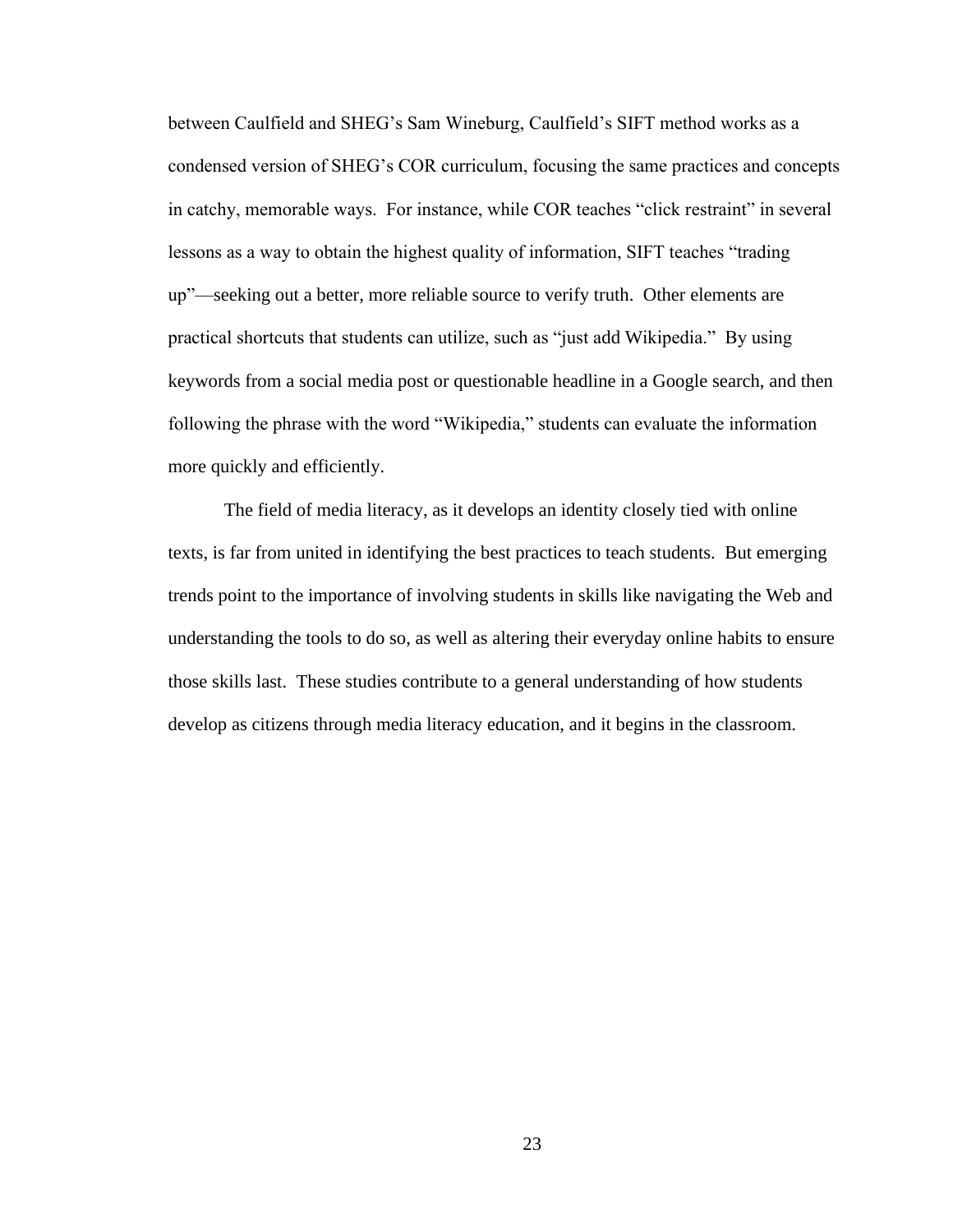between Caulfield and SHEG's Sam Wineburg, Caulfield's SIFT method works as a condensed version of SHEG's COR curriculum, focusing the same practices and concepts in catchy, memorable ways. For instance, while COR teaches "click restraint" in several lessons as a way to obtain the highest quality of information, SIFT teaches "trading up"—seeking out a better, more reliable source to verify truth. Other elements are practical shortcuts that students can utilize, such as "just add Wikipedia." By using keywords from a social media post or questionable headline in a Google search, and then following the phrase with the word "Wikipedia," students can evaluate the information more quickly and efficiently.

The field of media literacy, as it develops an identity closely tied with online texts, is far from united in identifying the best practices to teach students. But emerging trends point to the importance of involving students in skills like navigating the Web and understanding the tools to do so, as well as altering their everyday online habits to ensure those skills last. These studies contribute to a general understanding of how students develop as citizens through media literacy education, and it begins in the classroom.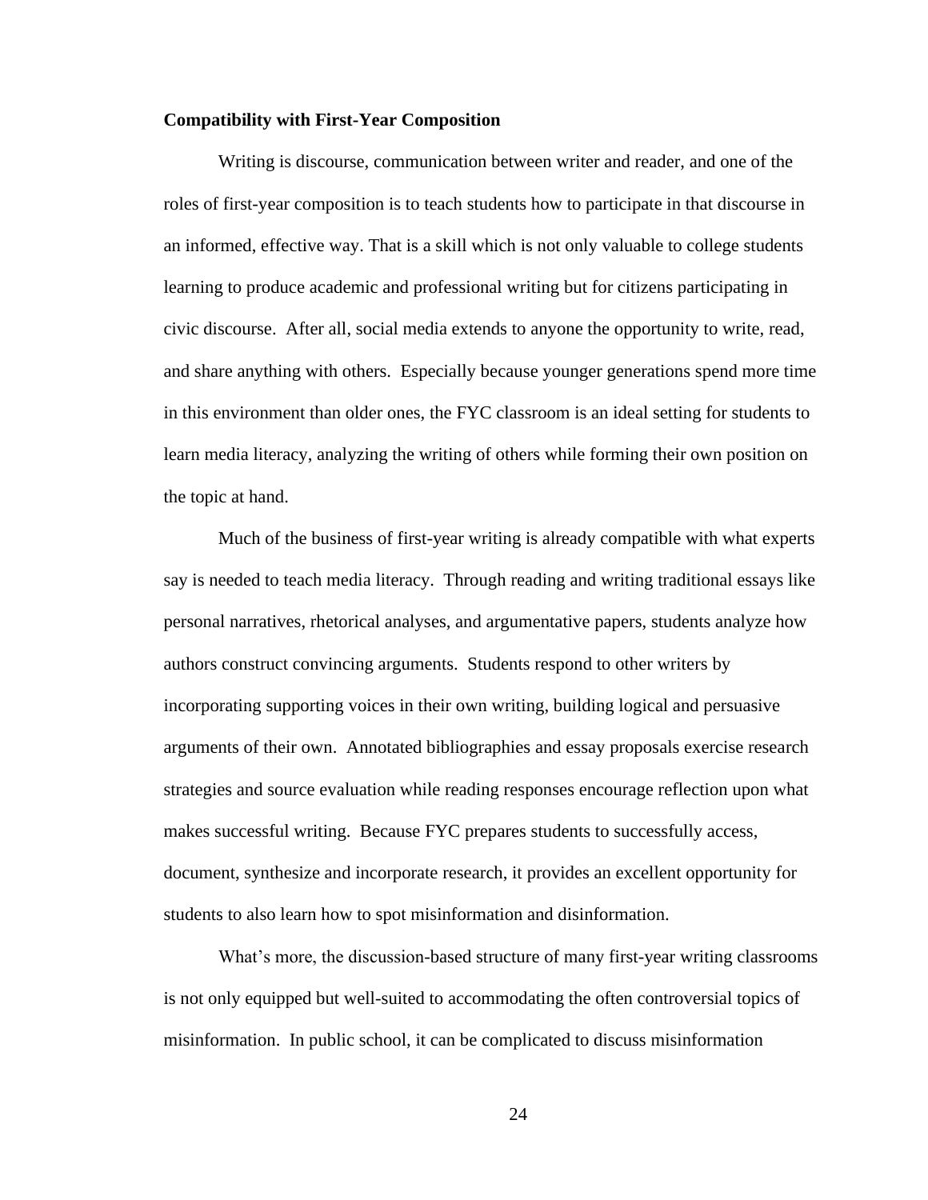**Compatibility with First-Year Composition**

Writing is discourse, communication between writer and reader, and one of the roles of first-year composition is to teach students how to participate in that discourse in an informed, effective way. That is a skill which is not only valuable to college students learning to produce academic and professional writing but for citizens participating in civic discourse. After all, social media extends to anyone the opportunity to write, read, and share anything with others. Especially because younger generations spend more time in this environment than older ones, the FYC classroom is an ideal setting for students to learn media literacy, analyzing the writing of others while forming their own position on the topic at hand.

Much of the business of first-year writing is already compatible with what experts say is needed to teach media literacy. Through reading and writing traditional essays like personal narratives, rhetorical analyses, and argumentative papers, students analyze how authors construct convincing arguments. Students respond to other writers by incorporating supporting voices in their own writing, building logical and persuasive arguments of their own. Annotated bibliographies and essay proposals exercise research strategies and source evaluation while reading responses encourage reflection upon what makes successful writing. Because FYC prepares students to successfully access, document, synthesize and incorporate research, it provides an excellent opportunity for students to also learn how to spot misinformation and disinformation.

What's more, the discussion-based structure of many first-year writing classrooms is not only equipped but well-suited to accommodating the often controversial topics of misinformation. In public school, it can be complicated to discuss misinformation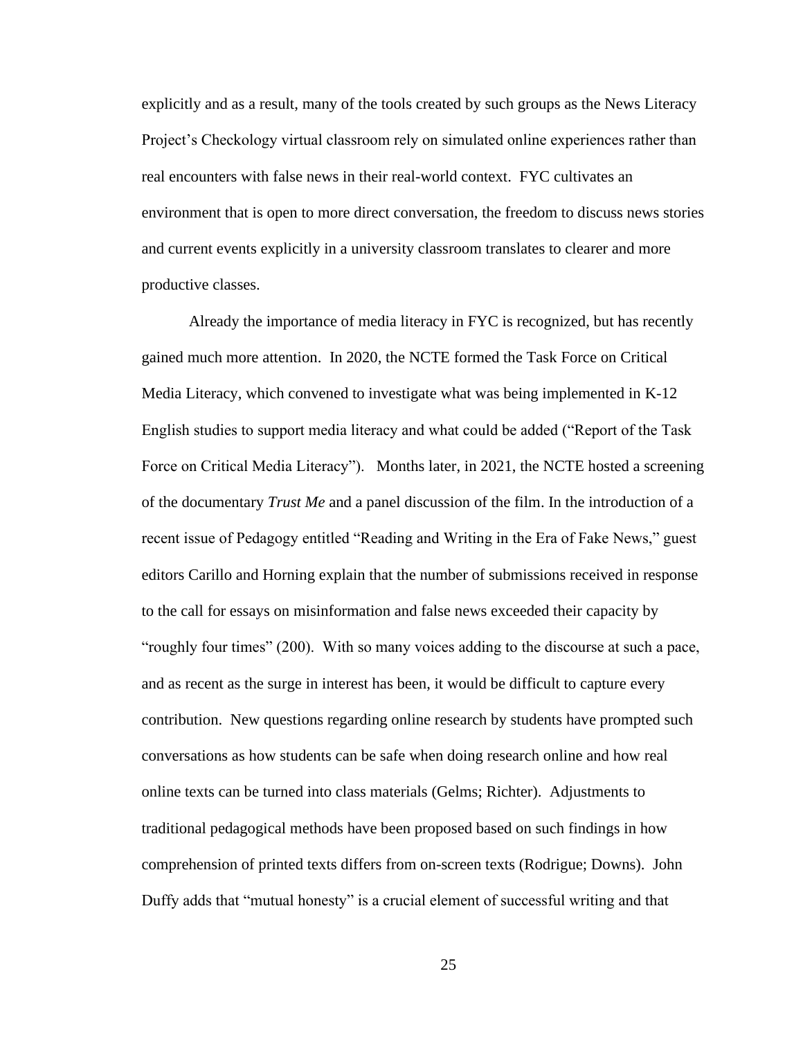explicitly and as a result, many of the tools created by such groups as the News Literacy Project's Checkology virtual classroom rely on simulated online experiences rather than real encounters with false news in their real-world context. FYC cultivates an environment that is open to more direct conversation, the freedom to discuss news stories and current events explicitly in a university classroom translates to clearer and more productive classes.

Already the importance of media literacy in FYC is recognized, but has recently gained much more attention. In 2020, the NCTE formed the Task Force on Critical Media Literacy, which convened to investigate what was being implemented in K-12 English studies to support media literacy and what could be added ("Report of the Task Force on Critical Media Literacy"). Months later, in 2021, the NCTE hosted a screening of the documentary *Trust Me* and a panel discussion of the film. In the introduction of a recent issue of Pedagogy entitled "Reading and Writing in the Era of Fake News," guest editors Carillo and Horning explain that the number of submissions received in response to the call for essays on misinformation and false news exceeded their capacity by "roughly four times" (200). With so many voices adding to the discourse at such a pace, and as recent as the surge in interest has been, it would be difficult to capture every contribution. New questions regarding online research by students have prompted such conversations as how students can be safe when doing research online and how real online texts can be turned into class materials (Gelms; Richter). Adjustments to traditional pedagogical methods have been proposed based on such findings in how comprehension of printed texts differs from on-screen texts (Rodrigue; Downs). John Duffy adds that "mutual honesty" is a crucial element of successful writing and that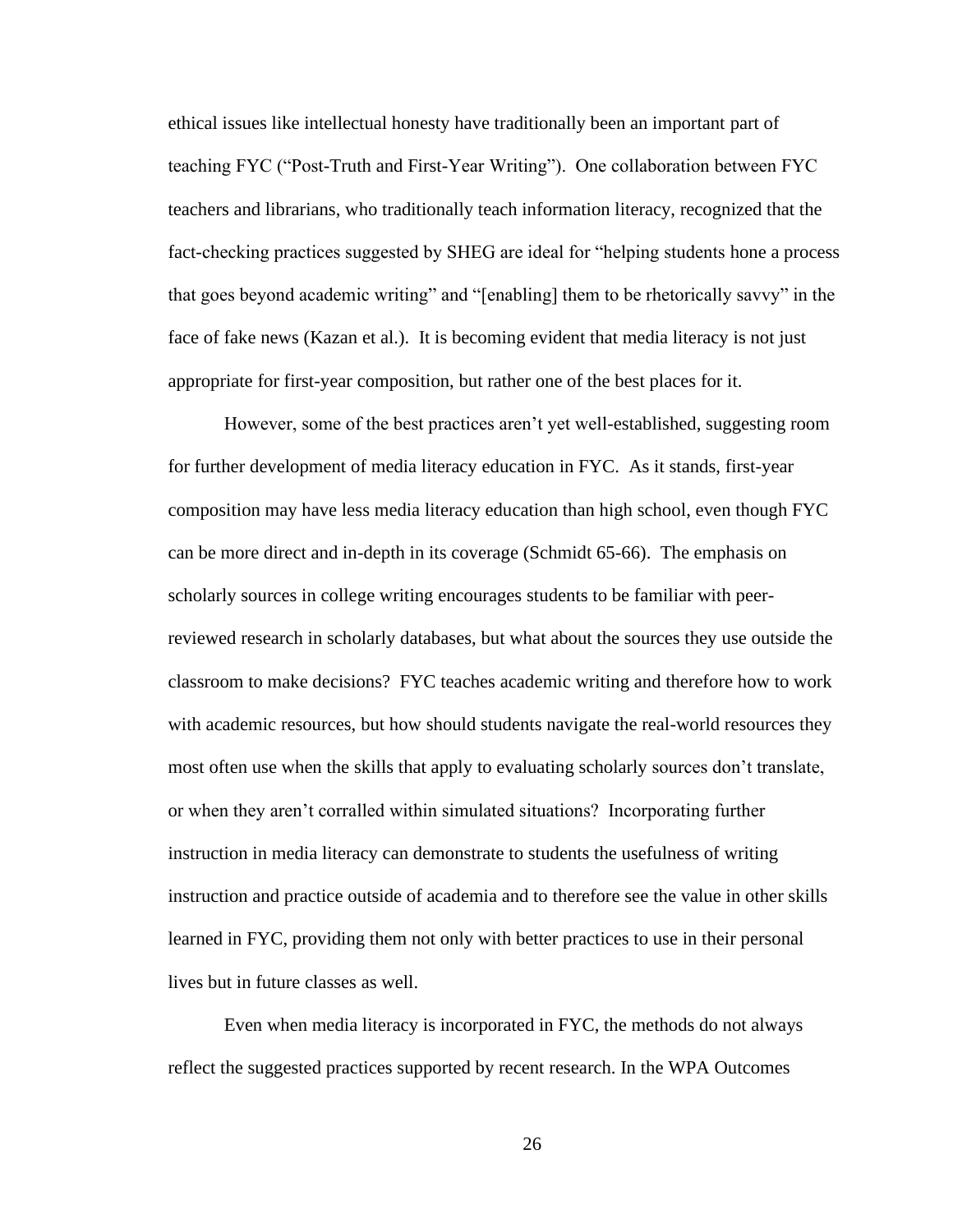ethical issues like intellectual honesty have traditionally been an important part of teaching FYC ("Post-Truth and First-Year Writing"). One collaboration between FYC teachers and librarians, who traditionally teach information literacy, recognized that the fact-checking practices suggested by SHEG are ideal for "helping students hone a process that goes beyond academic writing" and "[enabling] them to be rhetorically savvy" in the face of fake news (Kazan et al.). It is becoming evident that media literacy is not just appropriate for first-year composition, but rather one of the best places for it.

However, some of the best practices aren't yet well-established, suggesting room for further development of media literacy education in FYC. As it stands, first-year composition may have less media literacy education than high school, even though FYC can be more direct and in-depth in its coverage (Schmidt 65-66). The emphasis on scholarly sources in college writing encourages students to be familiar with peer-reviewed research in scholarly databases, but what about the sources they use outside the classroom to make decisions? FYC teaches academic writing and therefore how to work with academic resources, but how should students navigate the real-world resources they most often use when the skills that apply to evaluating scholarly sources don't translate, or when they aren't corralled within simulated situations? Incorporating further instruction in media literacy can demonstrate to students the usefulness of writing instruction and practice outside of academia and to therefore see the value in other skills learned in FYC, providing them not only with better practices to use in their personal lives but in future classes as well.

Even when media literacy is incorporated in FYC, the methods do not always reflect the suggested practices supported by recent research. In the WPA Outcomes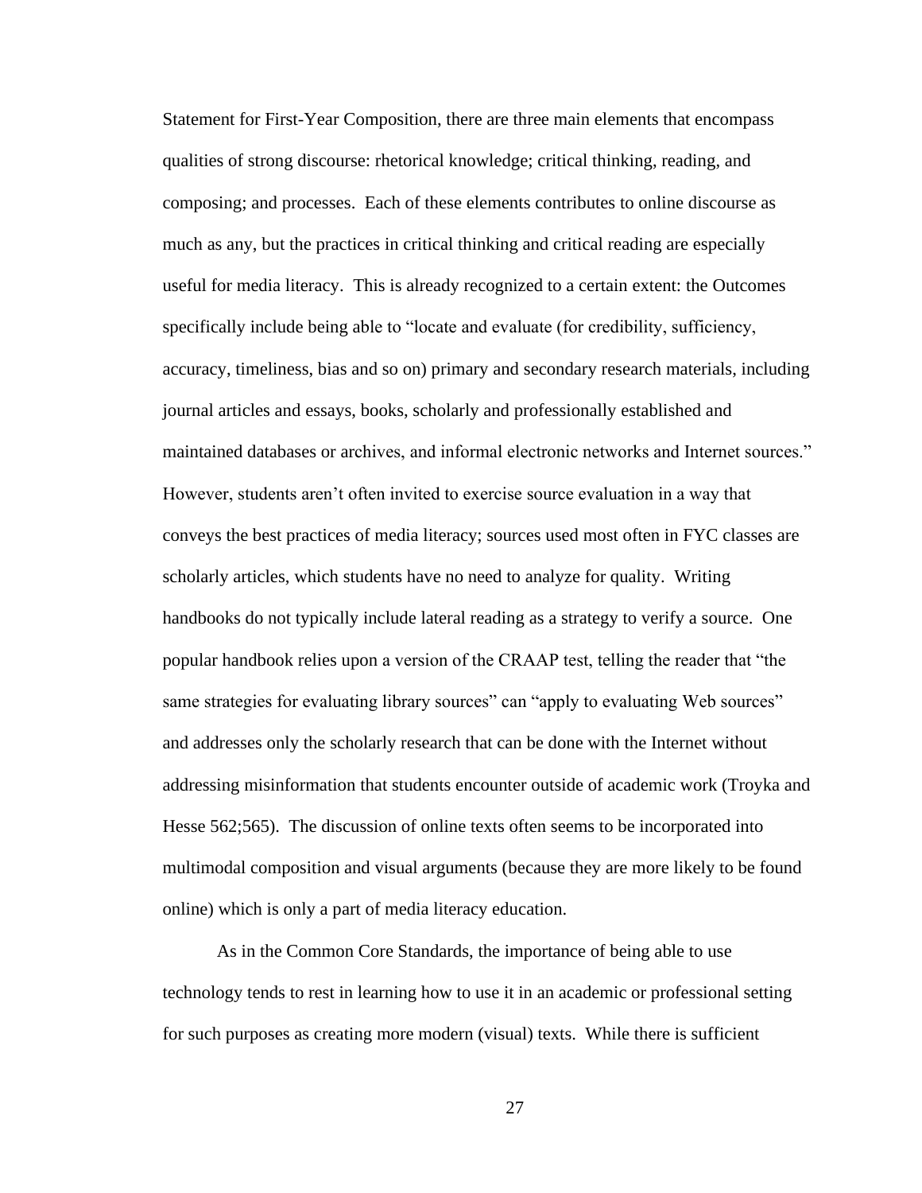Statement for First-Year Composition, there are three main elements that encompass qualities of strong discourse: rhetorical knowledge; critical thinking, reading, and composing; and processes. Each of these elements contributes to online discourse as much as any, but the practices in critical thinking and critical reading are especially useful for media literacy. This is already recognized to a certain extent: the Outcomes specifically include being able to "locate and evaluate (for credibility, sufficiency, accuracy, timeliness, bias and so on) primary and secondary research materials, including journal articles and essays, books, scholarly and professionally established and maintained databases or archives, and informal electronic networks and Internet sources." However, students aren't often invited to exercise source evaluation in a way that conveys the best practices of media literacy; sources used most often in FYC classes are scholarly articles, which students have no need to analyze for quality. Writing handbooks do not typically include lateral reading as a strategy to verify a source. One popular handbook relies upon a version of the CRAAP test, telling the reader that "the same strategies for evaluating library sources" can "apply to evaluating Web sources" and addresses only the scholarly research that can be done with the Internet without addressing misinformation that students encounter outside of academic work (Troyka and Hesse 562;565). The discussion of online texts often seems to be incorporated into multimodal composition and visual arguments (because they are more likely to be found online) which is only a part of media literacy education.

As in the Common Core Standards, the importance of being able to use technology tends to rest in learning how to use it in an academic or professional setting for such purposes as creating more modern (visual) texts. While there is sufficient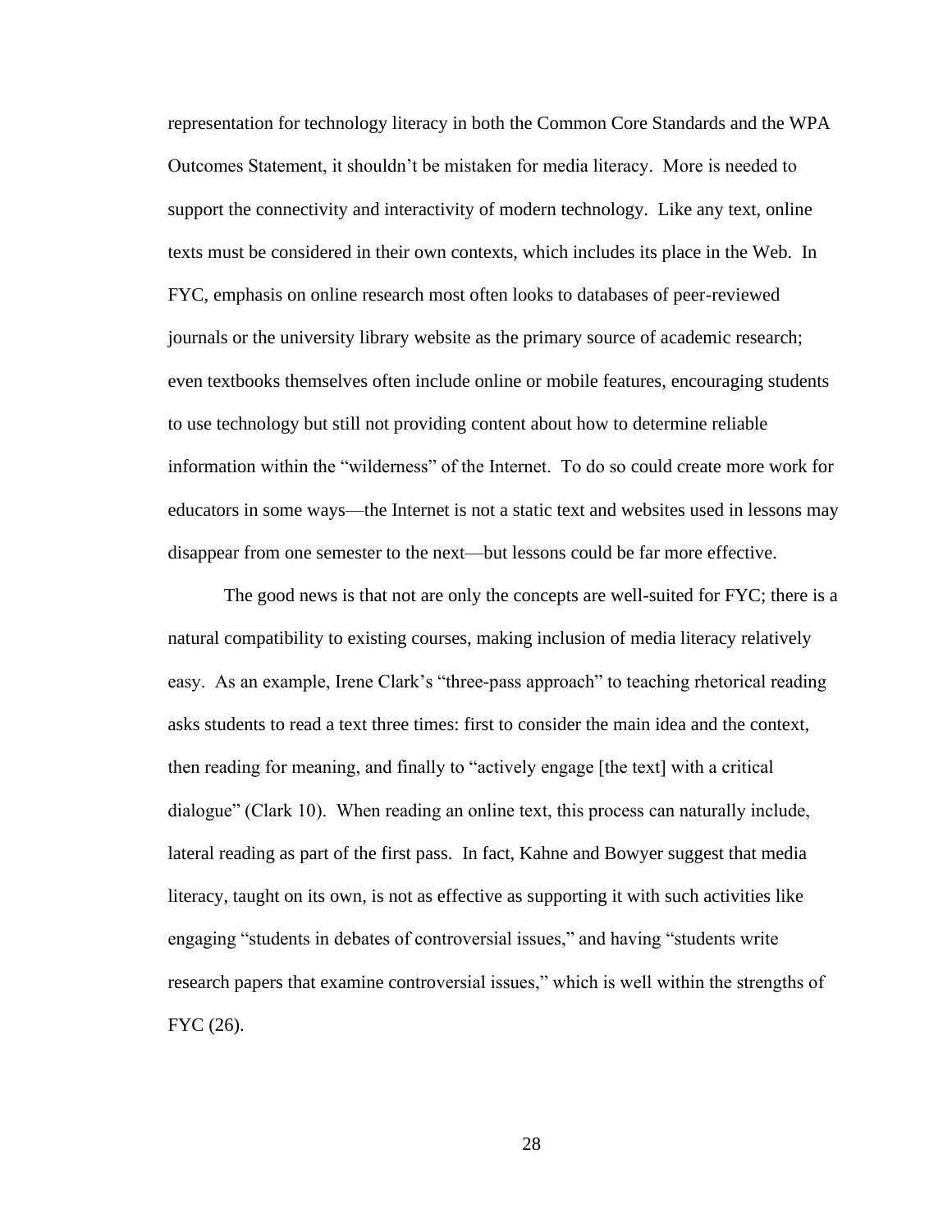representation for technology literacy in both the Common Core Standards and the WPA Outcomes Statement, it shouldn't be mistaken for media literacy. More is needed to support the connectivity and interactivity of modern technology. Like any text, online texts must be considered in their own contexts, which includes its place in the Web. In FYC, emphasis on online research most often looks to databases of peer-reviewed journals or the university library website as the primary source of academic research; even textbooks themselves often include online or mobile features, encouraging students to use technology but still not providing content about how to determine reliable information within the "wilderness" of the Internet. To do so could create more work for educators in some ways—the Internet is not a static text and websites used in lessons may disappear from one semester to the next—but lessons could be far more effective.

The good news is that not are only the concepts are well-suited for FYC; there is a natural compatibility to existing courses, making inclusion of media literacy relatively easy. As an example, Irene Clark's "three-pass approach" to teaching rhetorical reading asks students to read a text three times: first to consider the main idea and the context, then reading for meaning, and finally to "actively engage [the text] with a critical dialogue" (Clark 10). When reading an online text, this process can naturally include, lateral reading as part of the first pass. In fact, Kahne and Bowyer suggest that media literacy, taught on its own, is not as effective as supporting it with such activities like engaging "students in debates of controversial issues," and having "students write research papers that examine controversial issues," which is well within the strengths of FYC (26).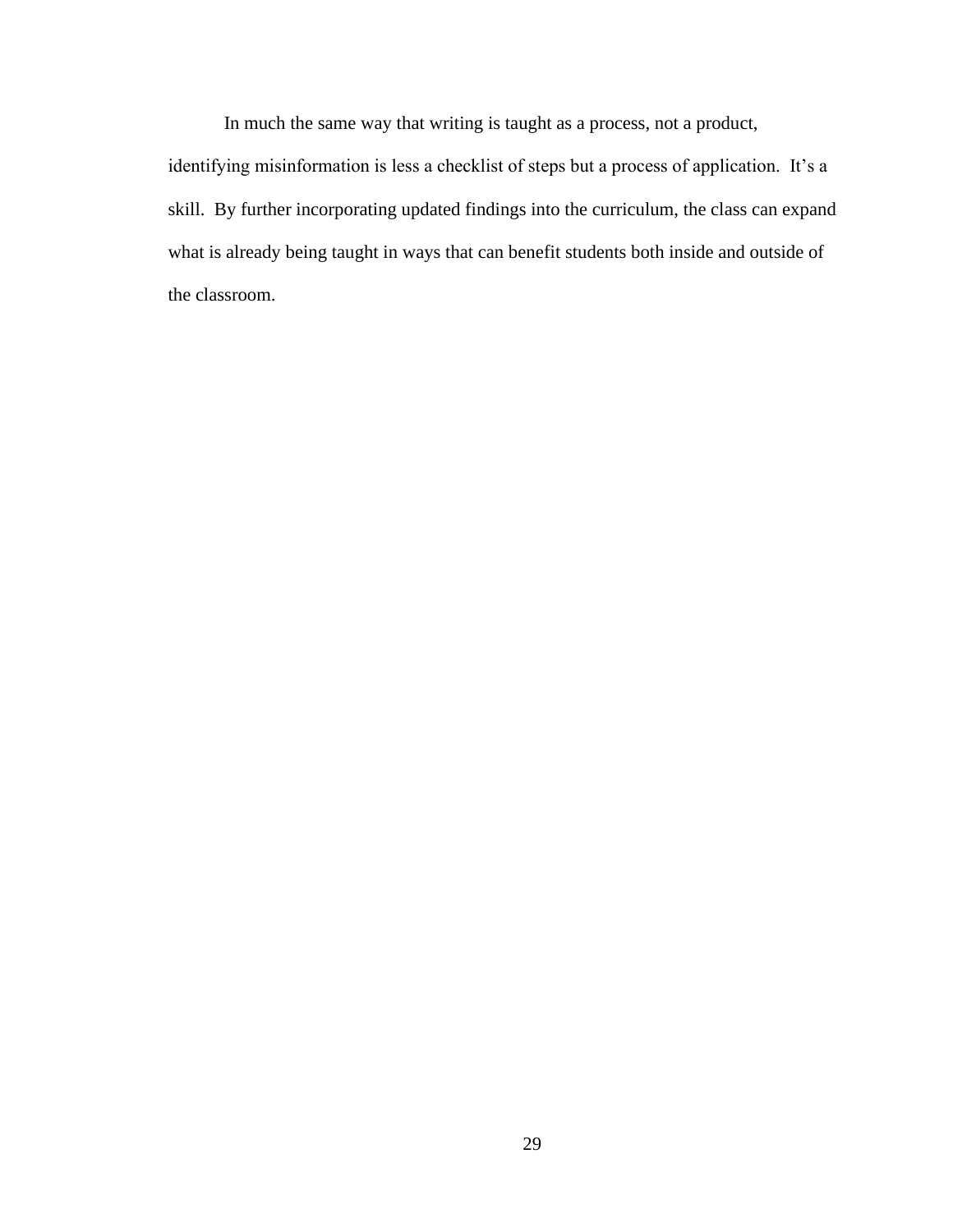In much the same way that writing is taught as a process, not a product, identifying misinformation is less a checklist of steps but a process of application. It's a skill. By further incorporating updated findings into the curriculum, the class can expand what is already being taught in ways that can benefit students both inside and outside of the classroom.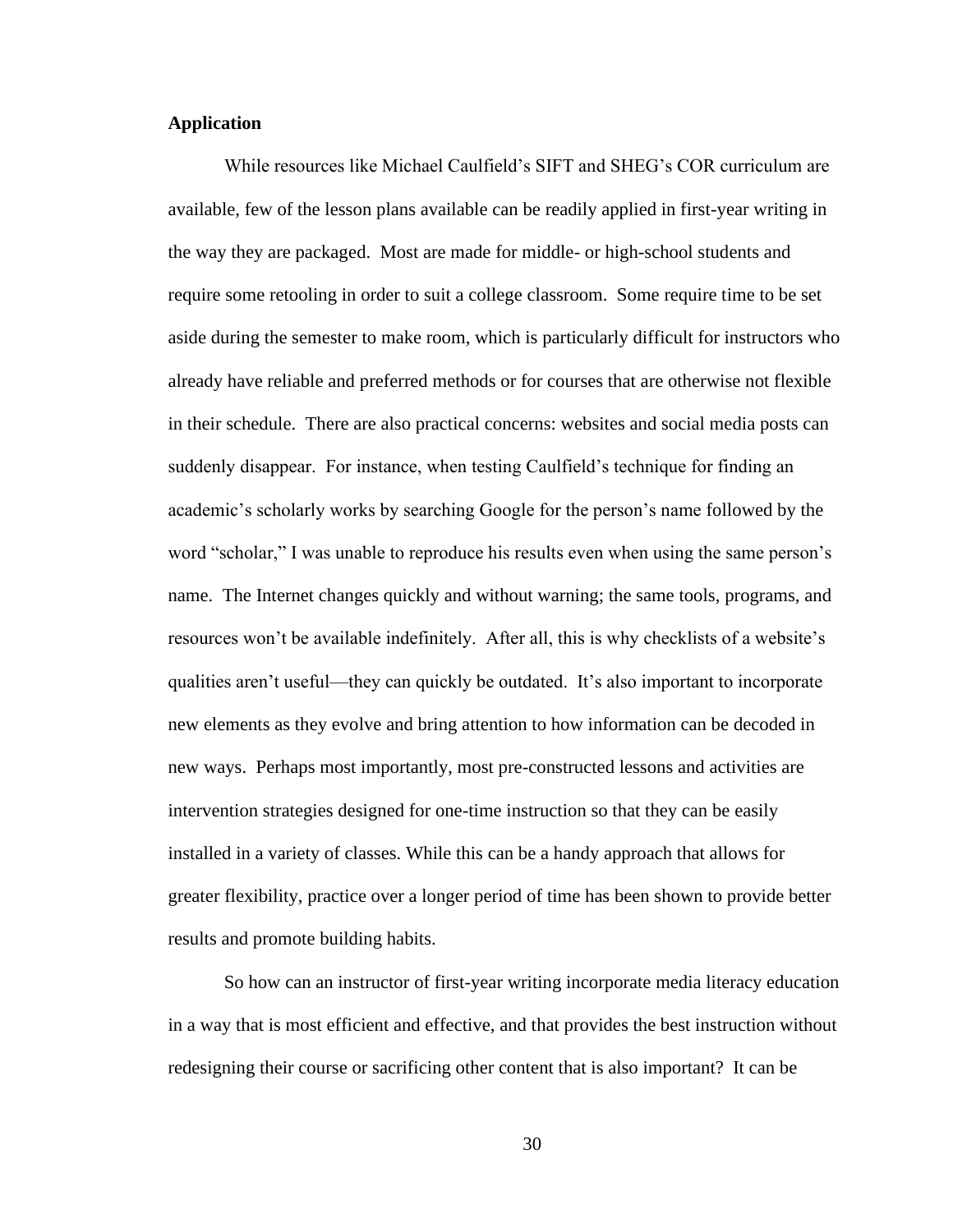**Application**

While resources like Michael Caulfield's SIFT and SHEG's COR curriculum are available, few of the lesson plans available can be readily applied in first-year writing in the way they are packaged. Most are made for middle- or high-school students and require some retooling in order to suit a college classroom. Some require time to be set aside during the semester to make room, which is particularly difficult for instructors who already have reliable and preferred methods or for courses that are otherwise not flexible in their schedule. There are also practical concerns: websites and social media posts can suddenly disappear. For instance, when testing Caulfield's technique for finding an academic's scholarly works by searching Google for the person's name followed by the word "scholar," I was unable to reproduce his results even when using the same person's name. The Internet changes quickly and without warning; the same tools, programs, and resources won't be available indefinitely. After all, this is why checklists of a website's qualities aren't useful—they can quickly be outdated. It's also important to incorporate new elements as they evolve and bring attention to how information can be decoded in new ways. Perhaps most importantly, most pre-constructed lessons and activities are intervention strategies designed for one-time instruction so that they can be easily installed in a variety of classes. While this can be a handy approach that allows for greater flexibility, practice over a longer period of time has been shown to provide better results and promote building habits.

So how can an instructor of first-year writing incorporate media literacy education in a way that is most efficient and effective, and that provides the best instruction without redesigning their course or sacrificing other content that is also important? It can be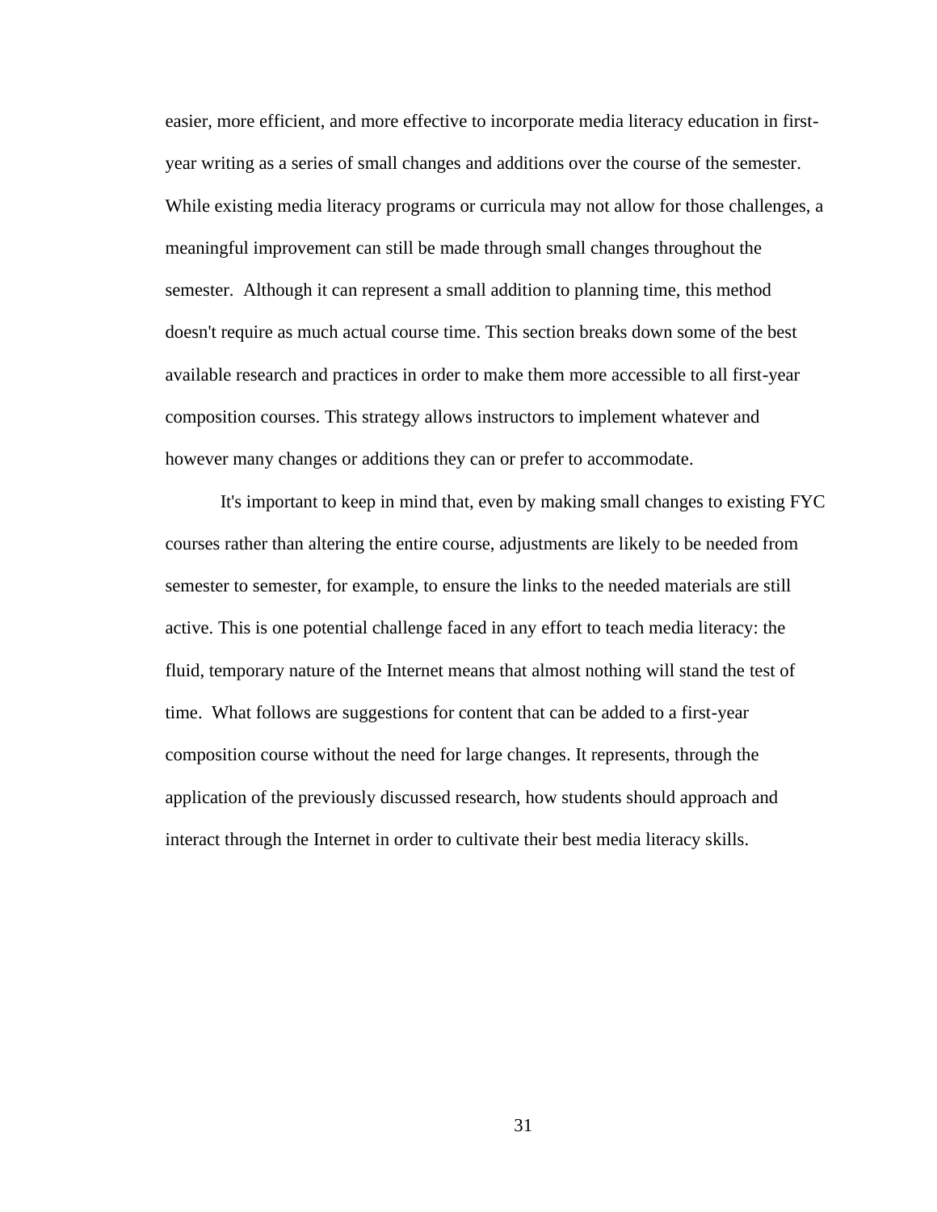easier, more efficient, and more effective to incorporate media literacy education in first-year writing as a series of small changes and additions over the course of the semester. While existing media literacy programs or curricula may not allow for those challenges, a meaningful improvement can still be made through small changes throughout the semester. Although it can represent a small addition to planning time, this method doesn't require as much actual course time. This section breaks down some of the best available research and practices in order to make them more accessible to all first-year composition courses. This strategy allows instructors to implement whatever and however many changes or additions they can or prefer to accommodate.

It's important to keep in mind that, even by making small changes to existing FYC courses rather than altering the entire course, adjustments are likely to be needed from semester to semester, for example, to ensure the links to the needed materials are still active. This is one potential challenge faced in any effort to teach media literacy: the fluid, temporary nature of the Internet means that almost nothing will stand the test of time. What follows are suggestions for content that can be added to a first-year composition course without the need for large changes. It represents, through the application of the previously discussed research, how students should approach and interact through the Internet in order to cultivate their best media literacy skills.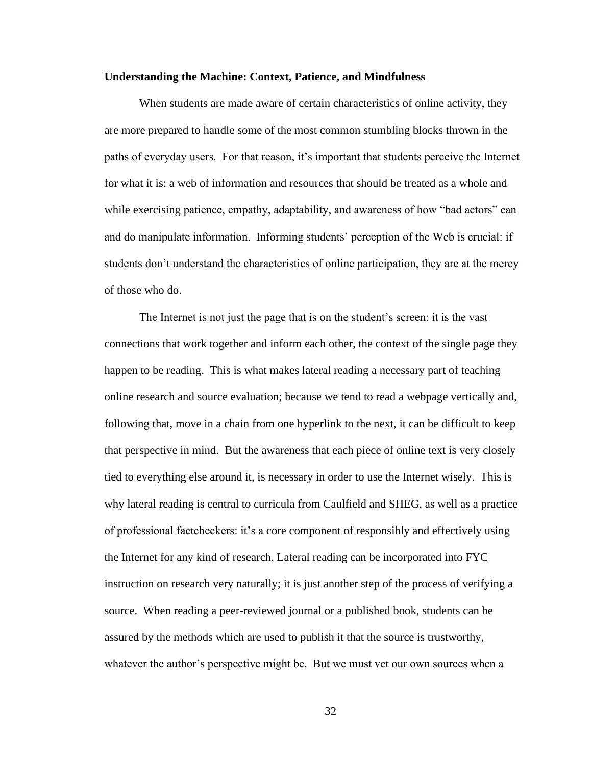**Understanding the Machine: Context, Patience, and Mindfulness**

When students are made aware of certain characteristics of online activity, they are more prepared to handle some of the most common stumbling blocks thrown in the paths of everyday users. For that reason, it's important that students perceive the Internet for what it is: a web of information and resources that should be treated as a whole and while exercising patience, empathy, adaptability, and awareness of how "bad actors" can and do manipulate information. Informing students' perception of the Web is crucial: if students don't understand the characteristics of online participation, they are at the mercy of those who do.

The Internet is not just the page that is on the student's screen: it is the vast connections that work together and inform each other, the context of the single page they happen to be reading. This is what makes lateral reading a necessary part of teaching online research and source evaluation; because we tend to read a webpage vertically and, following that, move in a chain from one hyperlink to the next, it can be difficult to keep that perspective in mind. But the awareness that each piece of online text is very closely tied to everything else around it, is necessary in order to use the Internet wisely. This is why lateral reading is central to curricula from Caulfield and SHEG, as well as a practice of professional factcheckers: it's a core component of responsibly and effectively using the Internet for any kind of research. Lateral reading can be incorporated into FYC instruction on research very naturally; it is just another step of the process of verifying a source. When reading a peer-reviewed journal or a published book, students can be assured by the methods which are used to publish it that the source is trustworthy, whatever the author's perspective might be. But we must vet our own sources when a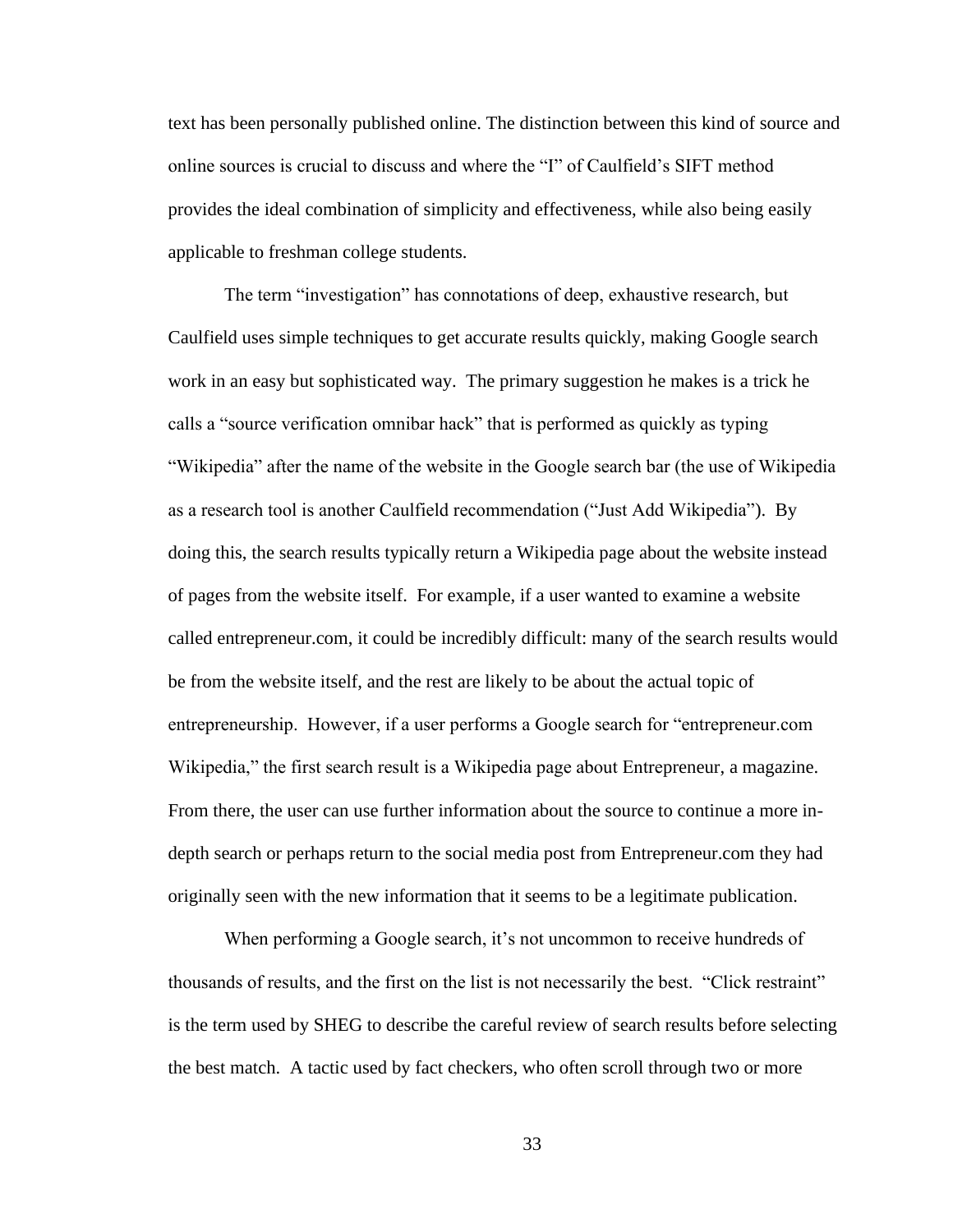text has been personally published online. The distinction between this kind of source and online sources is crucial to discuss and where the "I" of Caulfield's SIFT method provides the ideal combination of simplicity and effectiveness, while also being easily applicable to freshman college students.

The term "investigation" has connotations of deep, exhaustive research, but Caulfield uses simple techniques to get accurate results quickly, making Google search work in an easy but sophisticated way. The primary suggestion he makes is a trick he calls a "source verification omnibar hack" that is performed as quickly as typing "Wikipedia" after the name of the website in the Google search bar (the use of Wikipedia as a research tool is another Caulfield recommendation ("Just Add Wikipedia"). By doing this, the search results typically return a Wikipedia page about the website instead of pages from the website itself. For example, if a user wanted to examine a website called entrepreneur.com, it could be incredibly difficult: many of the search results would be from the website itself, and the rest are likely to be about the actual topic of entrepreneurship. However, if a user performs a Google search for "entrepreneur.com Wikipedia," the first search result is a Wikipedia page about Entrepreneur, a magazine. From there, the user can use further information about the source to continue a more in-depth search or perhaps return to the social media post from Entrepreneur.com they had originally seen with the new information that it seems to be a legitimate publication.

When performing a Google search, it's not uncommon to receive hundreds of thousands of results, and the first on the list is not necessarily the best. "Click restraint" is the term used by SHEG to describe the careful review of search results before selecting the best match. A tactic used by fact checkers, who often scroll through two or more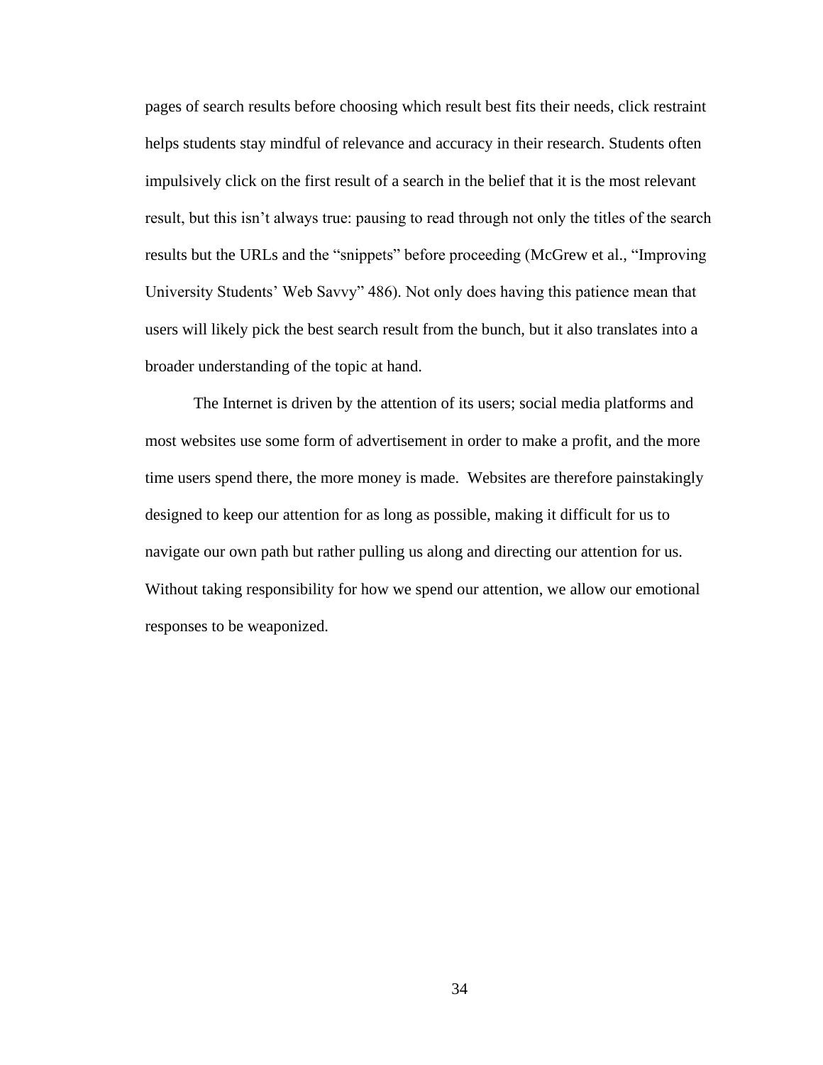pages of search results before choosing which result best fits their needs, click restraint helps students stay mindful of relevance and accuracy in their research. Students often impulsively click on the first result of a search in the belief that it is the most relevant result, but this isn't always true: pausing to read through not only the titles of the search results but the URLs and the "snippets" before proceeding (McGrew et al., "Improving University Students' Web Savvy" 486). Not only does having this patience mean that users will likely pick the best search result from the bunch, but it also translates into a broader understanding of the topic at hand.

The Internet is driven by the attention of its users; social media platforms and most websites use some form of advertisement in order to make a profit, and the more time users spend there, the more money is made. Websites are therefore painstakingly designed to keep our attention for as long as possible, making it difficult for us to navigate our own path but rather pulling us along and directing our attention for us. Without taking responsibility for how we spend our attention, we allow our emotional responses to be weaponized.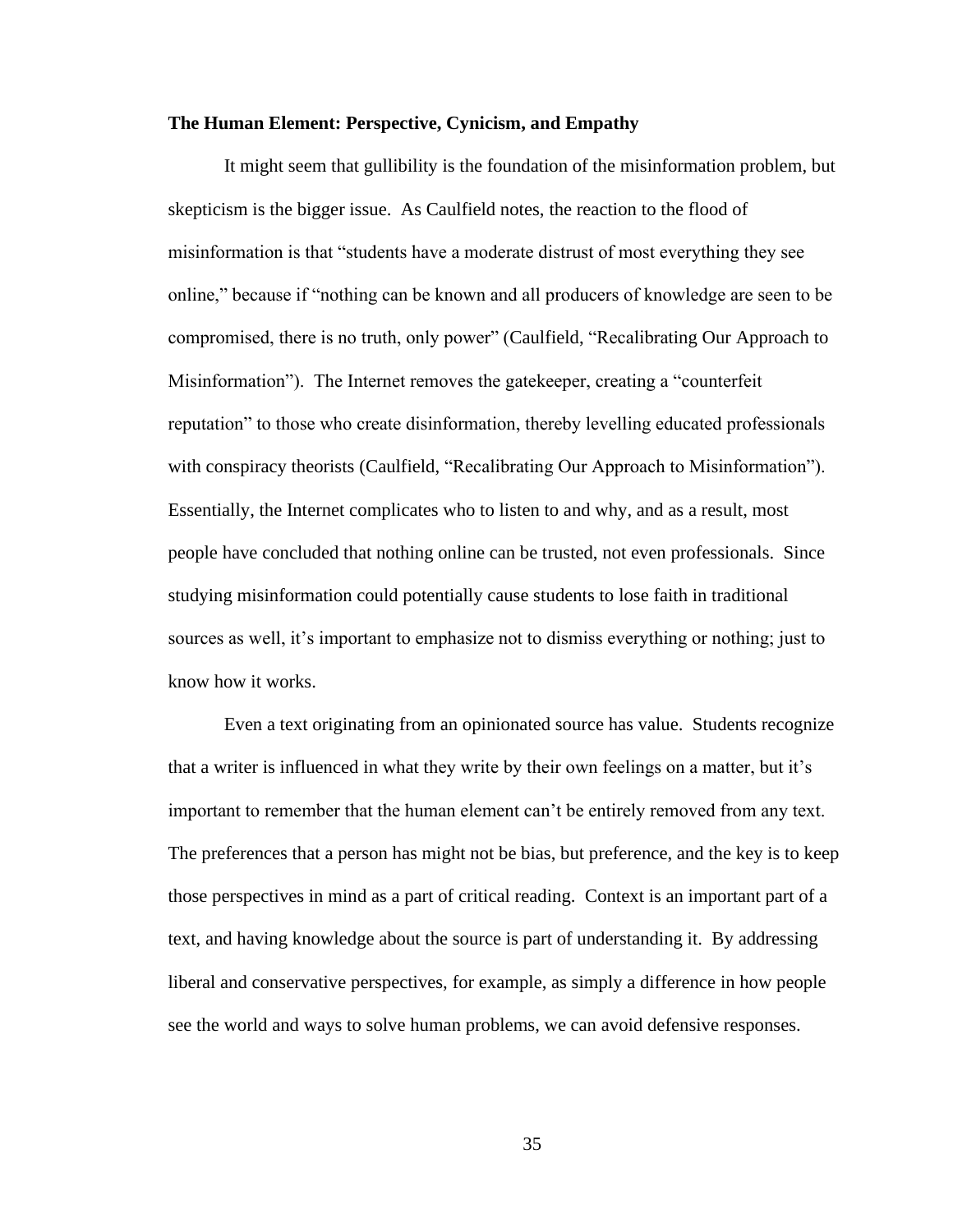**The Human Element: Perspective, Cynicism, and Empathy**

It might seem that gullibility is the foundation of the misinformation problem, but skepticism is the bigger issue. As Caulfield notes, the reaction to the flood of misinformation is that "students have a moderate distrust of most everything they see online," because if "nothing can be known and all producers of knowledge are seen to be compromised, there is no truth, only power" (Caulfield, "Recalibrating Our Approach to Misinformation"). The Internet removes the gatekeeper, creating a "counterfeit reputation" to those who create disinformation, thereby levelling educated professionals with conspiracy theorists (Caulfield, "Recalibrating Our Approach to Misinformation"). Essentially, the Internet complicates who to listen to and why, and as a result, most people have concluded that nothing online can be trusted, not even professionals. Since studying misinformation could potentially cause students to lose faith in traditional sources as well, it's important to emphasize not to dismiss everything or nothing; just to know how it works.

Even a text originating from an opinionated source has value. Students recognize that a writer is influenced in what they write by their own feelings on a matter, but it's important to remember that the human element can't be entirely removed from any text. The preferences that a person has might not be bias, but preference, and the key is to keep those perspectives in mind as a part of critical reading. Context is an important part of a text, and having knowledge about the source is part of understanding it. By addressing liberal and conservative perspectives, for example, as simply a difference in how people see the world and ways to solve human problems, we can avoid defensive responses.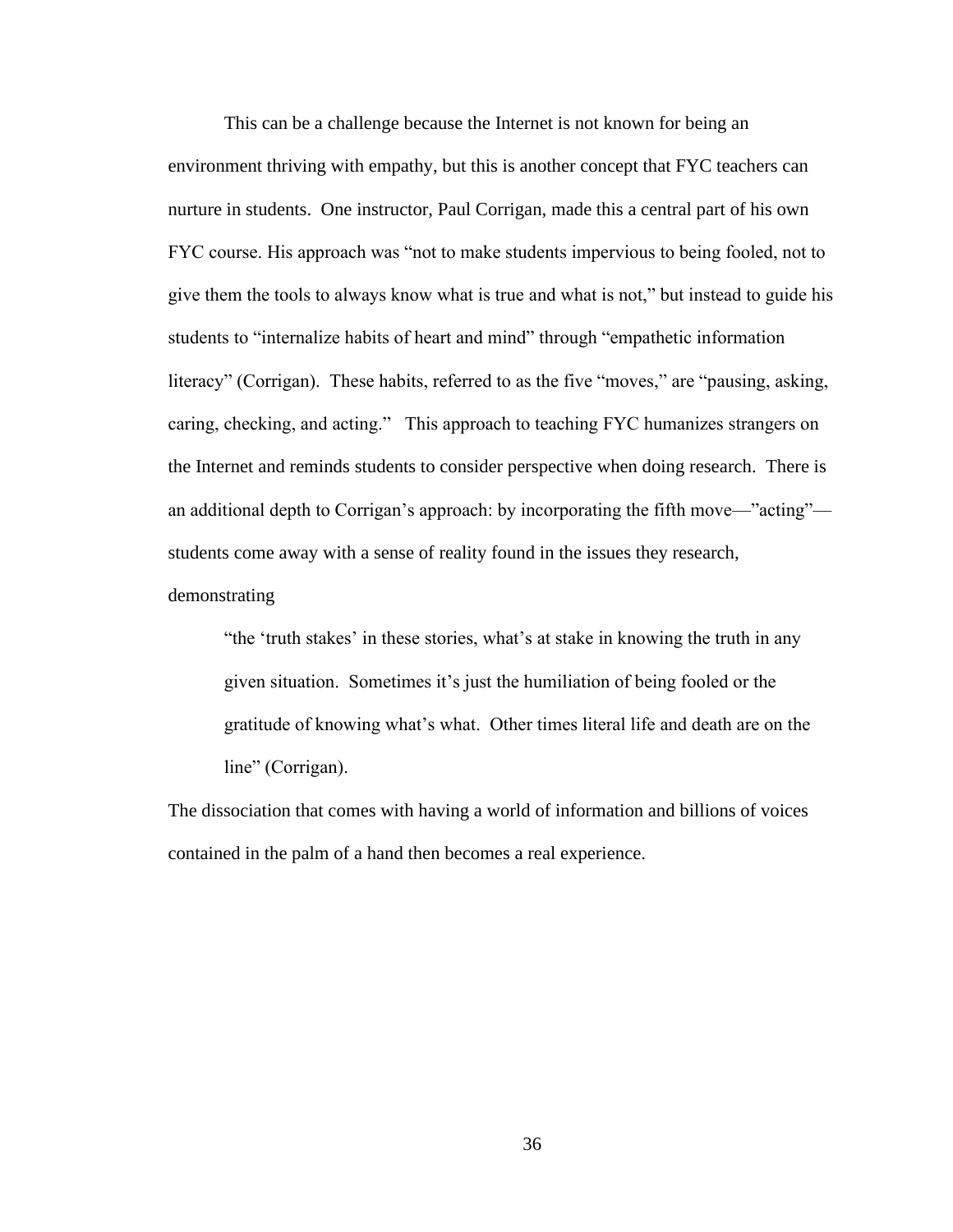This can be a challenge because the Internet is not known for being an environment thriving with empathy, but this is another concept that FYC teachers can nurture in students. One instructor, Paul Corrigan, made this a central part of his own FYC course. His approach was "not to make students impervious to being fooled, not to give them the tools to always know what is true and what is not," but instead to guide his students to "internalize habits of heart and mind" through "empathetic information literacy" (Corrigan). These habits, referred to as the five "moves," are "pausing, asking, caring, checking, and acting." This approach to teaching FYC humanizes strangers on the Internet and reminds students to consider perspective when doing research. There is an additional depth to Corrigan's approach: by incorporating the fifth move—"acting"—students come away with a sense of reality found in the issues they research, demonstrating

> "the 'truth stakes' in these stories, what's at stake in knowing the truth in any given situation. Sometimes it's just the humiliation of being fooled or the gratitude of knowing what's what. Other times literal life and death are on the line" (Corrigan).

The dissociation that comes with having a world of information and billions of voices contained in the palm of a hand then becomes a real experience.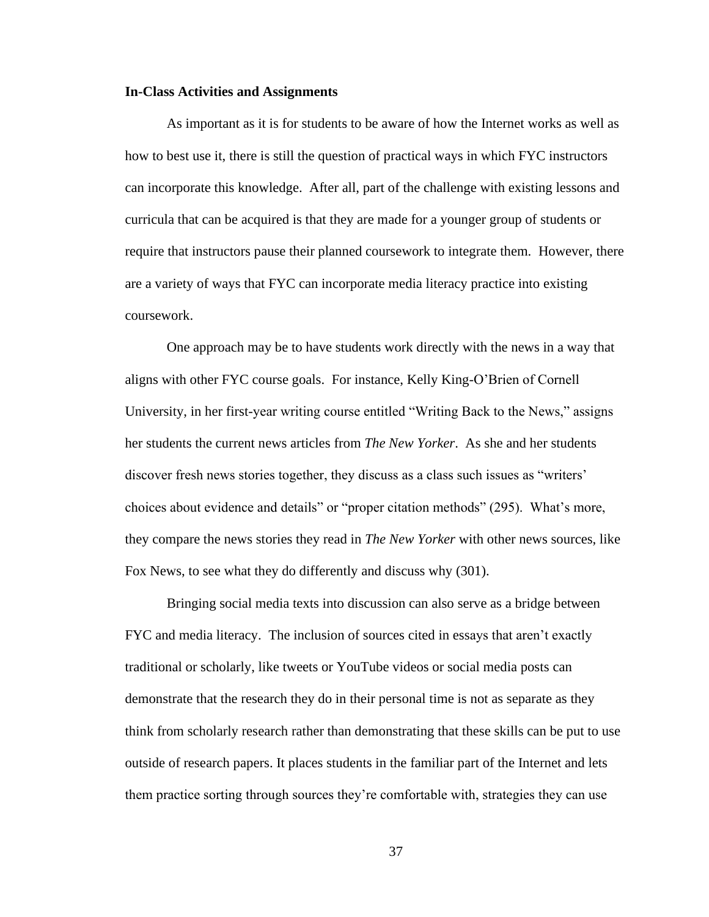**In-Class Activities and Assignments**

As important as it is for students to be aware of how the Internet works as well as how to best use it, there is still the question of practical ways in which FYC instructors can incorporate this knowledge. After all, part of the challenge with existing lessons and curricula that can be acquired is that they are made for a younger group of students or require that instructors pause their planned coursework to integrate them. However, there are a variety of ways that FYC can incorporate media literacy practice into existing coursework.

One approach may be to have students work directly with the news in a way that aligns with other FYC course goals. For instance, Kelly King-O'Brien of Cornell University, in her first-year writing course entitled "Writing Back to the News," assigns her students the current news articles from *The New Yorker*. As she and her students discover fresh news stories together, they discuss as a class such issues as "writers' choices about evidence and details" or "proper citation methods" (295). What's more, they compare the news stories they read in *The New Yorker* with other news sources, like Fox News, to see what they do differently and discuss why (301).

Bringing social media texts into discussion can also serve as a bridge between FYC and media literacy. The inclusion of sources cited in essays that aren't exactly traditional or scholarly, like tweets or YouTube videos or social media posts can demonstrate that the research they do in their personal time is not as separate as they think from scholarly research rather than demonstrating that these skills can be put to use outside of research papers. It places students in the familiar part of the Internet and lets them practice sorting through sources they're comfortable with, strategies they can use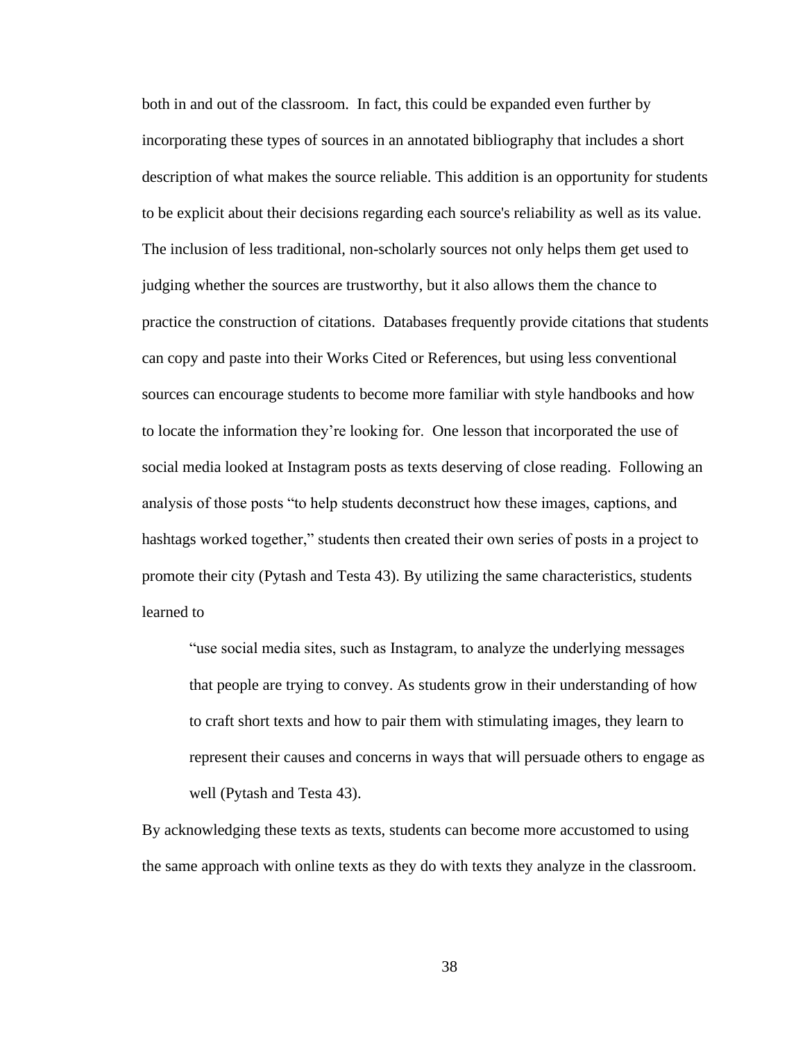both in and out of the classroom. In fact, this could be expanded even further by incorporating these types of sources in an annotated bibliography that includes a short description of what makes the source reliable. This addition is an opportunity for students to be explicit about their decisions regarding each source's reliability as well as its value. The inclusion of less traditional, non-scholarly sources not only helps them get used to judging whether the sources are trustworthy, but it also allows them the chance to practice the construction of citations. Databases frequently provide citations that students can copy and paste into their Works Cited or References, but using less conventional sources can encourage students to become more familiar with style handbooks and how to locate the information they're looking for. One lesson that incorporated the use of social media looked at Instagram posts as texts deserving of close reading. Following an analysis of those posts "to help students deconstruct how these images, captions, and hashtags worked together," students then created their own series of posts in a project to promote their city (Pytash and Testa 43). By utilizing the same characteristics, students learned to

> "use social media sites, such as Instagram, to analyze the underlying messages that people are trying to convey. As students grow in their understanding of how to craft short texts and how to pair them with stimulating images, they learn to represent their causes and concerns in ways that will persuade others to engage as well (Pytash and Testa 43).

By acknowledging these texts as texts, students can become more accustomed to using the same approach with online texts as they do with texts they analyze in the classroom.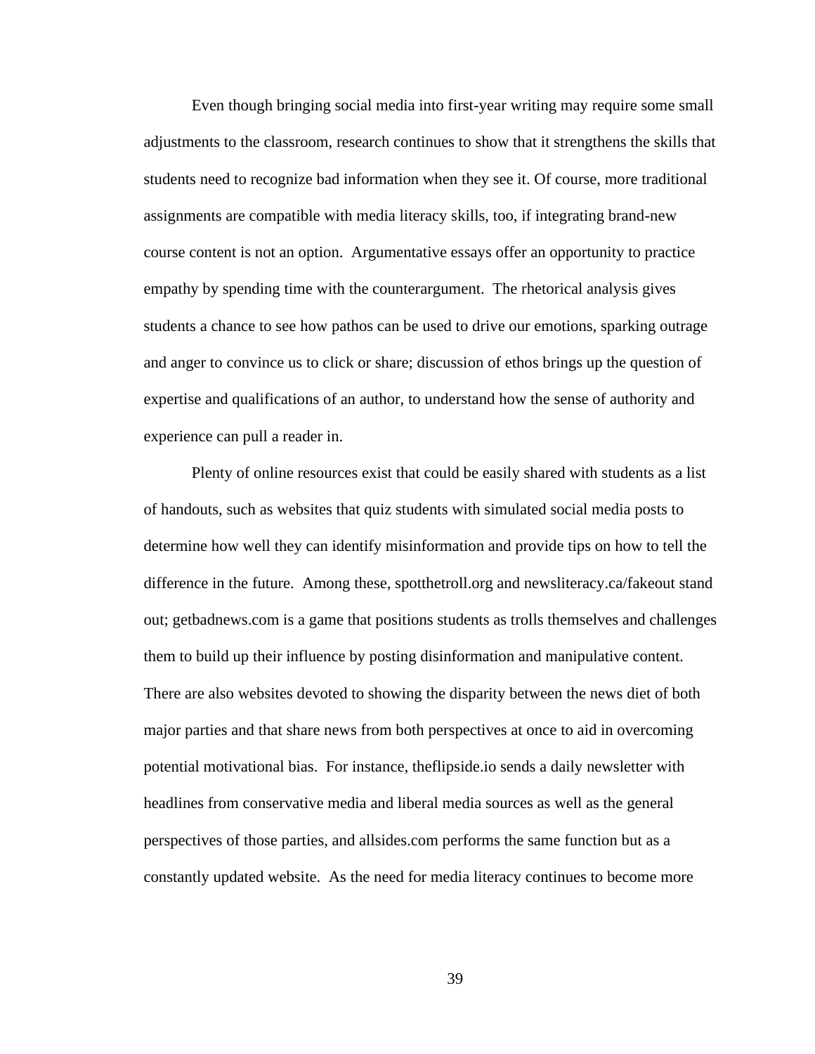Even though bringing social media into first-year writing may require some small adjustments to the classroom, research continues to show that it strengthens the skills that students need to recognize bad information when they see it. Of course, more traditional assignments are compatible with media literacy skills, too, if integrating brand-new course content is not an option. Argumentative essays offer an opportunity to practice empathy by spending time with the counterargument. The rhetorical analysis gives students a chance to see how pathos can be used to drive our emotions, sparking outrage and anger to convince us to click or share; discussion of ethos brings up the question of expertise and qualifications of an author, to understand how the sense of authority and experience can pull a reader in.

Plenty of online resources exist that could be easily shared with students as a list of handouts, such as websites that quiz students with simulated social media posts to determine how well they can identify misinformation and provide tips on how to tell the difference in the future. Among these, spotthetroll.org and newsliteracy.ca/fakeout stand out; getbadnews.com is a game that positions students as trolls themselves and challenges them to build up their influence by posting disinformation and manipulative content. There are also websites devoted to showing the disparity between the news diet of both major parties and that share news from both perspectives at once to aid in overcoming potential motivational bias. For instance, theflipside.io sends a daily newsletter with headlines from conservative media and liberal media sources as well as the general perspectives of those parties, and allsides.com performs the same function but as a constantly updated website. As the need for media literacy continues to become more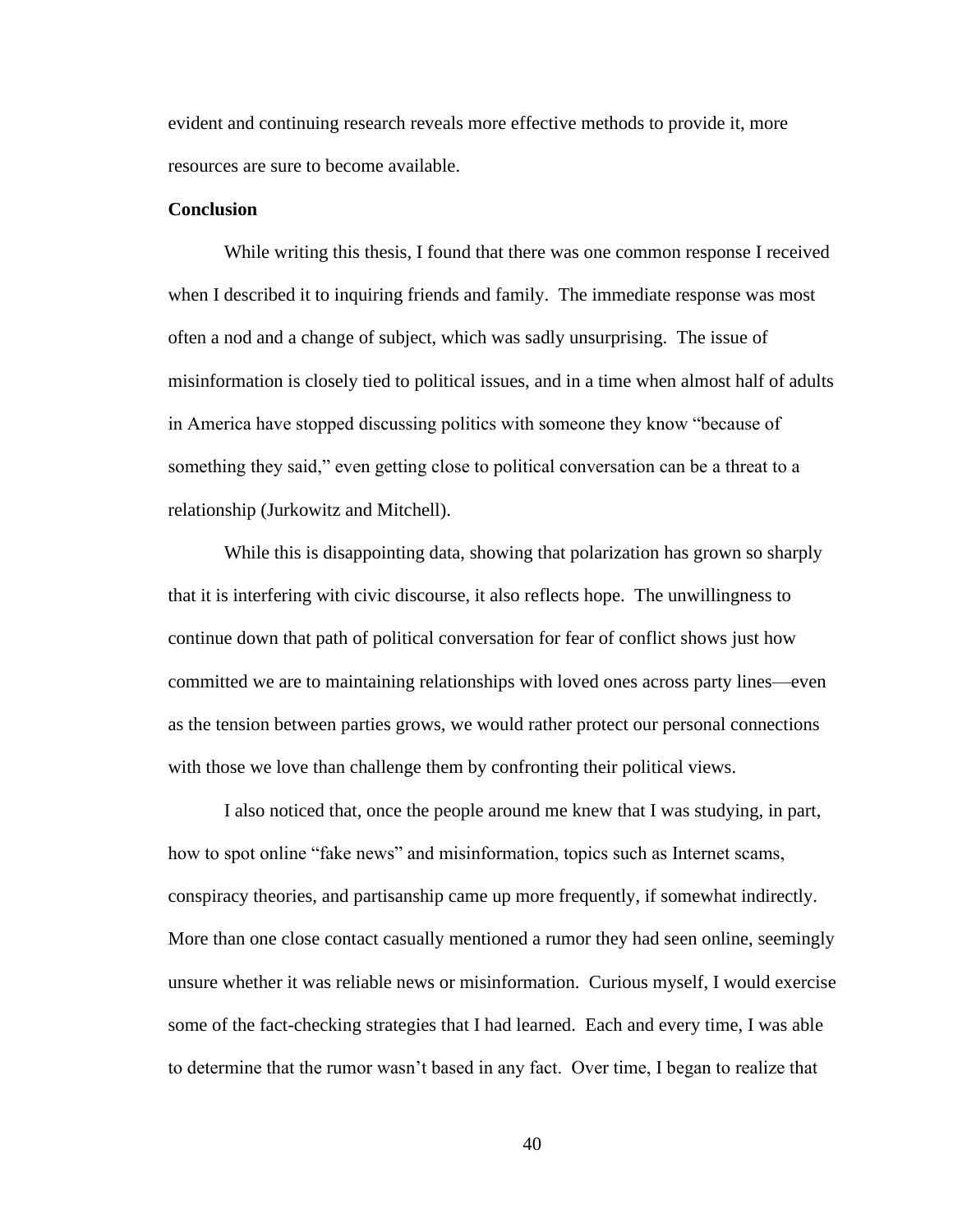evident and continuing research reveals more effective methods to provide it, more resources are sure to become available.

### Conclusion

While writing this thesis, I found that there was one common response I received when I described it to inquiring friends and family. The immediate response was most often a nod and a change of subject, which was sadly unsurprising. The issue of misinformation is closely tied to political issues, and in a time when almost half of adults in America have stopped discussing politics with someone they know "because of something they said," even getting close to political conversation can be a threat to a relationship (Jurkowitz and Mitchell).

While this is disappointing data, showing that polarization has grown so sharply that it is interfering with civic discourse, it also reflects hope. The unwillingness to continue down that path of political conversation for fear of conflict shows just how committed we are to maintaining relationships with loved ones across party lines—even as the tension between parties grows, we would rather protect our personal connections with those we love than challenge them by confronting their political views.

I also noticed that, once the people around me knew that I was studying, in part, how to spot online "fake news" and misinformation, topics such as Internet scams, conspiracy theories, and partisanship came up more frequently, if somewhat indirectly. More than one close contact casually mentioned a rumor they had seen online, seemingly unsure whether it was reliable news or misinformation. Curious myself, I would exercise some of the fact-checking strategies that I had learned. Each and every time, I was able to determine that the rumor wasn't based in any fact. Over time, I began to realize that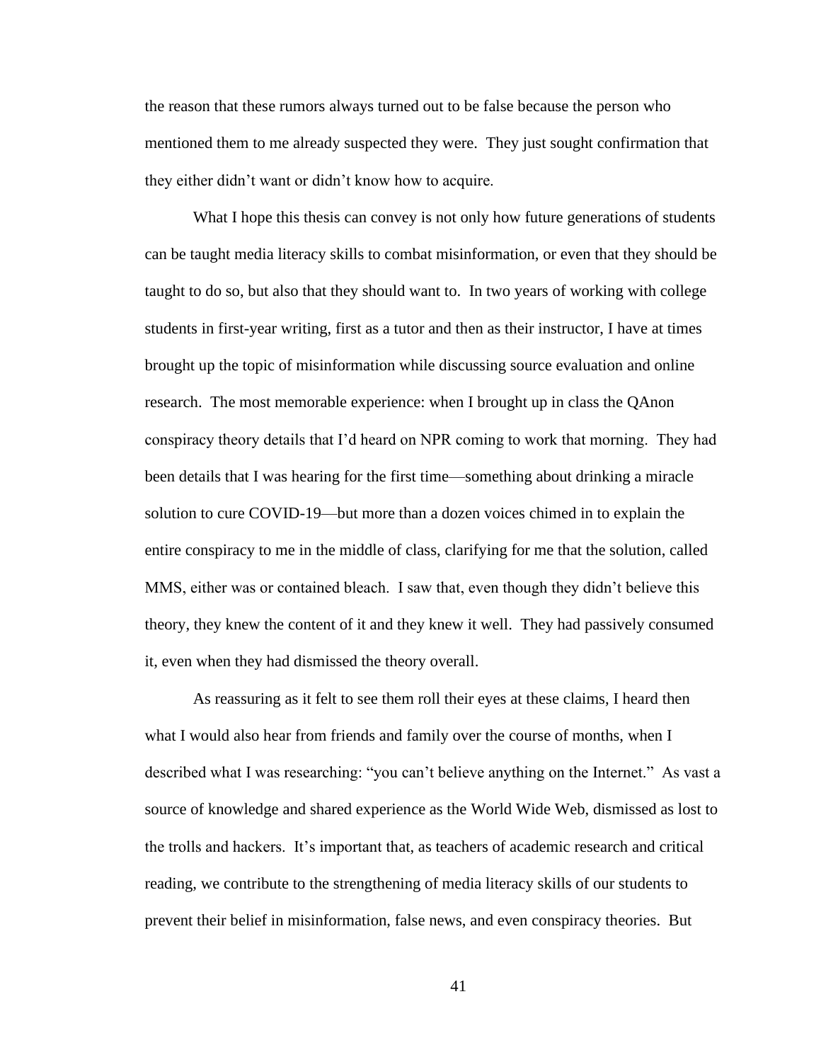the reason that these rumors always turned out to be false because the person who mentioned them to me already suspected they were. They just sought confirmation that they either didn't want or didn't know how to acquire.

What I hope this thesis can convey is not only how future generations of students can be taught media literacy skills to combat misinformation, or even that they should be taught to do so, but also that they should want to. In two years of working with college students in first-year writing, first as a tutor and then as their instructor, I have at times brought up the topic of misinformation while discussing source evaluation and online research. The most memorable experience: when I brought up in class the QAnon conspiracy theory details that I'd heard on NPR coming to work that morning. They had been details that I was hearing for the first time—something about drinking a miracle solution to cure COVID-19—but more than a dozen voices chimed in to explain the entire conspiracy to me in the middle of class, clarifying for me that the solution, called MMS, either was or contained bleach. I saw that, even though they didn't believe this theory, they knew the content of it and they knew it well. They had passively consumed it, even when they had dismissed the theory overall.

As reassuring as it felt to see them roll their eyes at these claims, I heard then what I would also hear from friends and family over the course of months, when I described what I was researching: "you can't believe anything on the Internet." As vast a source of knowledge and shared experience as the World Wide Web, dismissed as lost to the trolls and hackers. It's important that, as teachers of academic research and critical reading, we contribute to the strengthening of media literacy skills of our students to prevent their belief in misinformation, false news, and even conspiracy theories. But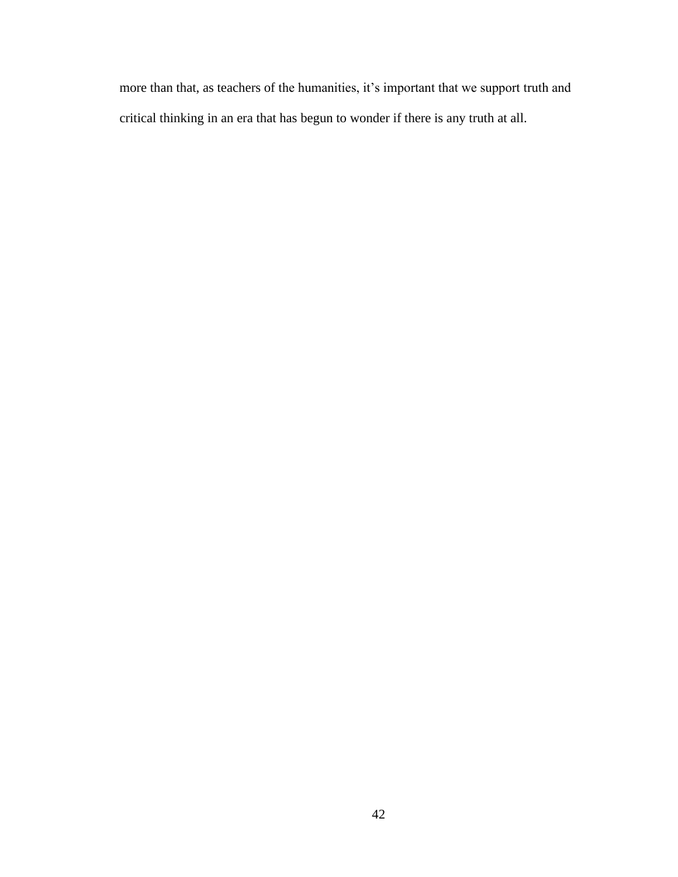more than that, as teachers of the humanities, it’s important that we support truth and critical thinking in an era that has begun to wonder if there is any truth at all.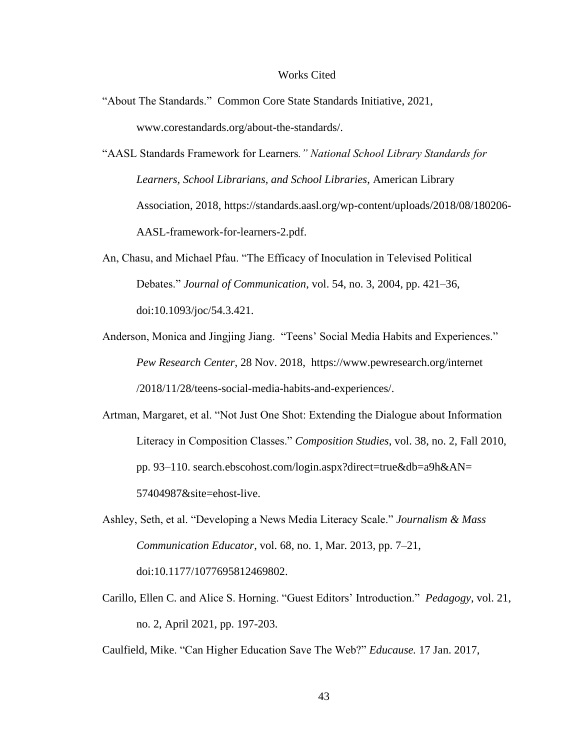# Works Cited

"About The Standards." Common Core State Standards Initiative, 2021, www.corestandards.org/about-the-standards/.

"AASL Standards Framework for Learners*." National School Library Standards for Learners, School Librarians, and School Libraries*, American Library Association, 2018, https://standards.aasl.org/wp-content/uploads/2018/08/180206-AASL-framework-for-learners-2.pdf.

An, Chasu, and Michael Pfau. "The Efficacy of Inoculation in Televised Political Debates." *Journal of Communication*, vol. 54, no. 3, 2004, pp. 421–36, doi:10.1093/joc/54.3.421.

Anderson, Monica and Jingjing Jiang. "Teens' Social Media Habits and Experiences." *Pew Research Center*, 28 Nov. 2018, https://www.pewresearch.org/internet/2018/11/28/teens-social-media-habits-and-experiences/.

Artman, Margaret, et al. "Not Just One Shot: Extending the Dialogue about Information Literacy in Composition Classes." *Composition Studies*, vol. 38, no. 2, Fall 2010, pp. 93–110. search.ebscohost.com/login.aspx?direct=true&db=a9h&AN=57404987&site=ehost-live.

Ashley, Seth, et al. "Developing a News Media Literacy Scale." *Journalism & Mass Communication Educator*, vol. 68, no. 1, Mar. 2013, pp. 7–21, doi:10.1177/1077695812469802.

Carillo, Ellen C. and Alice S. Horning. "Guest Editors' Introduction." *Pedagogy*, vol. 21, no. 2, April 2021, pp. 197-203.

Caulfield, Mike. "Can Higher Education Save The Web?" *Educause.* 17 Jan. 2017,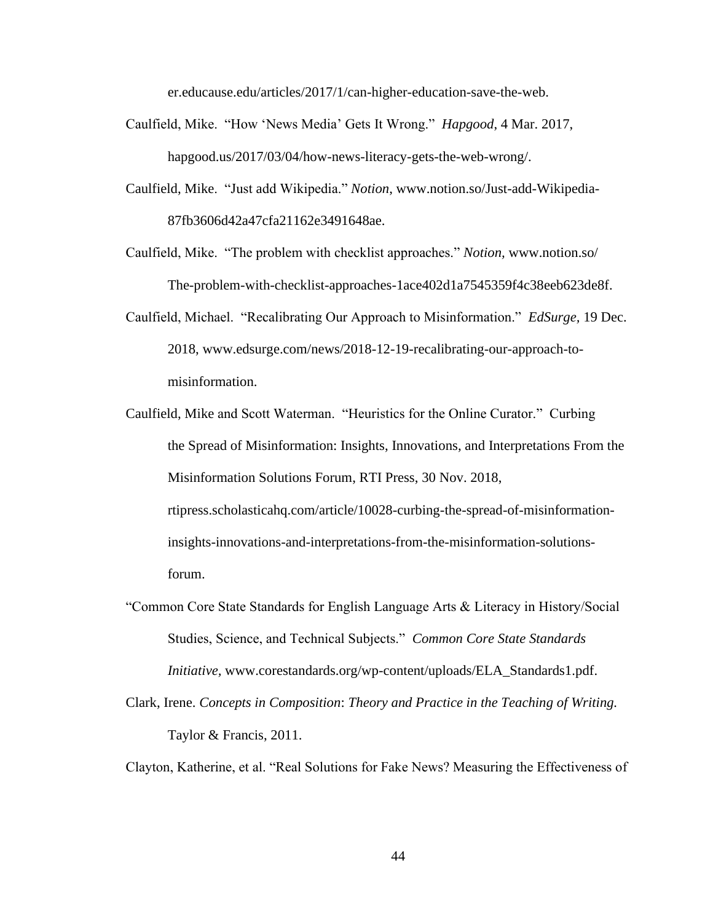er.educause.edu/articles/2017/1/can-higher-education-save-the-web.

Caulfield, Mike. "How 'News Media' Gets It Wrong." *Hapgood*, 4 Mar. 2017, hapgood.us/2017/03/04/how-news-literacy-gets-the-web-wrong/.

Caulfield, Mike. "Just add Wikipedia." *Notion*, www.notion.so/Just-add-Wikipedia-87fb3606d42a47cfa21162e3491648ae.

Caulfield, Mike. "The problem with checklist approaches." *Notion,* www.notion.so/The-problem-with-checklist-approaches-1ace402d1a7545359f4c38eeb623de8f.

Caulfield, Michael. "Recalibrating Our Approach to Misinformation." *EdSurge*, 19 Dec. 2018, www.edsurge.com/news/2018-12-19-recalibrating-our-approach-to-misinformation.

Caulfield, Mike and Scott Waterman. "Heuristics for the Online Curator." Curbing the Spread of Misinformation: Insights, Innovations, and Interpretations From the Misinformation Solutions Forum, RTI Press, 30 Nov. 2018, rtipress.scholasticahq.com/article/10028-curbing-the-spread-of-misinformation-insights-innovations-and-interpretations-from-the-misinformation-solutions-forum.

"Common Core State Standards for English Language Arts & Literacy in History/Social Studies, Science, and Technical Subjects." *Common Core State Standards Initiative,* www.corestandards.org/wp-content/uploads/ELA_Standards1.pdf.

Clark, Irene. *Concepts in Composition*: *Theory and Practice in the Teaching of Writing.* Taylor & Francis, 2011.

Clayton, Katherine, et al. "Real Solutions for Fake News? Measuring the Effectiveness of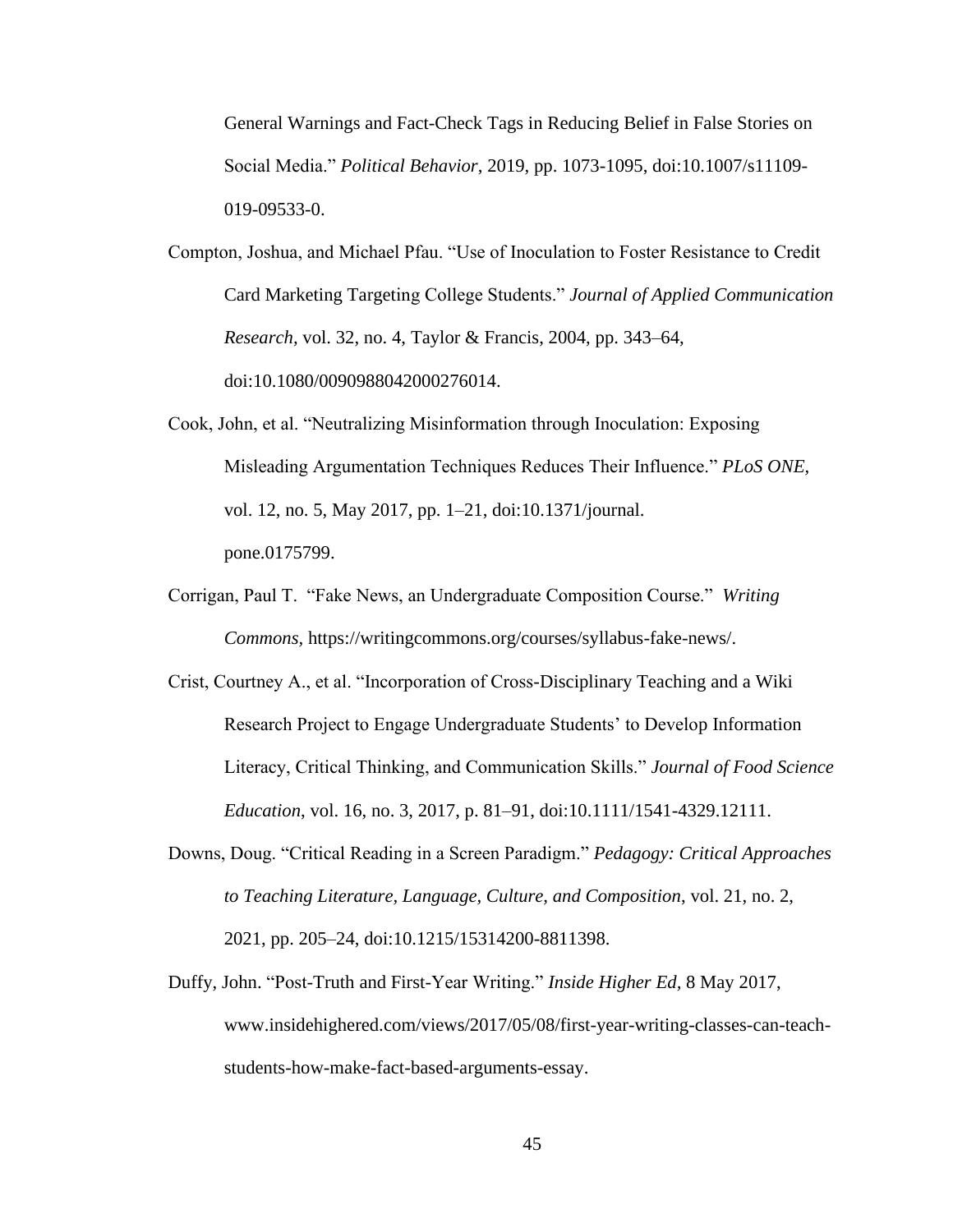General Warnings and Fact-Check Tags in Reducing Belief in False Stories on Social Media." *Political Behavior*, 2019, pp. 1073-1095, doi:10.1007/s11109-019-09533-0.

Compton, Joshua, and Michael Pfau. "Use of Inoculation to Foster Resistance to Credit Card Marketing Targeting College Students." *Journal of Applied Communication Research*, vol. 32, no. 4, Taylor & Francis, 2004, pp. 343–64, doi:10.1080/0090988042000276014.

Cook, John, et al. "Neutralizing Misinformation through Inoculation: Exposing Misleading Argumentation Techniques Reduces Their Influence." *PLoS ONE*, vol. 12, no. 5, May 2017, pp. 1–21, doi:10.1371/journal.pone.0175799.

Corrigan, Paul T. "Fake News, an Undergraduate Composition Course." *Writing Commons*, https://writingcommons.org/courses/syllabus-fake-news/.

Crist, Courtney A., et al. "Incorporation of Cross-Disciplinary Teaching and a Wiki Research Project to Engage Undergraduate Students' to Develop Information Literacy, Critical Thinking, and Communication Skills." *Journal of Food Science Education*, vol. 16, no. 3, 2017, p. 81–91, doi:10.1111/1541-4329.12111.

Downs, Doug. "Critical Reading in a Screen Paradigm." *Pedagogy: Critical Approaches to Teaching Literature, Language, Culture, and Composition*, vol. 21, no. 2, 2021, pp. 205–24, doi:10.1215/15314200-8811398.

Duffy, John. "Post-Truth and First-Year Writing." *Inside Higher Ed*, 8 May 2017, www.insidehighered.com/views/2017/05/08/first-year-writing-classes-can-teach-students-how-make-fact-based-arguments-essay.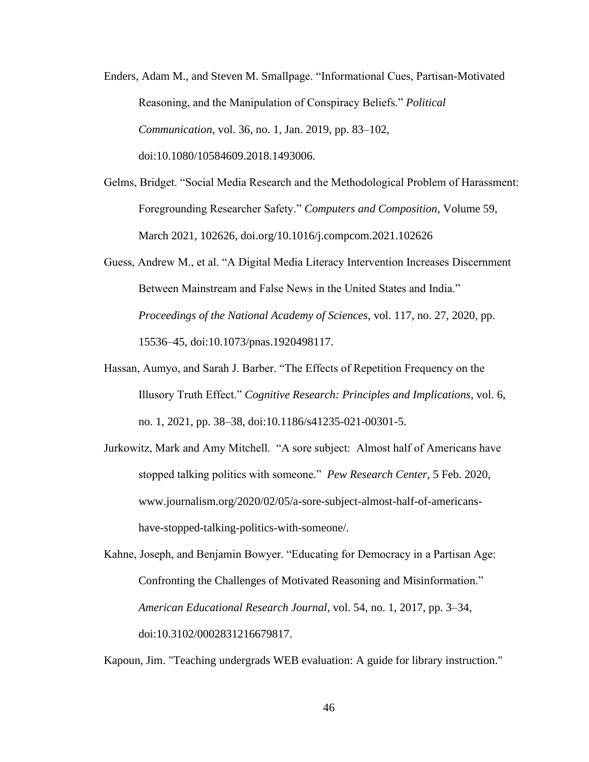Enders, Adam M., and Steven M. Smallpage. "Informational Cues, Partisan-Motivated Reasoning, and the Manipulation of Conspiracy Beliefs." *Political Communication*, vol. 36, no. 1, Jan. 2019, pp. 83–102, doi:10.1080/10584609.2018.1493006.

Gelms, Bridget. "Social Media Research and the Methodological Problem of Harassment: Foregrounding Researcher Safety." *Computers and Composition*, Volume 59, March 2021, 102626, doi.org/10.1016/j.compcom.2021.102626

Guess, Andrew M., et al. "A Digital Media Literacy Intervention Increases Discernment Between Mainstream and False News in the United States and India." *Proceedings of the National Academy of Sciences*, vol. 117, no. 27, 2020, pp. 15536–45, doi:10.1073/pnas.1920498117.

Hassan, Aumyo, and Sarah J. Barber. "The Effects of Repetition Frequency on the Illusory Truth Effect." *Cognitive Research: Principles and Implications*, vol. 6, no. 1, 2021, pp. 38–38, doi:10.1186/s41235-021-00301-5.

Jurkowitz, Mark and Amy Mitchell. "A sore subject: Almost half of Americans have stopped talking politics with someone." *Pew Research Center,* 5 Feb. 2020, www.journalism.org/2020/02/05/a-sore-subject-almost-half-of-americans-have-stopped-talking-politics-with-someone/.

Kahne, Joseph, and Benjamin Bowyer. "Educating for Democracy in a Partisan Age: Confronting the Challenges of Motivated Reasoning and Misinformation." *American Educational Research Journal*, vol. 54, no. 1, 2017, pp. 3–34, doi:10.3102/0002831216679817.

Kapoun, Jim. "Teaching undergrads WEB evaluation: A guide for library instruction."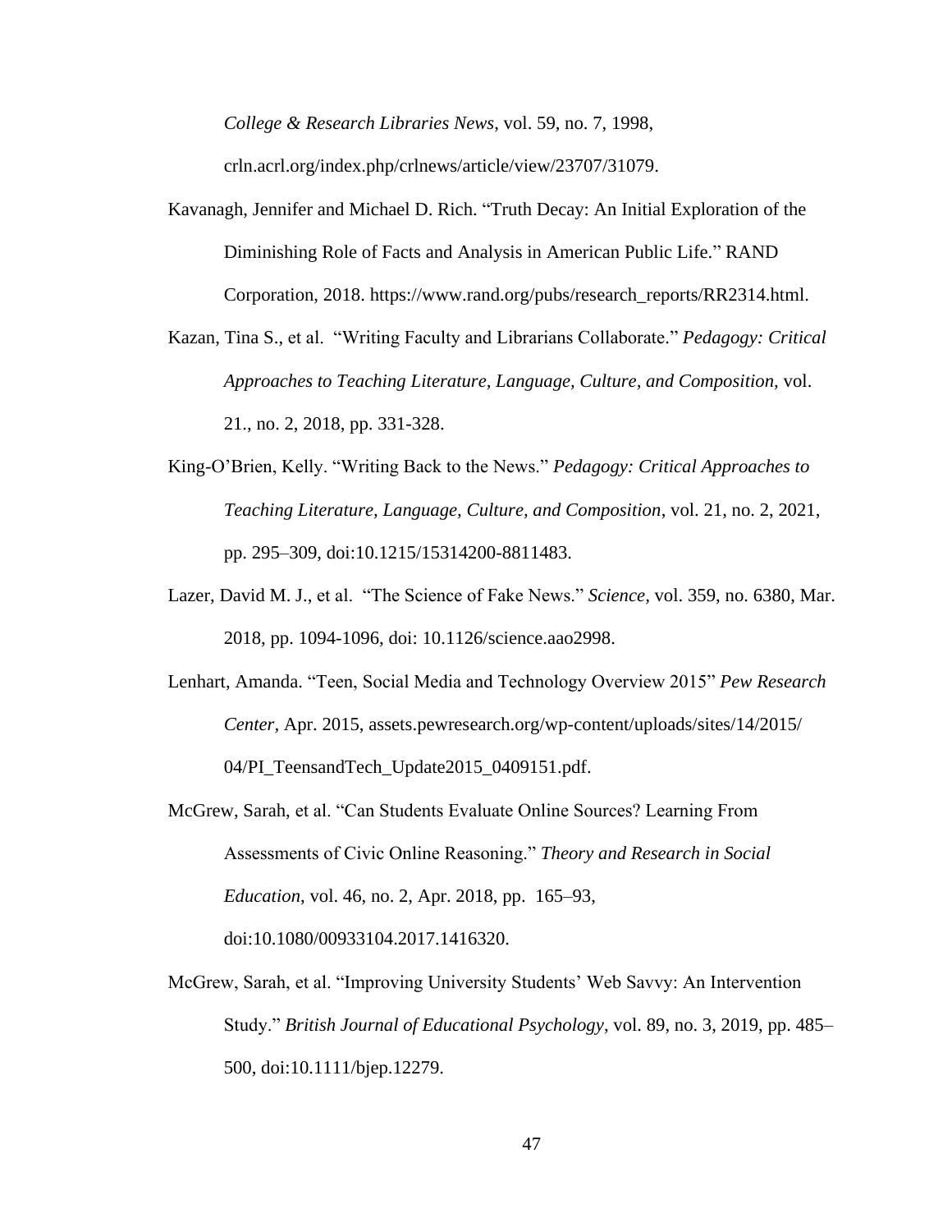*College & Research Libraries News*, vol. 59, no. 7, 1998, crln.acrl.org/index.php/crlnews/article/view/23707/31079.

Kavanagh, Jennifer and Michael D. Rich. "Truth Decay: An Initial Exploration of the Diminishing Role of Facts and Analysis in American Public Life." RAND Corporation, 2018. https://www.rand.org/pubs/research_reports/RR2314.html.

Kazan, Tina S., et al. "Writing Faculty and Librarians Collaborate." *Pedagogy: Critical Approaches to Teaching Literature, Language, Culture, and Composition,* vol. 21., no. 2, 2018, pp. 331-328.

King-O'Brien, Kelly. "Writing Back to the News." *Pedagogy: Critical Approaches to Teaching Literature, Language, Culture, and Composition*, vol. 21, no. 2, 2021, pp. 295–309, doi:10.1215/15314200-8811483.

Lazer, David M. J., et al. "The Science of Fake News." *Science*, vol. 359, no. 6380, Mar. 2018, pp. 1094-1096, doi: 10.1126/science.aao2998.

Lenhart, Amanda. "Teen, Social Media and Technology Overview 2015" *Pew Research Center*, Apr. 2015, assets.pewresearch.org/wp-content/uploads/sites/14/2015/04/PI_TeensandTech_Update2015_0409151.pdf.

McGrew, Sarah, et al. "Can Students Evaluate Online Sources? Learning From Assessments of Civic Online Reasoning." *Theory and Research in Social Education*, vol. 46, no. 2, Apr. 2018, pp. 165–93, doi:10.1080/00933104.2017.1416320.

McGrew, Sarah, et al. "Improving University Students' Web Savvy: An Intervention Study." *British Journal of Educational Psychology*, vol. 89, no. 3, 2019, pp. 485–500, doi:10.1111/bjep.12279.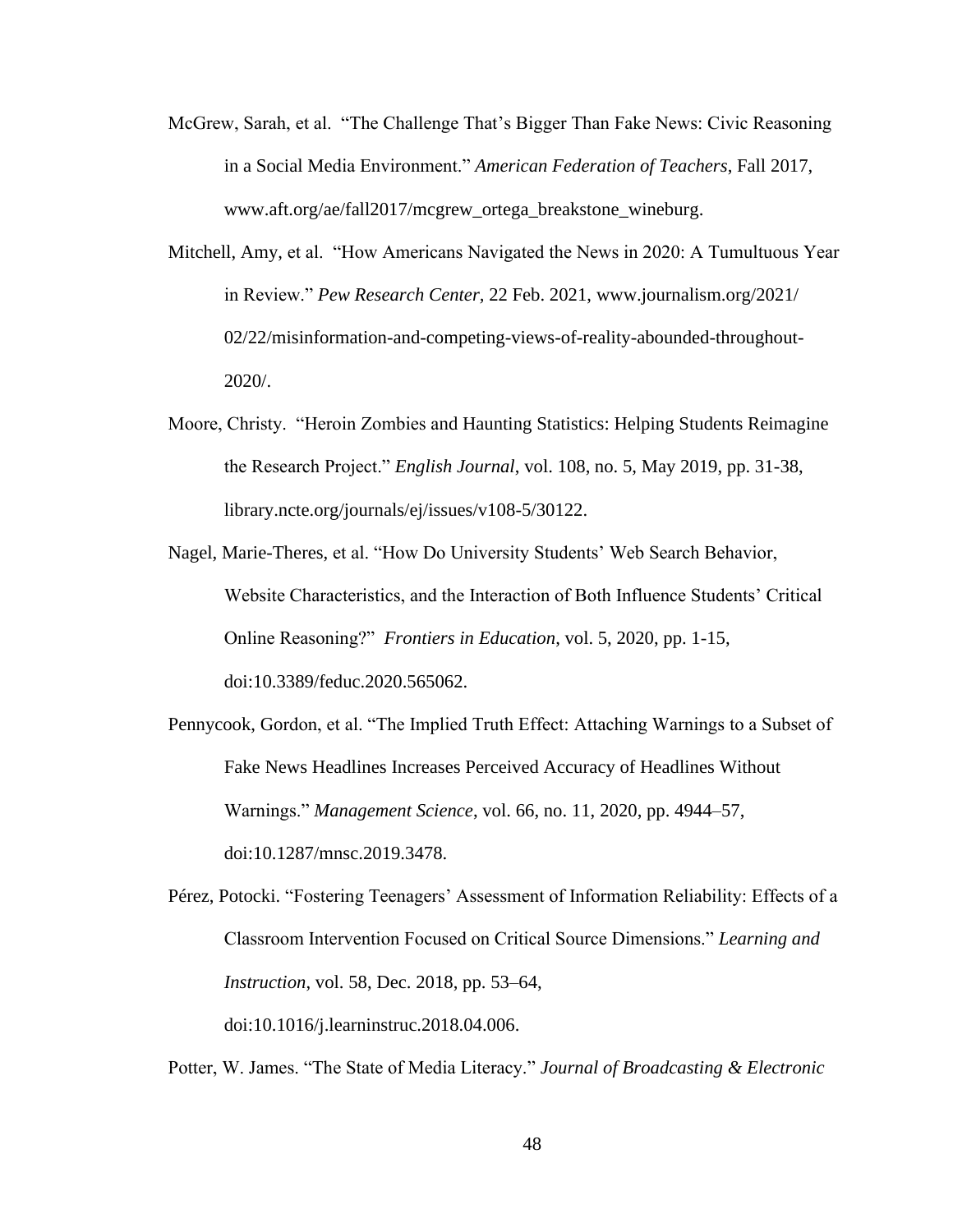McGrew, Sarah, et al. "The Challenge That's Bigger Than Fake News: Civic Reasoning in a Social Media Environment." *American Federation of Teachers*, Fall 2017, www.aft.org/ae/fall2017/mcgrew_ortega_breakstone_wineburg.

Mitchell, Amy, et al. "How Americans Navigated the News in 2020: A Tumultuous Year in Review." *Pew Research Center*, 22 Feb. 2021, www.journalism.org/2021/02/22/misinformation-and-competing-views-of-reality-abounded-throughout-2020/.

Moore, Christy. "Heroin Zombies and Haunting Statistics: Helping Students Reimagine the Research Project." *English Journal*, vol. 108, no. 5, May 2019, pp. 31-38, library.ncte.org/journals/ej/issues/v108-5/30122.

Nagel, Marie-Theres, et al. "How Do University Students' Web Search Behavior, Website Characteristics, and the Interaction of Both Influence Students' Critical Online Reasoning?" *Frontiers in Education,* vol. 5, 2020, pp. 1-15, doi:10.3389/feduc.2020.565062.

Pennycook, Gordon, et al. "The Implied Truth Effect: Attaching Warnings to a Subset of Fake News Headlines Increases Perceived Accuracy of Headlines Without Warnings." *Management Science*, vol. 66, no. 11, 2020, pp. 4944–57, doi:10.1287/mnsc.2019.3478.

Pérez, Potocki. "Fostering Teenagers' Assessment of Information Reliability: Effects of a Classroom Intervention Focused on Critical Source Dimensions." *Learning and Instruction*, vol. 58, Dec. 2018, pp. 53–64, doi:10.1016/j.learninstruc.2018.04.006.

Potter, W. James. "The State of Media Literacy." *Journal of Broadcasting & Electronic*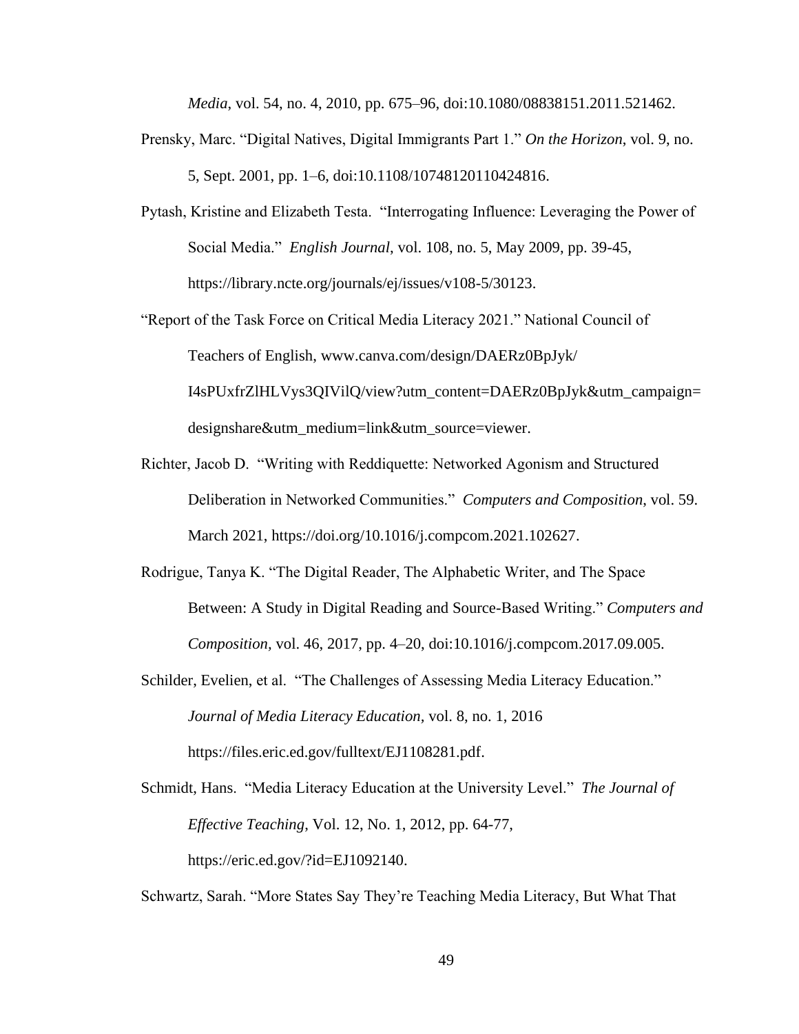*Media*, vol. 54, no. 4, 2010, pp. 675–96, doi:10.1080/08838151.2011.521462.

Prensky, Marc. "Digital Natives, Digital Immigrants Part 1." *On the Horizon*, vol. 9, no. 5, Sept. 2001, pp. 1–6, doi:10.1108/10748120110424816.

Pytash, Kristine and Elizabeth Testa. "Interrogating Influence: Leveraging the Power of Social Media." *English Journal*, vol. 108, no. 5, May 2009, pp. 39-45, https://library.ncte.org/journals/ej/issues/v108-5/30123.

"Report of the Task Force on Critical Media Literacy 2021." National Council of Teachers of English, www.canva.com/design/DAERz0BpJyk/I4sPUxfrZlHLVys3QIVilQ/view?utm_content=DAERz0BpJyk&utm_campaign=designshare&utm_medium=link&utm_source=viewer.

Richter, Jacob D. "Writing with Reddiquette: Networked Agonism and Structured Deliberation in Networked Communities." *Computers and Composition*, vol. 59. March 2021, https://doi.org/10.1016/j.compcom.2021.102627.

Rodrigue, Tanya K. "The Digital Reader, The Alphabetic Writer, and The Space Between: A Study in Digital Reading and Source-Based Writing." *Computers and Composition,* vol. 46, 2017, pp. 4–20, doi:10.1016/j.compcom.2017.09.005.

Schilder, Evelien, et al. "The Challenges of Assessing Media Literacy Education." *Journal of Media Literacy Education,* vol. 8, no. 1, 2016 https://files.eric.ed.gov/fulltext/EJ1108281.pdf.

Schmidt, Hans. "Media Literacy Education at the University Level." *The Journal of Effective Teaching*, Vol. 12, No. 1, 2012, pp. 64-77, https://eric.ed.gov/?id=EJ1092140.

Schwartz, Sarah. "More States Say They're Teaching Media Literacy, But What That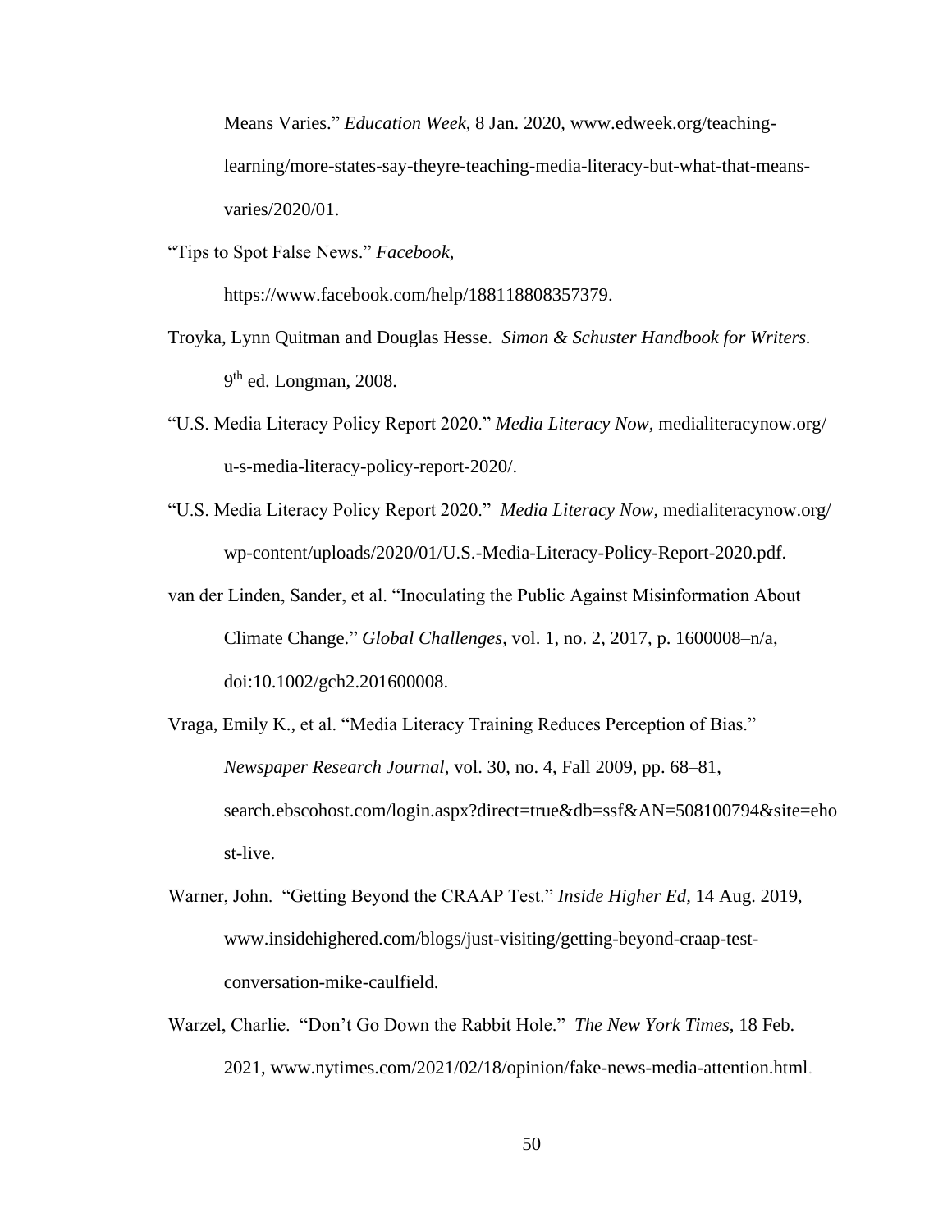Means Varies." *Education Week*, 8 Jan. 2020, www.edweek.org/teaching-learning/more-states-say-theyre-teaching-media-literacy-but-what-that-means-varies/2020/01.

"Tips to Spot False News." *Facebook*, https://www.facebook.com/help/188118808357379.

Troyka, Lynn Quitman and Douglas Hesse. *Simon & Schuster Handbook for Writers.* 9th ed. Longman, 2008.

"U.S. Media Literacy Policy Report 2020." *Media Literacy Now*, medialiteracynow.org/u-s-media-literacy-policy-report-2020/.

"U.S. Media Literacy Policy Report 2020." *Media Literacy Now*, medialiteracynow.org/wp-content/uploads/2020/01/U.S.-Media-Literacy-Policy-Report-2020.pdf.

van der Linden, Sander, et al. "Inoculating the Public Against Misinformation About Climate Change." *Global Challenges*, vol. 1, no. 2, 2017, p. 1600008–n/a, doi:10.1002/gch2.201600008.

Vraga, Emily K., et al. "Media Literacy Training Reduces Perception of Bias." *Newspaper Research Journal*, vol. 30, no. 4, Fall 2009, pp. 68–81, search.ebscohost.com/login.aspx?direct=true&db=ssf&AN=508100794&site=ehost-live.

Warner, John. "Getting Beyond the CRAAP Test." *Inside Higher Ed*, 14 Aug. 2019, www.insidehighered.com/blogs/just-visiting/getting-beyond-craap-test-conversation-mike-caulfield.

Warzel, Charlie. "Don't Go Down the Rabbit Hole." *The New York Times*, 18 Feb. 2021, www.nytimes.com/2021/02/18/opinion/fake-news-media-attention.html.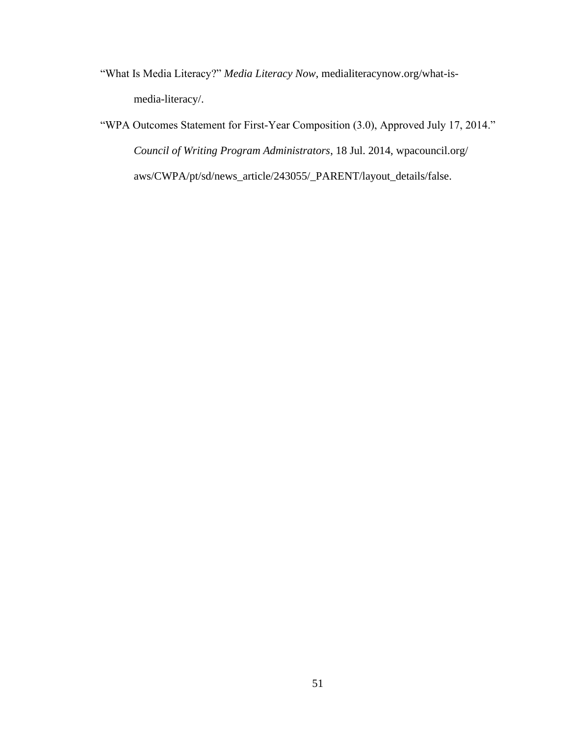“What Is Media Literacy?” *Media Literacy Now*, medialiteracynow.org/what-is-media-literacy/.

“WPA Outcomes Statement for First-Year Composition (3.0), Approved July 17, 2014.” *Council of Writing Program Administrators*, 18 Jul. 2014, wpacouncil.org/aws/CWPA/pt/sd/news_article/243055/_PARENT/layout_details/false.